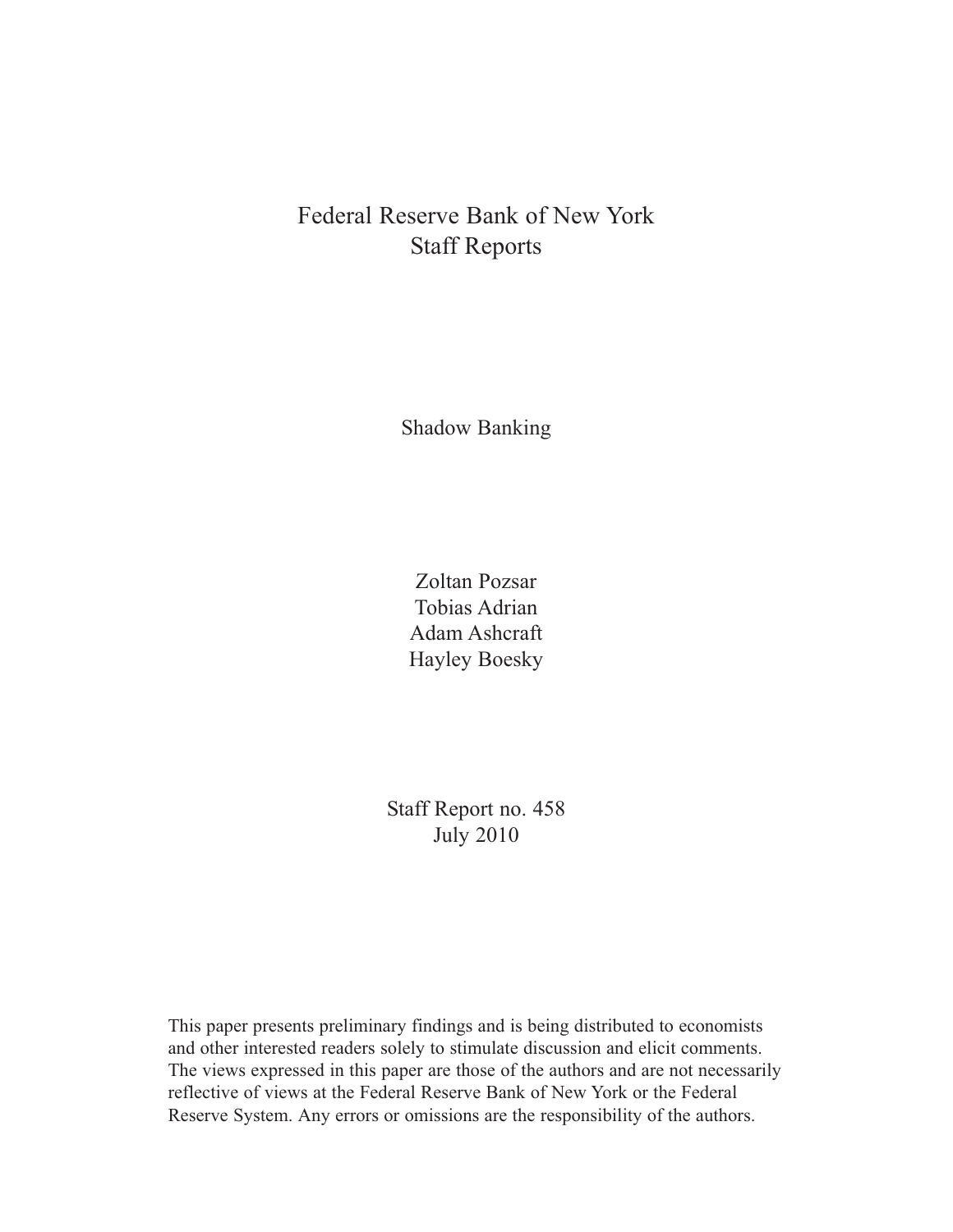Federal Reserve Bank of New York
Staff Reports

# Shadow Banking

Zoltan Pozsar
Tobias Adrian
Adam Ashcraft
Hayley Boesky

Staff Report no. 458
July 2010

This paper presents preliminary findings and is being distributed to economists and other interested readers solely to stimulate discussion and elicit comments. The views expressed in this paper are those of the authors and are not necessarily reflective of views at the Federal Reserve Bank of New York or the Federal Reserve System. Any errors or omissions are the responsibility of the authors.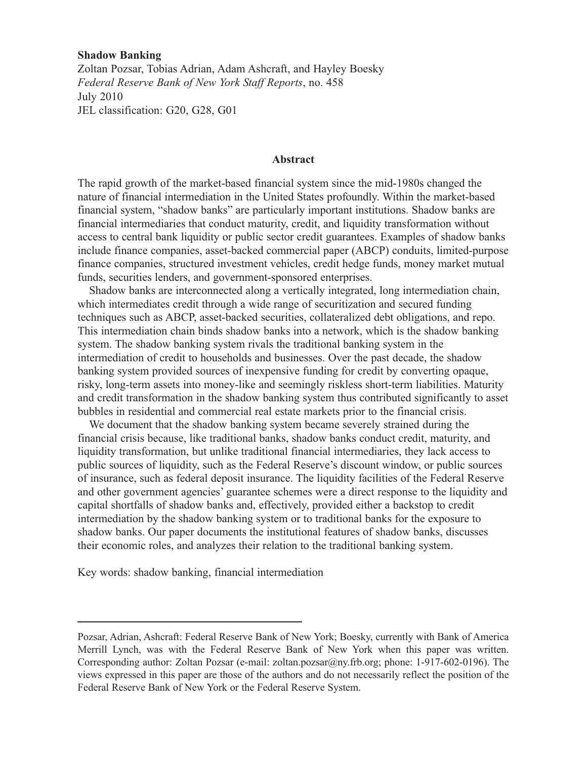**Shadow Banking**
Zoltan Pozsar, Tobias Adrian, Adam Ashcraft, and Hayley Boesky
*Federal Reserve Bank of New York Staff Reports*, no. 458
July 2010
JEL classification: G20, G28, G01

## Abstract

The rapid growth of the market-based financial system since the mid-1980s changed the nature of financial intermediation in the United States profoundly. Within the market-based financial system, "shadow banks" are particularly important institutions. Shadow banks are financial intermediaries that conduct maturity, credit, and liquidity transformation without access to central bank liquidity or public sector credit guarantees. Examples of shadow banks include finance companies, asset-backed commercial paper (ABCP) conduits, limited-purpose finance companies, structured investment vehicles, credit hedge funds, money market mutual funds, securities lenders, and government-sponsored enterprises.

Shadow banks are interconnected along a vertically integrated, long intermediation chain, which intermediates credit through a wide range of securitization and secured funding techniques such as ABCP, asset-backed securities, collateralized debt obligations, and repo. This intermediation chain binds shadow banks into a network, which is the shadow banking system. The shadow banking system rivals the traditional banking system in the intermediation of credit to households and businesses. Over the past decade, the shadow banking system provided sources of inexpensive funding for credit by converting opaque, risky, long-term assets into money-like and seemingly riskless short-term liabilities. Maturity and credit transformation in the shadow banking system thus contributed significantly to asset bubbles in residential and commercial real estate markets prior to the financial crisis.

We document that the shadow banking system became severely strained during the financial crisis because, like traditional banks, shadow banks conduct credit, maturity, and liquidity transformation, but unlike traditional financial intermediaries, they lack access to public sources of liquidity, such as the Federal Reserve's discount window, or public sources of insurance, such as federal deposit insurance. The liquidity facilities of the Federal Reserve and other government agencies' guarantee schemes were a direct response to the liquidity and capital shortfalls of shadow banks and, effectively, provided either a backstop to credit intermediation by the shadow banking system or to traditional banks for the exposure to shadow banks. Our paper documents the institutional features of shadow banks, discusses their economic roles, and analyzes their relation to the traditional banking system.

Key words: shadow banking, financial intermediation

---

Pozsar, Adrian, Ashcraft: Federal Reserve Bank of New York; Boesky, currently with Bank of America Merrill Lynch, was with the Federal Reserve Bank of New York when this paper was written. Corresponding author: Zoltan Pozsar (e-mail: zoltan.pozsar@ny.frb.org; phone: 1-917-602-0196). The views expressed in this paper are those of the authors and do not necessarily reflect the position of the Federal Reserve Bank of New York or the Federal Reserve System.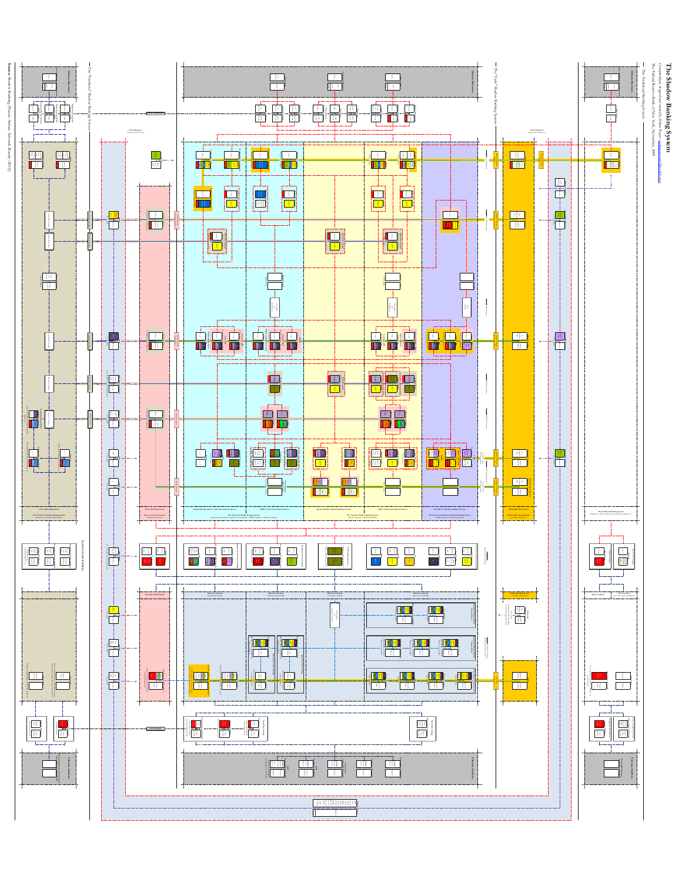# The Shadow Banking System

*Conceptualized, designed and created by Zoltan Pozsar*

The Federal Reserve Bank of New York, November, 2009

The Traditional Banking System

The "Cash" Shadow Banking System

The "Synthetic" Shadow Banking System

Source: Shadow Banking (Pozsar, Adrian, Ashcraft, Boesky (2010))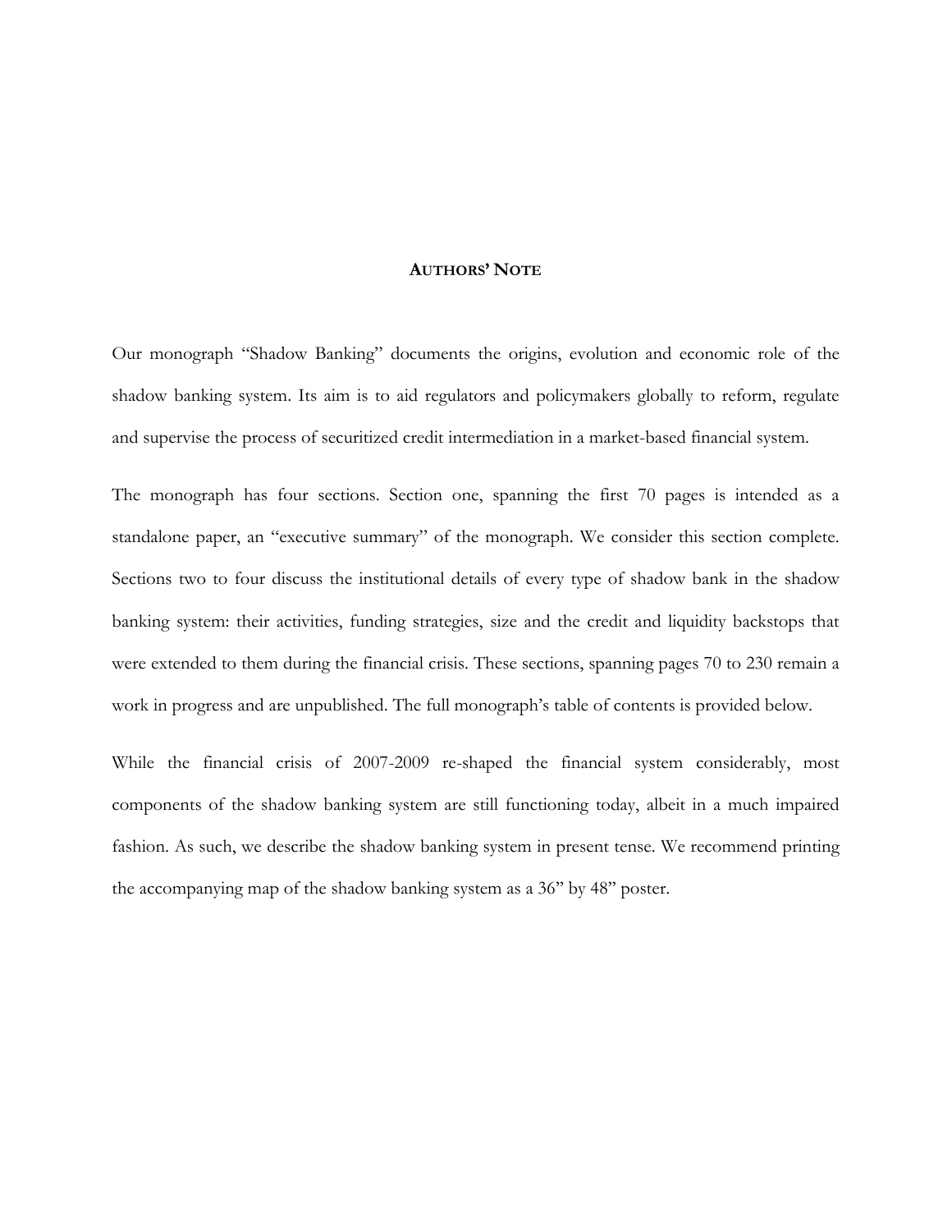## AUTHORS' NOTE

Our monograph "Shadow Banking" documents the origins, evolution and economic role of the shadow banking system. Its aim is to aid regulators and policymakers globally to reform, regulate and supervise the process of securitized credit intermediation in a market-based financial system.

The monograph has four sections. Section one, spanning the first 70 pages is intended as a standalone paper, an "executive summary" of the monograph. We consider this section complete. Sections two to four discuss the institutional details of every type of shadow bank in the shadow banking system: their activities, funding strategies, size and the credit and liquidity backstops that were extended to them during the financial crisis. These sections, spanning pages 70 to 230 remain a work in progress and are unpublished. The full monograph's table of contents is provided below.

While the financial crisis of 2007-2009 re-shaped the financial system considerably, most components of the shadow banking system are still functioning today, albeit in a much impaired fashion. As such, we describe the shadow banking system in present tense. We recommend printing the accompanying map of the shadow banking system as a 36" by 48" poster.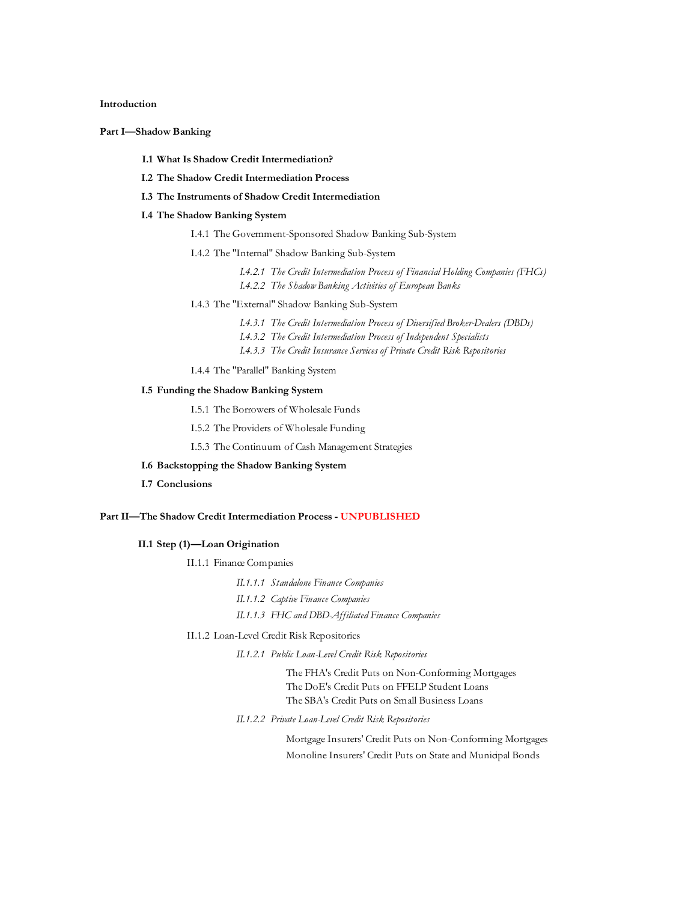**Introduction**

**Part I—Shadow Banking**

- **I.1 What Is Shadow Credit Intermediation?**
- **I.2 The Shadow Credit Intermediation Process**
- **I.3 The Instruments of Shadow Credit Intermediation**
- **I.4 The Shadow Banking System**
  - I.4.1 The Government-Sponsored Shadow Banking Sub-System
  - I.4.2 The "Internal" Shadow Banking Sub-System
    - *I.4.2.1 The Credit Intermediation Process of Financial Holding Companies (FHCs)*
    - *I.4.2.2 The Shadow Banking Activities of European Banks*
  - I.4.3 The "External" Shadow Banking Sub-System
    - *I.4.3.1 The Credit Intermediation Process of Diversified Broker-Dealers (DBDs)*
    - *I.4.3.2 The Credit Intermediation Process of Independent Specialists*
    - *I.4.3.3 The Credit Insurance Services of Private Credit Risk Repositories*
  - I.4.4 The "Parallel" Banking System
- **I.5 Funding the Shadow Banking System**
  - I.5.1 The Borrowers of Wholesale Funds
  - I.5.2 The Providers of Wholesale Funding
  - I.5.3 The Continuum of Cash Management Strategies
- **I.6 Backstopping the Shadow Banking System**
- **I.7 Conclusions**

**Part II—The Shadow Credit Intermediation Process - UNPUBLISHED**

- **II.1 Step (1)—Loan Origination**
  - II.1.1 Finance Companies
    - *II.1.1.1 Standalone Finance Companies*
    - *II.1.1.2 Captive Finance Companies*
    - *II.1.1.3 FHC and DBD-Affiliated Finance Companies*
  - II.1.2 Loan-Level Credit Risk Repositories
    - *II.1.2.1 Public Loan-Level Credit Risk Repositories*
      - The FHA's Credit Puts on Non-Conforming Mortgages
      - The DoE's Credit Puts on FFELP Student Loans
      - The SBA's Credit Puts on Small Business Loans
    - *II.1.2.2 Private Loan-Level Credit Risk Repositories*
      - Mortgage Insurers' Credit Puts on Non-Conforming Mortgages
      - Monoline Insurers' Credit Puts on State and Municipal Bonds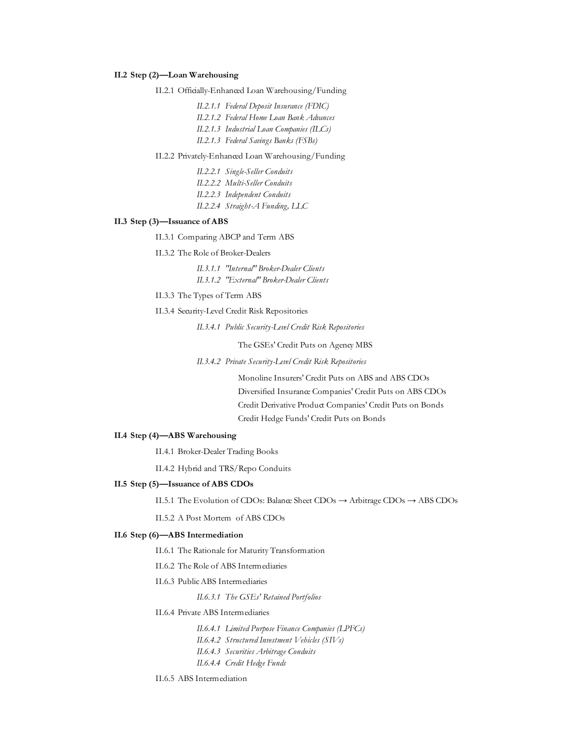**II.2 Step (2)—Loan Warehousing**

- II.2.1 Officially-Enhanced Loan Warehousing/Funding
  - *II.2.1.1 Federal Deposit Insurance (FDIC)*
  - *II.2.1.2 Federal Home Loan Bank Advances*
  - *II.2.1.3 Industrial Loan Companies (ILCs)*
  - *II.2.1.3 Federal Savings Banks (FSBs)*
- II.2.2 Privately-Enhanced Loan Warehousing/Funding
  - *II.2.2.1 Single-Seller Conduits*
  - *II.2.2.2 Multi-Seller Conduits*
  - *II.2.2.3 Independent Conduits*
  - *II.2.2.4 Straight-A Funding, LLC*

**II.3 Step (3)—Issuance of ABS**

- II.3.1 Comparing ABCP and Term ABS
- II.3.2 The Role of Broker-Dealers
  - *II.3.1.1 "Internal" Broker-Dealer Clients*
  - *II.3.1.2 "External" Broker-Dealer Clients*
- II.3.3 The Types of Term ABS
- II.3.4 Security-Level Credit Risk Repositories
  - *II.3.4.1 Public Security-Level Credit Risk Repositories*
    - The GSEs' Credit Puts on Agency MBS
  - *II.3.4.2 Private Security-Level Credit Risk Repositories*
    - Monoline Insurers' Credit Puts on ABS and ABS CDOs
    - Diversified Insurance Companies' Credit Puts on ABS CDOs
    - Credit Derivative Product Companies' Credit Puts on Bonds
    - Credit Hedge Funds' Credit Puts on Bonds

**II.4 Step (4)—ABS Warehousing**

- II.4.1 Broker-Dealer Trading Books
- II.4.2 Hybrid and TRS/Repo Conduits

**II.5 Step (5)—Issuance of ABS CDOs**

- II.5.1 The Evolution of CDOs: Balance Sheet CDOs → Arbitrage CDOs → ABS CDOs
- II.5.2 A Post Mortem of ABS CDOs

**II.6 Step (6)—ABS Intermediation**

- II.6.1 The Rationale for Maturity Transformation
- II.6.2 The Role of ABS Intermediaries
- II.6.3 Public ABS Intermediaries
  - *II.6.3.1 The GSEs' Retained Portfolios*
- II.6.4 Private ABS Intermediaries
  - *II.6.4.1 Limited Purpose Finance Companies (LPFCs)*
  - *II.6.4.2 Structured Investment Vehicles (SIVs)*
  - *II.6.4.3 Securities Arbitrage Conduits*
  - *II.6.4.4 Credit Hedge Funds*
- II.6.5 ABS Intermediation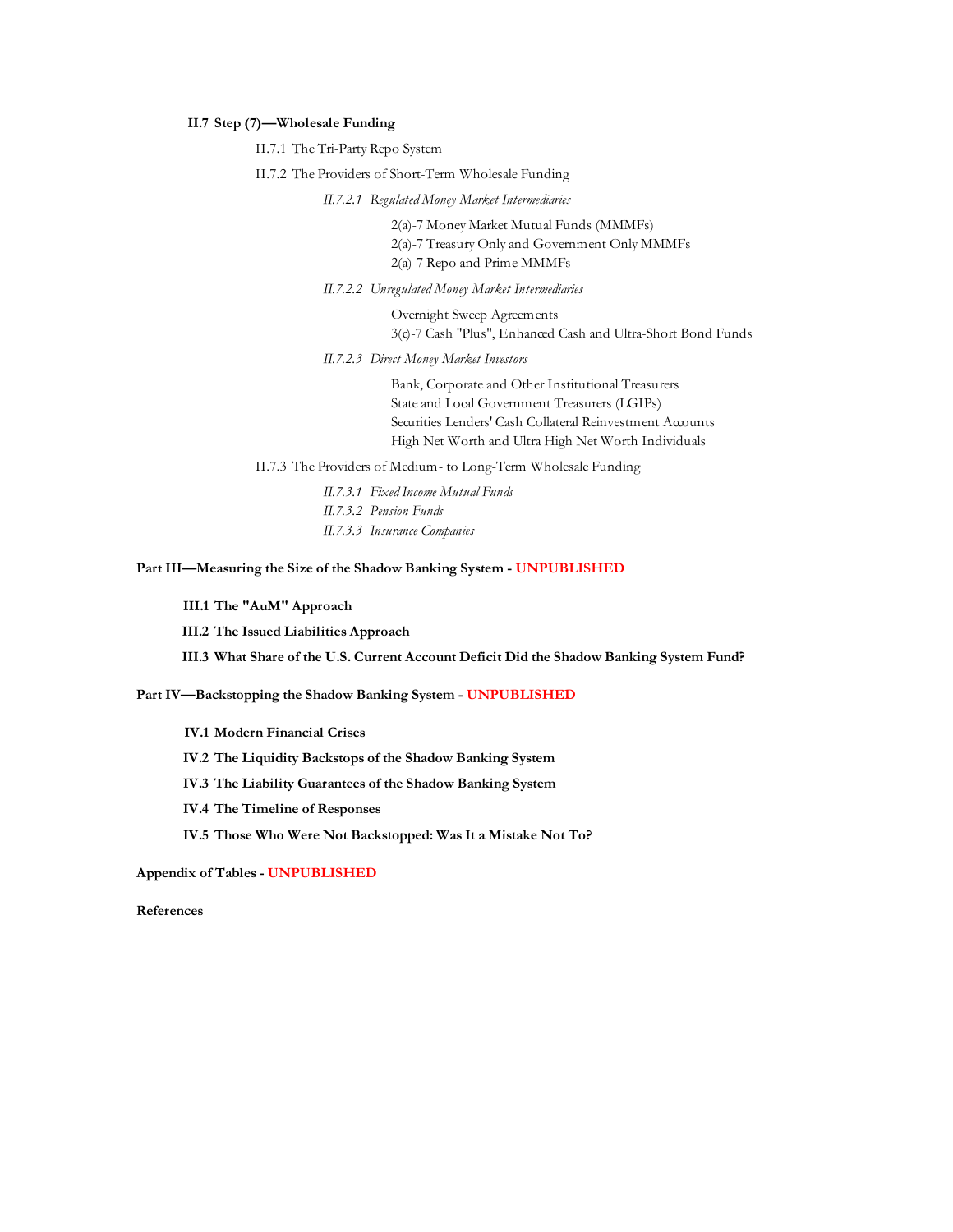**II.7 Step (7)—Wholesale Funding**

- II.7.1 The Tri-Party Repo System
- II.7.2 The Providers of Short-Term Wholesale Funding
  - *II.7.2.1 Regulated Money Market Intermediaries*
    - 2(a)-7 Money Market Mutual Funds (MMMFs)
    - 2(a)-7 Treasury Only and Government Only MMMFs
    - 2(a)-7 Repo and Prime MMMFs
  - *II.7.2.2 Unregulated Money Market Intermediaries*
    - Overnight Sweep Agreements
    - 3(c)-7 Cash "Plus", Enhanced Cash and Ultra-Short Bond Funds
  - *II.7.2.3 Direct Money Market Investors*
    - Bank, Corporate and Other Institutional Treasurers
    - State and Local Government Treasurers (LGIPs)
    - Securities Lenders' Cash Collateral Reinvestment Accounts
    - High Net Worth and Ultra High Net Worth Individuals
- II.7.3 The Providers of Medium- to Long-Term Wholesale Funding
  - *II.7.3.1 Fixed Income Mutual Funds*
  - *II.7.3.2 Pension Funds*
  - *II.7.3.3 Insurance Companies*

**Part III—Measuring the Size of the Shadow Banking System - UNPUBLISHED**

- **III.1 The "AuM" Approach**
- **III.2 The Issued Liabilities Approach**
- **III.3 What Share of the U.S. Current Account Deficit Did the Shadow Banking System Fund?**

**Part IV—Backstopping the Shadow Banking System - UNPUBLISHED**

- **IV.1 Modern Financial Crises**
- **IV.2 The Liquidity Backstops of the Shadow Banking System**
- **IV.3 The Liability Guarantees of the Shadow Banking System**
- **IV.4 The Timeline of Responses**
- **IV.5 Those Who Were Not Backstopped: Was It a Mistake Not To?**

**Appendix of Tables - UNPUBLISHED**

**References**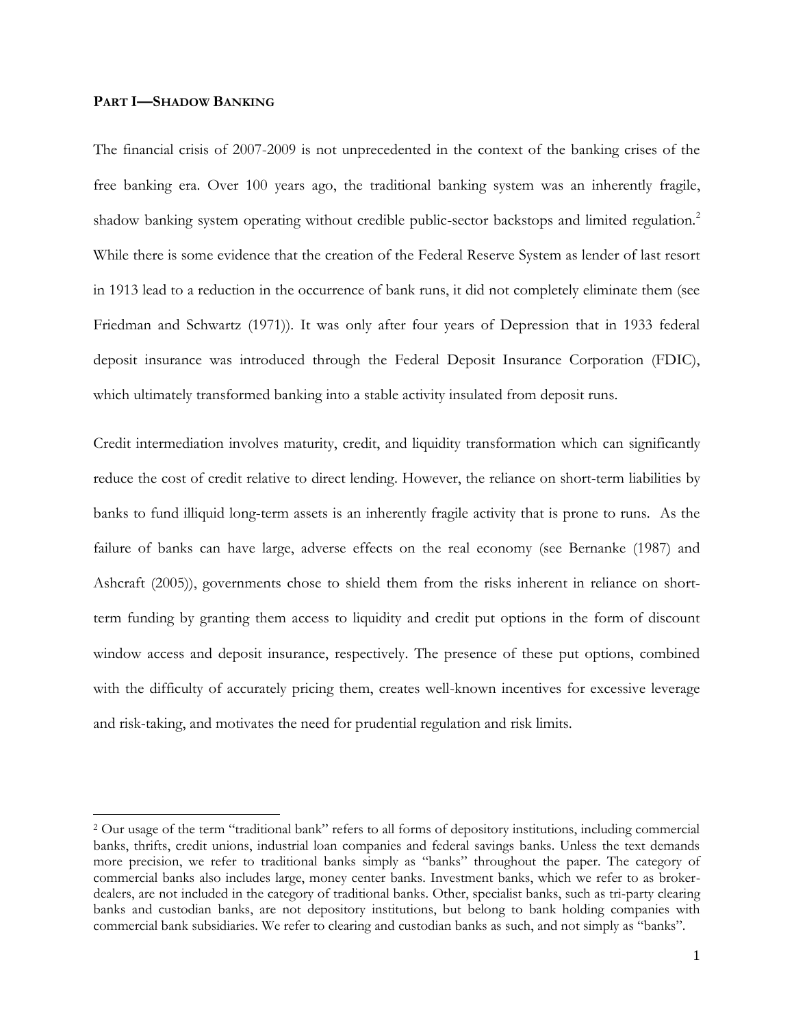## PART I—SHADOW BANKING

The financial crisis of 2007-2009 is not unprecedented in the context of the banking crises of the free banking era. Over 100 years ago, the traditional banking system was an inherently fragile, shadow banking system operating without credible public-sector backstops and limited regulation.[2] While there is some evidence that the creation of the Federal Reserve System as lender of last resort in 1913 lead to a reduction in the occurrence of bank runs, it did not completely eliminate them (see Friedman and Schwartz (1971)). It was only after four years of Depression that in 1933 federal deposit insurance was introduced through the Federal Deposit Insurance Corporation (FDIC), which ultimately transformed banking into a stable activity insulated from deposit runs.

Credit intermediation involves maturity, credit, and liquidity transformation which can significantly reduce the cost of credit relative to direct lending. However, the reliance on short-term liabilities by banks to fund illiquid long-term assets is an inherently fragile activity that is prone to runs. As the failure of banks can have large, adverse effects on the real economy (see Bernanke (1987) and Ashcraft (2005)), governments chose to shield them from the risks inherent in reliance on short-term funding by granting them access to liquidity and credit put options in the form of discount window access and deposit insurance, respectively. The presence of these put options, combined with the difficulty of accurately pricing them, creates well-known incentives for excessive leverage and risk-taking, and motivates the need for prudential regulation and risk limits.

---

[2] Our usage of the term "traditional bank" refers to all forms of depository institutions, including commercial banks, thrifts, credit unions, industrial loan companies and federal savings banks. Unless the text demands more precision, we refer to traditional banks simply as "banks" throughout the paper. The category of commercial banks also includes large, money center banks. Investment banks, which we refer to as broker-dealers, are not included in the category of traditional banks. Other, specialist banks, such as tri-party clearing banks and custodian banks, are not depository institutions, but belong to bank holding companies with commercial bank subsidiaries. We refer to clearing and custodian banks as such, and not simply as "banks".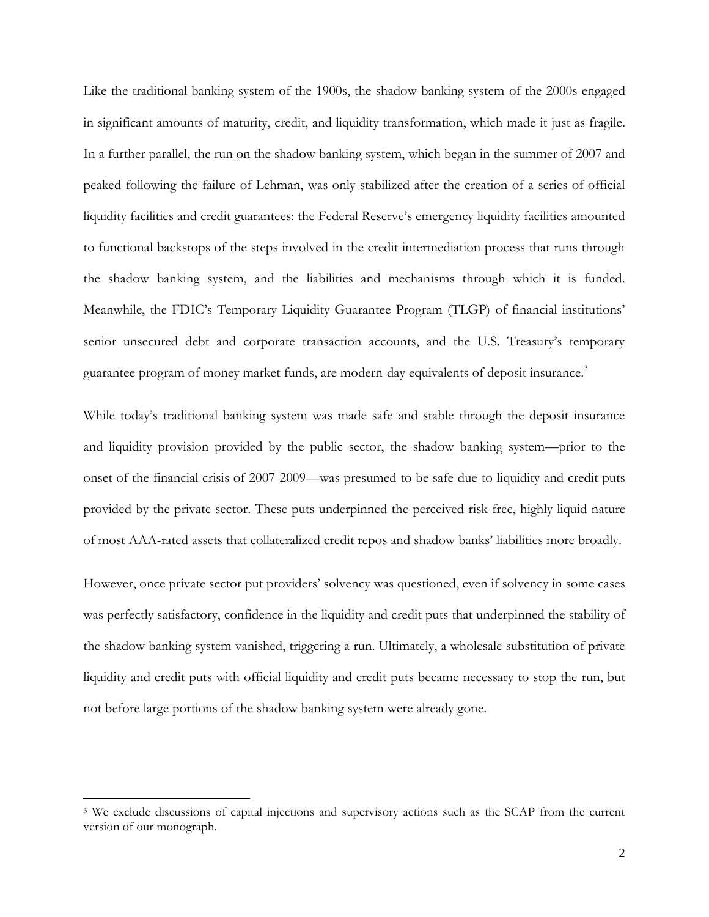Like the traditional banking system of the 1900s, the shadow banking system of the 2000s engaged in significant amounts of maturity, credit, and liquidity transformation, which made it just as fragile. In a further parallel, the run on the shadow banking system, which began in the summer of 2007 and peaked following the failure of Lehman, was only stabilized after the creation of a series of official liquidity facilities and credit guarantees: the Federal Reserve's emergency liquidity facilities amounted to functional backstops of the steps involved in the credit intermediation process that runs through the shadow banking system, and the liabilities and mechanisms through which it is funded. Meanwhile, the FDIC's Temporary Liquidity Guarantee Program (TLGP) of financial institutions' senior unsecured debt and corporate transaction accounts, and the U.S. Treasury's temporary guarantee program of money market funds, are modern-day equivalents of deposit insurance.[3]

While today's traditional banking system was made safe and stable through the deposit insurance and liquidity provision provided by the public sector, the shadow banking system—prior to the onset of the financial crisis of 2007-2009—was presumed to be safe due to liquidity and credit puts provided by the private sector. These puts underpinned the perceived risk-free, highly liquid nature of most AAA-rated assets that collateralized credit repos and shadow banks' liabilities more broadly.

However, once private sector put providers' solvency was questioned, even if solvency in some cases was perfectly satisfactory, confidence in the liquidity and credit puts that underpinned the stability of the shadow banking system vanished, triggering a run. Ultimately, a wholesale substitution of private liquidity and credit puts with official liquidity and credit puts became necessary to stop the run, but not before large portions of the shadow banking system were already gone.

[3] We exclude discussions of capital injections and supervisory actions such as the SCAP from the current version of our monograph.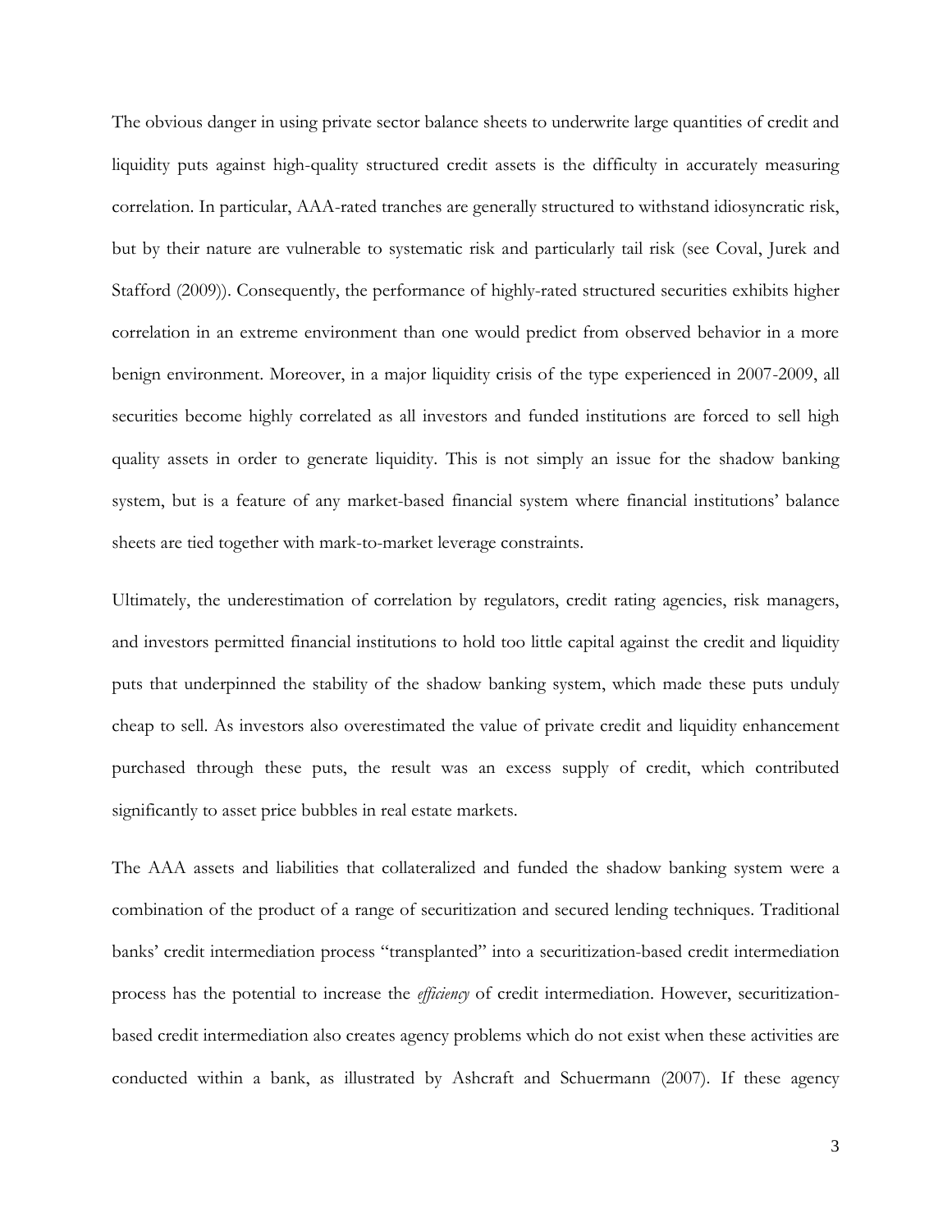The obvious danger in using private sector balance sheets to underwrite large quantities of credit and liquidity puts against high-quality structured credit assets is the difficulty in accurately measuring correlation. In particular, AAA-rated tranches are generally structured to withstand idiosyncratic risk, but by their nature are vulnerable to systematic risk and particularly tail risk (see Coval, Jurek and Stafford (2009)). Consequently, the performance of highly-rated structured securities exhibits higher correlation in an extreme environment than one would predict from observed behavior in a more benign environment. Moreover, in a major liquidity crisis of the type experienced in 2007-2009, all securities become highly correlated as all investors and funded institutions are forced to sell high quality assets in order to generate liquidity. This is not simply an issue for the shadow banking system, but is a feature of any market-based financial system where financial institutions' balance sheets are tied together with mark-to-market leverage constraints.

Ultimately, the underestimation of correlation by regulators, credit rating agencies, risk managers, and investors permitted financial institutions to hold too little capital against the credit and liquidity puts that underpinned the stability of the shadow banking system, which made these puts unduly cheap to sell. As investors also overestimated the value of private credit and liquidity enhancement purchased through these puts, the result was an excess supply of credit, which contributed significantly to asset price bubbles in real estate markets.

The AAA assets and liabilities that collateralized and funded the shadow banking system were a combination of the product of a range of securitization and secured lending techniques. Traditional banks' credit intermediation process "transplanted" into a securitization-based credit intermediation process has the potential to increase the *efficiency* of credit intermediation. However, securitization-based credit intermediation also creates agency problems which do not exist when these activities are conducted within a bank, as illustrated by Ashcraft and Schuermann (2007). If these agency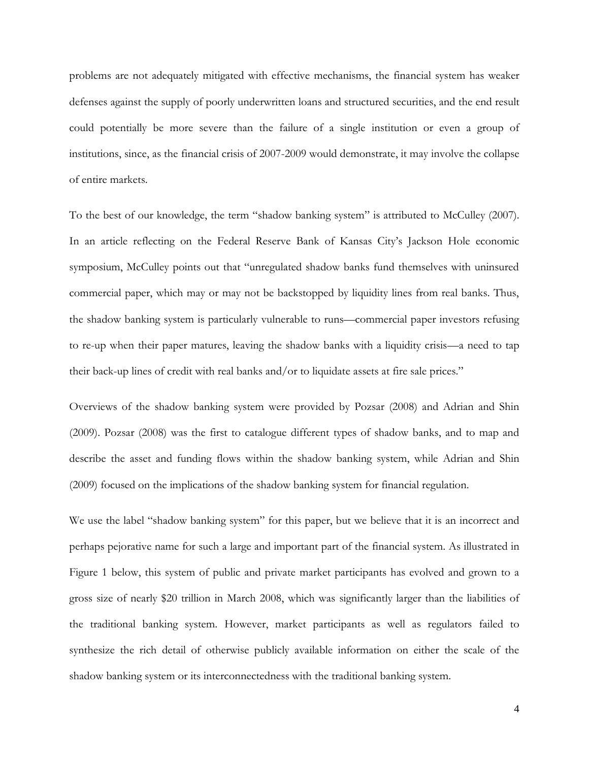problems are not adequately mitigated with effective mechanisms, the financial system has weaker defenses against the supply of poorly underwritten loans and structured securities, and the end result could potentially be more severe than the failure of a single institution or even a group of institutions, since, as the financial crisis of 2007-2009 would demonstrate, it may involve the collapse of entire markets.

To the best of our knowledge, the term "shadow banking system" is attributed to McCulley (2007). In an article reflecting on the Federal Reserve Bank of Kansas City's Jackson Hole economic symposium, McCulley points out that "unregulated shadow banks fund themselves with uninsured commercial paper, which may or may not be backstopped by liquidity lines from real banks. Thus, the shadow banking system is particularly vulnerable to runs—commercial paper investors refusing to re-up when their paper matures, leaving the shadow banks with a liquidity crisis—a need to tap their back-up lines of credit with real banks and/or to liquidate assets at fire sale prices."

Overviews of the shadow banking system were provided by Pozsar (2008) and Adrian and Shin (2009). Pozsar (2008) was the first to catalogue different types of shadow banks, and to map and describe the asset and funding flows within the shadow banking system, while Adrian and Shin (2009) focused on the implications of the shadow banking system for financial regulation.

We use the label "shadow banking system" for this paper, but we believe that it is an incorrect and perhaps pejorative name for such a large and important part of the financial system. As illustrated in Figure 1 below, this system of public and private market participants has evolved and grown to a gross size of nearly $20 trillion in March 2008, which was significantly larger than the liabilities of the traditional banking system. However, market participants as well as regulators failed to synthesize the rich detail of otherwise publicly available information on either the scale of the shadow banking system or its interconnectedness with the traditional banking system.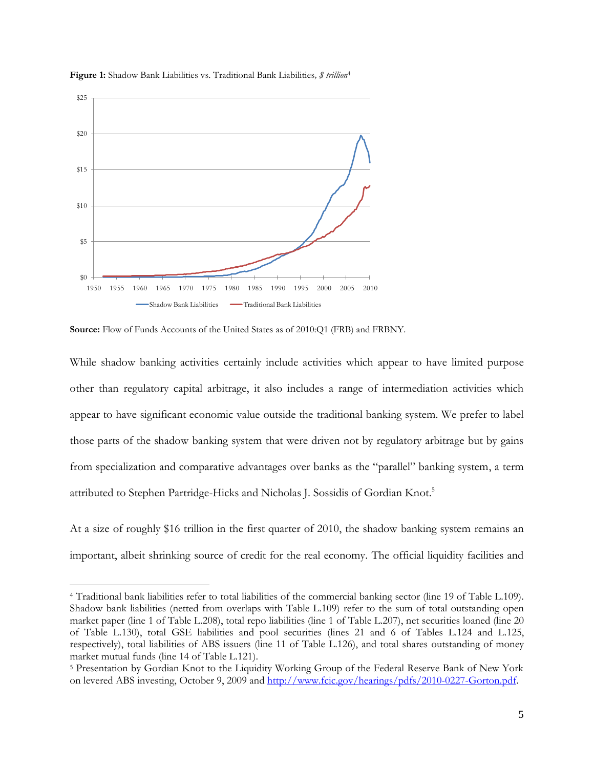**Figure 1:** Shadow Bank Liabilities vs. Traditional Bank Liabilities, *$ trillion*[4]

**Source:** Flow of Funds Accounts of the United States as of 2010:Q1 (FRB) and FRBNY.

While shadow banking activities certainly include activities which appear to have limited purpose other than regulatory capital arbitrage, it also includes a range of intermediation activities which appear to have significant economic value outside the traditional banking system. We prefer to label those parts of the shadow banking system that were driven not by regulatory arbitrage but by gains from specialization and comparative advantages over banks as the "parallel" banking system, a term attributed to Stephen Partridge-Hicks and Nicholas J. Sossidis of Gordian Knot.[5]

At a size of roughly $16 trillion in the first quarter of 2010, the shadow banking system remains an important, albeit shrinking source of credit for the real economy. The official liquidity facilities and

---

[4] Traditional bank liabilities refer to total liabilities of the commercial banking sector (line 19 of Table L.109). Shadow bank liabilities (netted from overlaps with Table L.109) refer to the sum of total outstanding open market paper (line 1 of Table L.208), total repo liabilities (line 1 of Table L.207), net securities loaned (line 20 of Table L.130), total GSE liabilities and pool securities (lines 21 and 6 of Tables L.124 and L.125, respectively), total liabilities of ABS issuers (line 11 of Table L.126), and total shares outstanding of money market mutual funds (line 14 of Table L.121).

[5] Presentation by Gordian Knot to the Liquidity Working Group of the Federal Reserve Bank of New York on levered ABS investing, October 9, 2009 and http://www.fcic.gov/hearings/pdfs/2010-0227-Gorton.pdf.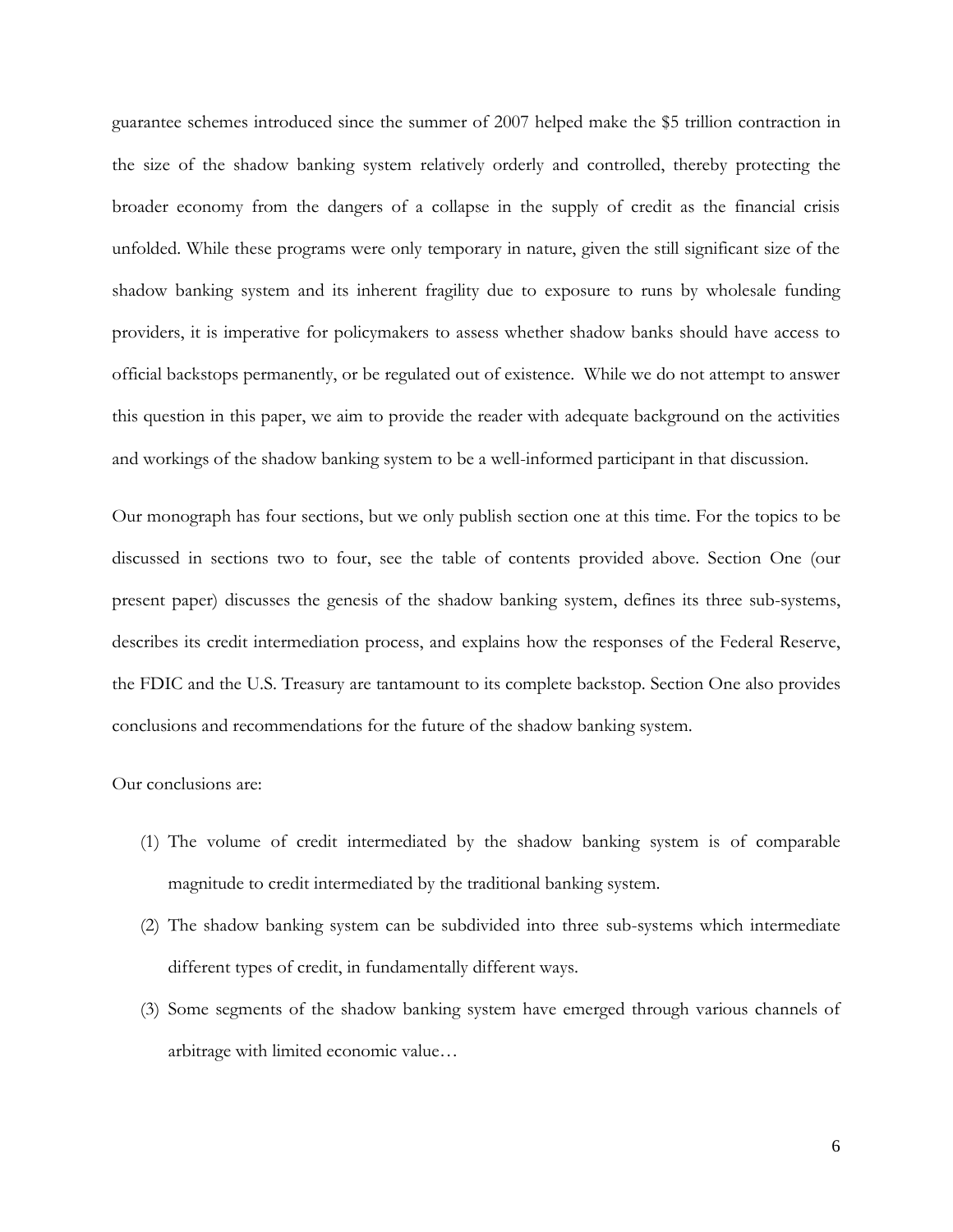guarantee schemes introduced since the summer of 2007 helped make the $5 trillion contraction in the size of the shadow banking system relatively orderly and controlled, thereby protecting the broader economy from the dangers of a collapse in the supply of credit as the financial crisis unfolded. While these programs were only temporary in nature, given the still significant size of the shadow banking system and its inherent fragility due to exposure to runs by wholesale funding providers, it is imperative for policymakers to assess whether shadow banks should have access to official backstops permanently, or be regulated out of existence. While we do not attempt to answer this question in this paper, we aim to provide the reader with adequate background on the activities and workings of the shadow banking system to be a well-informed participant in that discussion.

Our monograph has four sections, but we only publish section one at this time. For the topics to be discussed in sections two to four, see the table of contents provided above. Section One (our present paper) discusses the genesis of the shadow banking system, defines its three sub-systems, describes its credit intermediation process, and explains how the responses of the Federal Reserve, the FDIC and the U.S. Treasury are tantamount to its complete backstop. Section One also provides conclusions and recommendations for the future of the shadow banking system.

Our conclusions are:

(1) The volume of credit intermediated by the shadow banking system is of comparable magnitude to credit intermediated by the traditional banking system.

(2) The shadow banking system can be subdivided into three sub-systems which intermediate different types of credit, in fundamentally different ways.

(3) Some segments of the shadow banking system have emerged through various channels of arbitrage with limited economic value…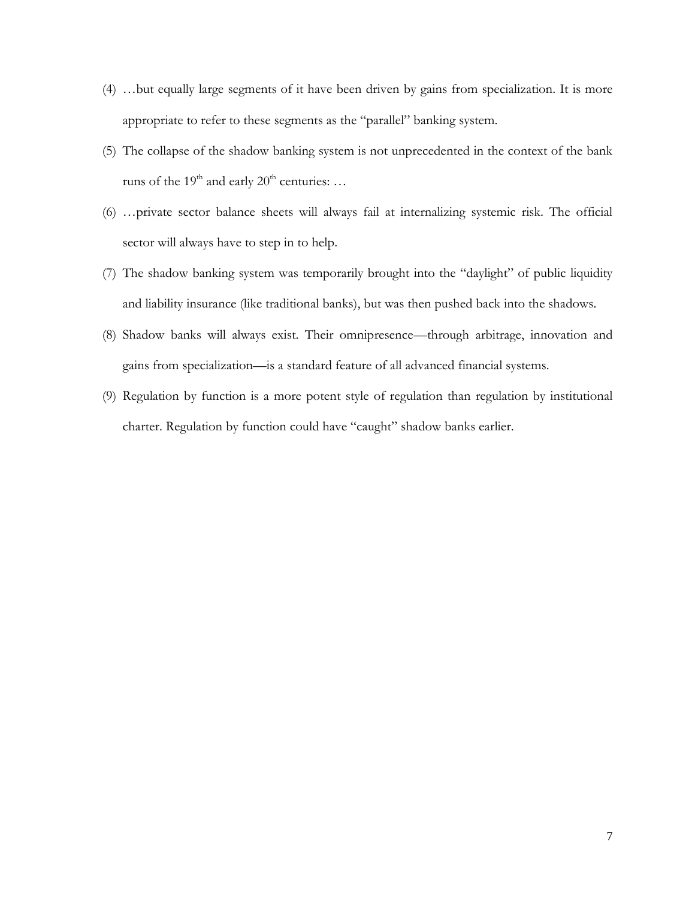(4) …but equally large segments of it have been driven by gains from specialization. It is more appropriate to refer to these segments as the "parallel" banking system.

(5) The collapse of the shadow banking system is not unprecedented in the context of the bank runs of the 19th and early 20th centuries: …

(6) …private sector balance sheets will always fail at internalizing systemic risk. The official sector will always have to step in to help.

(7) The shadow banking system was temporarily brought into the "daylight" of public liquidity and liability insurance (like traditional banks), but was then pushed back into the shadows.

(8) Shadow banks will always exist. Their omnipresence—through arbitrage, innovation and gains from specialization—is a standard feature of all advanced financial systems.

(9) Regulation by function is a more potent style of regulation than regulation by institutional charter. Regulation by function could have "caught" shadow banks earlier.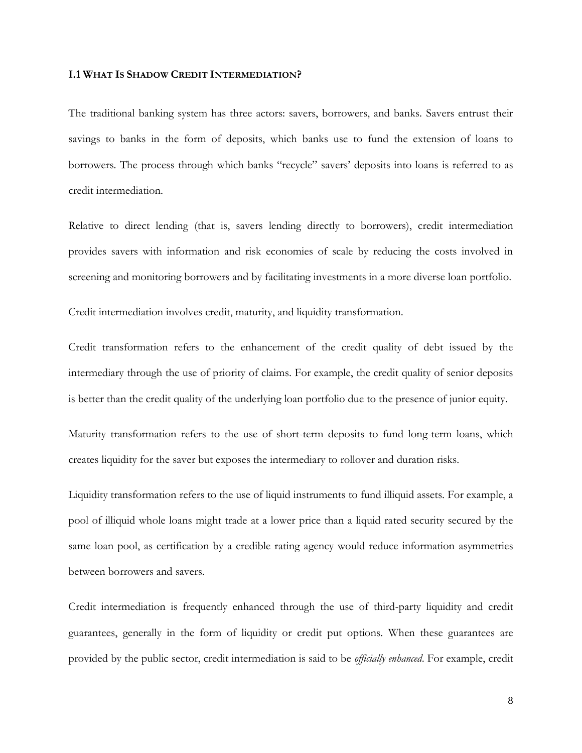### I.1 What Is Shadow Credit Intermediation?

The traditional banking system has three actors: savers, borrowers, and banks. Savers entrust their savings to banks in the form of deposits, which banks use to fund the extension of loans to borrowers. The process through which banks "recycle" savers' deposits into loans is referred to as credit intermediation.

Relative to direct lending (that is, savers lending directly to borrowers), credit intermediation provides savers with information and risk economies of scale by reducing the costs involved in screening and monitoring borrowers and by facilitating investments in a more diverse loan portfolio.

Credit intermediation involves credit, maturity, and liquidity transformation.

Credit transformation refers to the enhancement of the credit quality of debt issued by the intermediary through the use of priority of claims. For example, the credit quality of senior deposits is better than the credit quality of the underlying loan portfolio due to the presence of junior equity.

Maturity transformation refers to the use of short-term deposits to fund long-term loans, which creates liquidity for the saver but exposes the intermediary to rollover and duration risks.

Liquidity transformation refers to the use of liquid instruments to fund illiquid assets. For example, a pool of illiquid whole loans might trade at a lower price than a liquid rated security secured by the same loan pool, as certification by a credible rating agency would reduce information asymmetries between borrowers and savers.

Credit intermediation is frequently enhanced through the use of third-party liquidity and credit guarantees, generally in the form of liquidity or credit put options. When these guarantees are provided by the public sector, credit intermediation is said to be *officially enhanced*. For example, credit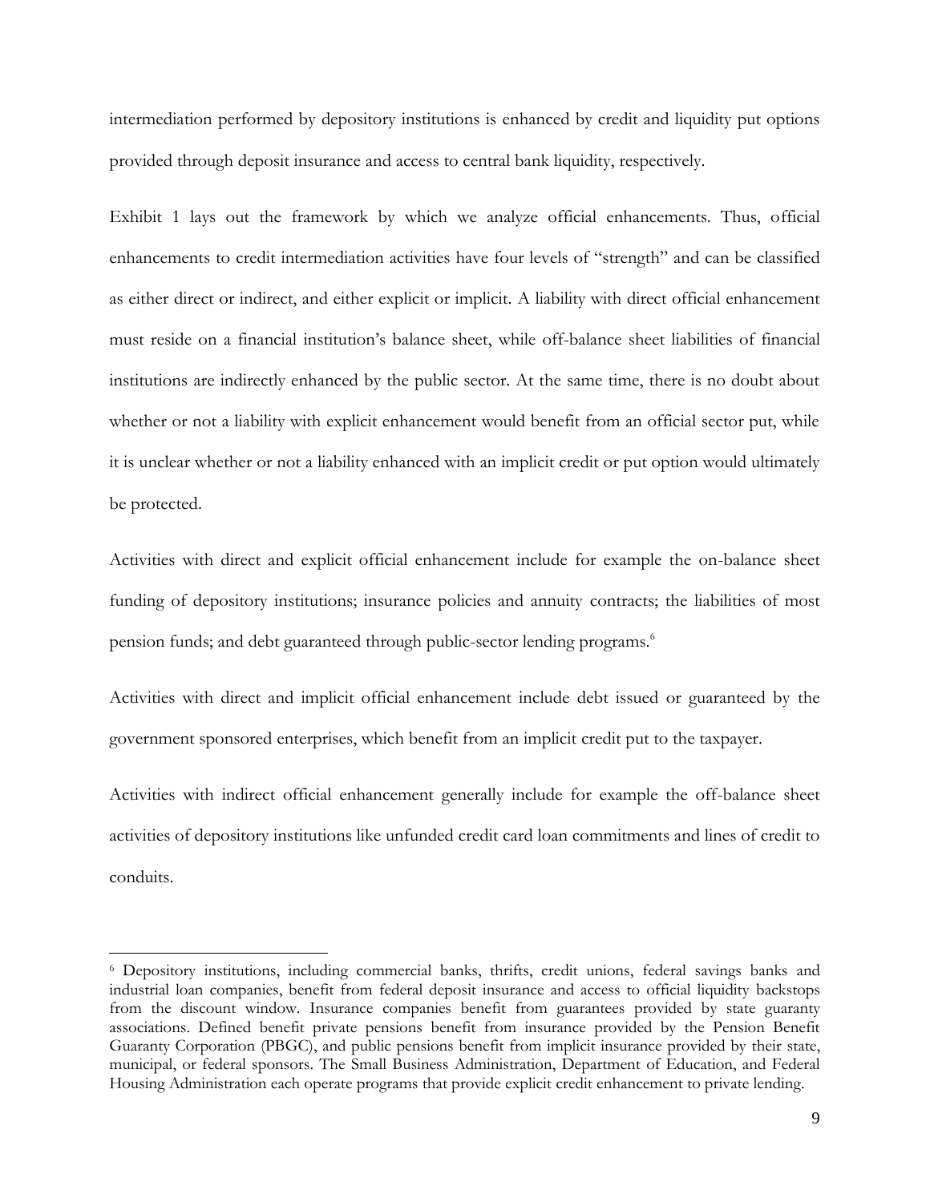intermediation performed by depository institutions is enhanced by credit and liquidity put options provided through deposit insurance and access to central bank liquidity, respectively.

Exhibit 1 lays out the framework by which we analyze official enhancements. Thus, official enhancements to credit intermediation activities have four levels of "strength" and can be classified as either direct or indirect, and either explicit or implicit. A liability with direct official enhancement must reside on a financial institution's balance sheet, while off-balance sheet liabilities of financial institutions are indirectly enhanced by the public sector. At the same time, there is no doubt about whether or not a liability with explicit enhancement would benefit from an official sector put, while it is unclear whether or not a liability enhanced with an implicit credit or put option would ultimately be protected.

Activities with direct and explicit official enhancement include for example the on-balance sheet funding of depository institutions; insurance policies and annuity contracts; the liabilities of most pension funds; and debt guaranteed through public-sector lending programs.[6]

Activities with direct and implicit official enhancement include debt issued or guaranteed by the government sponsored enterprises, which benefit from an implicit credit put to the taxpayer.

Activities with indirect official enhancement generally include for example the off-balance sheet activities of depository institutions like unfunded credit card loan commitments and lines of credit to conduits.

---

[6] Depository institutions, including commercial banks, thrifts, credit unions, federal savings banks and industrial loan companies, benefit from federal deposit insurance and access to official liquidity backstops from the discount window. Insurance companies benefit from guarantees provided by state guaranty associations. Defined benefit private pensions benefit from insurance provided by the Pension Benefit Guaranty Corporation (PBGC), and public pensions benefit from implicit insurance provided by their state, municipal, or federal sponsors. The Small Business Administration, Department of Education, and Federal Housing Administration each operate programs that provide explicit credit enhancement to private lending.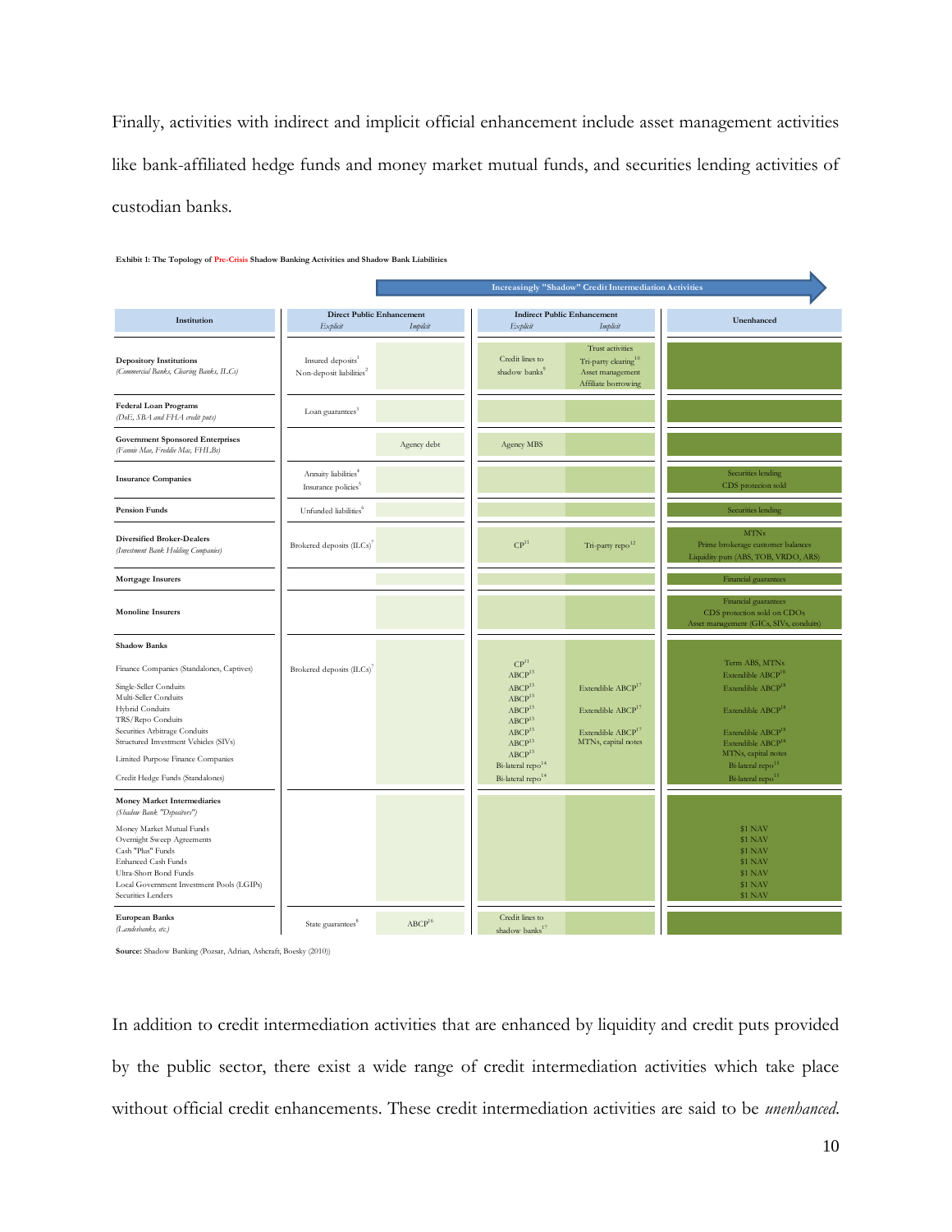Finally, activities with indirect and implicit official enhancement include asset management activities like bank-affiliated hedge funds and money market mutual funds, and securities lending activities of custodian banks.

**Exhibit 1: The Topology of Pre-Crisis Shadow Banking Activities and Shadow Bank Liabilities**

Increasingly "Shadow" Credit Intermediation Activities →

| Institution | Direct Public Enhancement: *Explicit* | Direct Public Enhancement: *Implicit* | Indirect Public Enhancement: *Explicit* | Indirect Public Enhancement: *Implicit* | Unenhanced |
|---|---|---|---|---|---|
| **Depository Institutions** *(Commercial Banks, Clearing Banks, ILCs)* | Insured deposits[1]<br>Non-deposit liabilities[2] | | Credit lines to shadow banks[9] | Trust activities<br>Tri-party clearing[10]<br>Asset management<br>Affiliate borrowing | |
| **Federal Loan Programs** *(DoE, SBA and FHA credit puts)* | Loan guarantees[3] | | | | |
| **Government Sponsored Enterprises** *(Fannie Mae, Freddie Mac, FHLBs)* | | Agency debt | Agency MBS | | |
| **Insurance Companies** | Annuity liabilities[4]<br>Insurance policies[5] | | | | Securities lending<br>CDS protecion sold |
| **Pension Funds** | Unfunded liabilities[6] | | | | Securities lending |
| **Diversified Broker-Dealers** *(Investment Bank Holding Companies)* | Brokered deposits (ILCs)[7] | | CP[11] | Tri-party repo[12] | MTNs<br>Prime brokerage customer balances<br>Liquidity puts (ABS, TOB, VRDO, ARS) |
| **Mortgage Insurers** | | | | | Financial guarantees |
| **Monoline Insurers** | | | | | Financial guarantees<br>CDS protection sold on CDOs<br>Asset management (GICs, SIVs, conduits) |
| **Shadow Banks** | | | | | |
| Finance Companies (Standalones, Captives) | Brokered deposits (ILCs)[7] | | CP[11]<br>ABCP[13] | | Term ABS, MTNs<br>Extendible ABCP[18] |
| Single-Seller Conduits | | | ABCP[13] | Extendible ABCP[17] | Extendible ABCP[18] |
| Multi-Seller Conduits | | | ABCP[13] | | |
| Hybrid Conduits | | | ABCP[13] | Extendible ABCP[17] | Extendible ABCP[18] |
| TRS/Repo Conduits | | | ABCP[13] | | |
| Securities Arbitrage Conduits | | | ABCP[13] | Extendible ABCP[17] | Extendible ABCP[18] |
| Structured Investment Vehicles (SIVs) | | | ABCP[13] | MTNs, capital notes | Extendible ABCP[18]<br>MTNs, capital notes |
| Limited Purpose Finance Companies | | | ABCP[13]<br>Bi-lateral repo[14] | | Bi-lateral repo[15] |
| Credit Hedge Funds (Standalones) | | | Bi-lateral repo[14] | | Bi-lateral repo[15] |
| **Money Market Intermediaries** *(Shadow Bank "Depositors")* | | | | | |
| Money Market Mutual Funds | | | | | $1 NAV |
| Overnight Sweep Agreements | | | | | $1 NAV |
| Cash "Plus" Funds | | | | | $1 NAV |
| Enhanced Cash Funds | | | | | $1 NAV |
| Ultra-Short Bond Funds | | | | | $1 NAV |
| Local Government Investment Pools (LGIPs) | | | | | $1 NAV |
| Securities Lenders | | | | | $1 NAV |
| **European Banks** *(Landesbanks, etc.)* | State guarantees[8] | ABCP[16] | Credit lines to shadow banks[17] | | |

**Source:** Shadow Banking (Pozsar, Adrian, Ashcraft, Boesky (2010))

In addition to credit intermediation activities that are enhanced by liquidity and credit puts provided by the public sector, there exist a wide range of credit intermediation activities which take place without official credit enhancements. These credit intermediation activities are said to be *unenhanced*.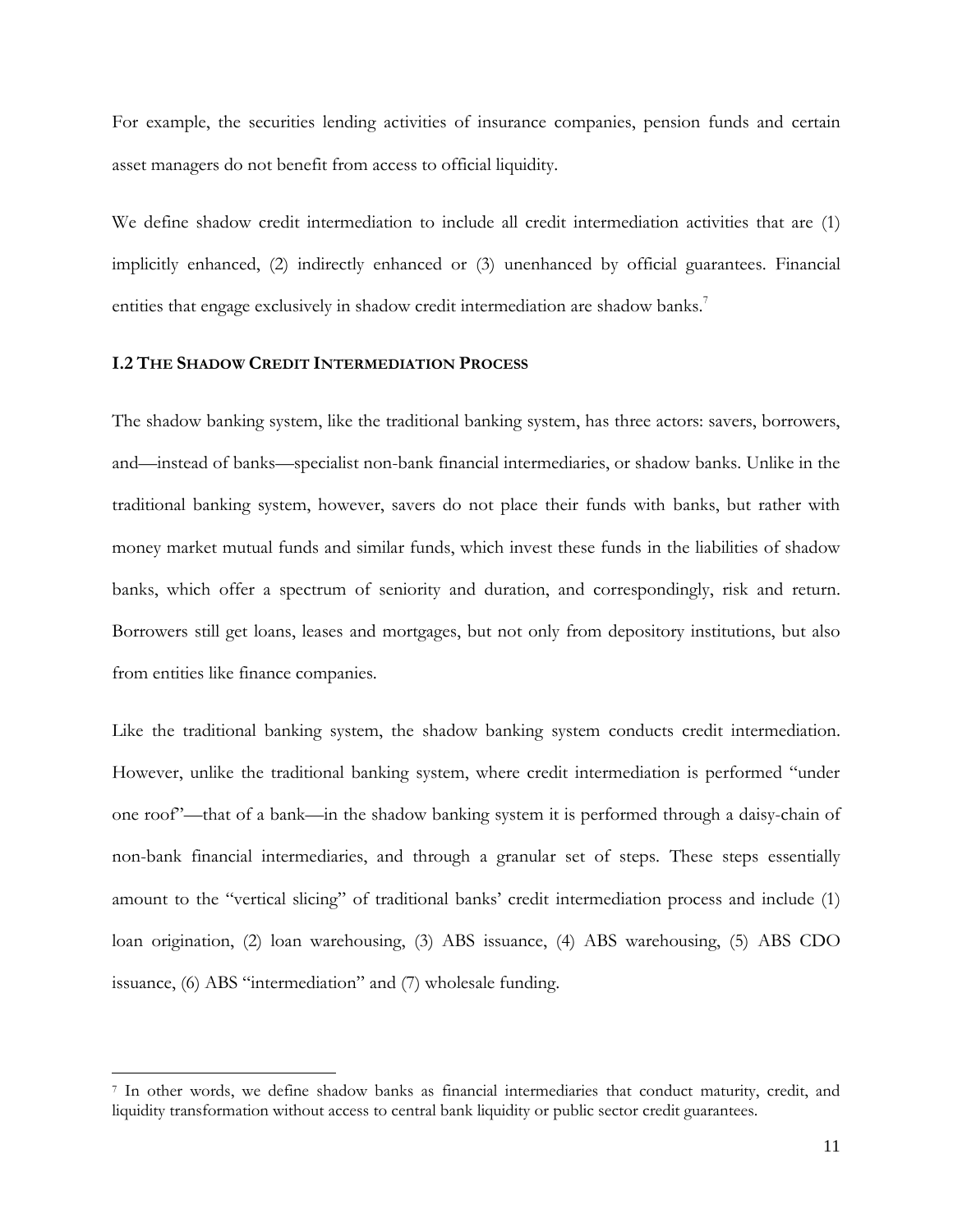For example, the securities lending activities of insurance companies, pension funds and certain asset managers do not benefit from access to official liquidity.

We define shadow credit intermediation to include all credit intermediation activities that are (1) implicitly enhanced, (2) indirectly enhanced or (3) unenhanced by official guarantees. Financial entities that engage exclusively in shadow credit intermediation are shadow banks.[7]

### I.2 The Shadow Credit Intermediation Process

The shadow banking system, like the traditional banking system, has three actors: savers, borrowers, and—instead of banks—specialist non-bank financial intermediaries, or shadow banks. Unlike in the traditional banking system, however, savers do not place their funds with banks, but rather with money market mutual funds and similar funds, which invest these funds in the liabilities of shadow banks, which offer a spectrum of seniority and duration, and correspondingly, risk and return. Borrowers still get loans, leases and mortgages, but not only from depository institutions, but also from entities like finance companies.

Like the traditional banking system, the shadow banking system conducts credit intermediation. However, unlike the traditional banking system, where credit intermediation is performed "under one roof"—that of a bank—in the shadow banking system it is performed through a daisy-chain of non-bank financial intermediaries, and through a granular set of steps. These steps essentially amount to the "vertical slicing" of traditional banks' credit intermediation process and include (1) loan origination, (2) loan warehousing, (3) ABS issuance, (4) ABS warehousing, (5) ABS CDO issuance, (6) ABS "intermediation" and (7) wholesale funding.

[7] In other words, we define shadow banks as financial intermediaries that conduct maturity, credit, and liquidity transformation without access to central bank liquidity or public sector credit guarantees.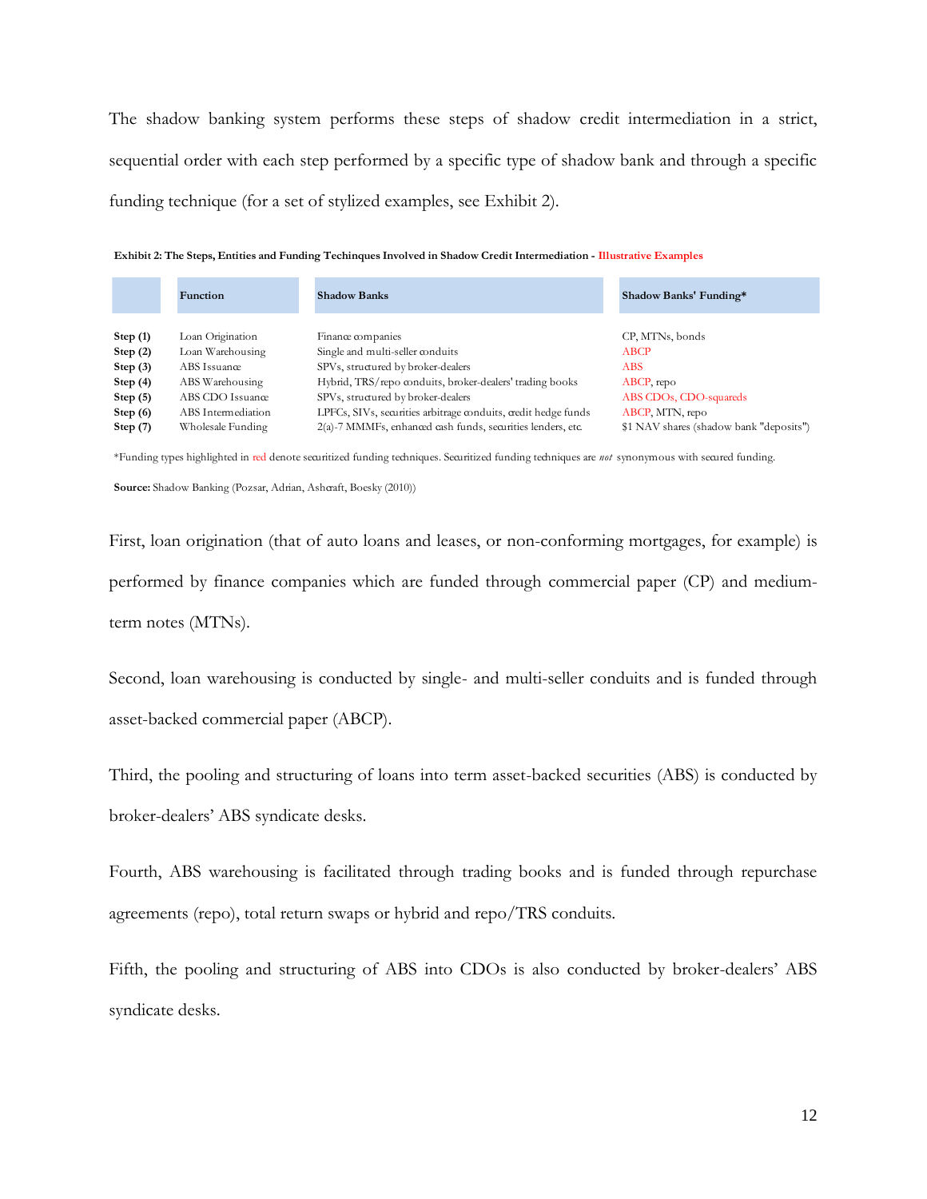The shadow banking system performs these steps of shadow credit intermediation in a strict, sequential order with each step performed by a specific type of shadow bank and through a specific funding technique (for a set of stylized examples, see Exhibit 2).

**Exhibit 2: The Steps, Entities and Funding Techinques Involved in Shadow Credit Intermediation - Illustrative Examples**

| | Function | Shadow Banks | Shadow Banks' Funding* |
|---|---|---|---|
| **Step (1)** | Loan Origination | Finance companies | CP, MTNs, bonds |
| **Step (2)** | Loan Warehousing | Single and multi-seller conduits | ABCP |
| **Step (3)** | ABS Issuance | SPVs, structured by broker-dealers | ABS |
| **Step (4)** | ABS Warehousing | Hybrid, TRS/repo conduits, broker-dealers' trading books | ABCP, repo |
| **Step (5)** | ABS CDO Issuance | SPVs, structured by broker-dealers | ABS CDOs, CDO-squareds |
| **Step (6)** | ABS Intermediation | LPFCs, SIVs, securities arbitrage conduits, credit hedge funds | ABCP, MTN, repo |
| **Step (7)** | Wholesale Funding | 2(a)-7 MMMFs, enhanced cash funds, securities lenders, etc. | $1 NAV shares (shadow bank "deposits") |

*Funding types highlighted in red denote securitized funding techniques. Securitized funding techniques are *not* synonymous with secured funding.

**Source:** Shadow Banking (Pozsar, Adrian, Ashcraft, Boesky (2010))

First, loan origination (that of auto loans and leases, or non-conforming mortgages, for example) is performed by finance companies which are funded through commercial paper (CP) and medium-term notes (MTNs).

Second, loan warehousing is conducted by single- and multi-seller conduits and is funded through asset-backed commercial paper (ABCP).

Third, the pooling and structuring of loans into term asset-backed securities (ABS) is conducted by broker-dealers' ABS syndicate desks.

Fourth, ABS warehousing is facilitated through trading books and is funded through repurchase agreements (repo), total return swaps or hybrid and repo/TRS conduits.

Fifth, the pooling and structuring of ABS into CDOs is also conducted by broker-dealers' ABS syndicate desks.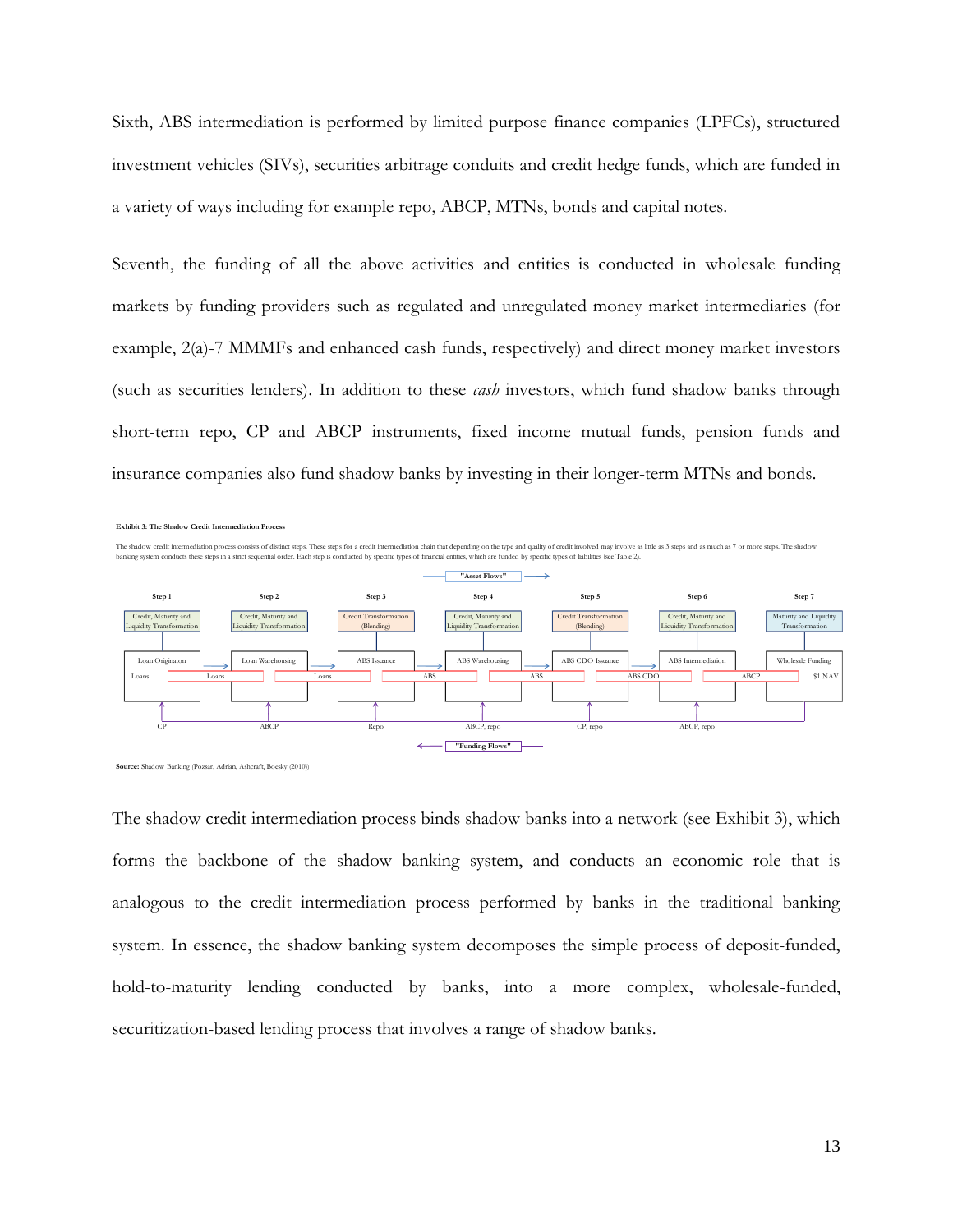Sixth, ABS intermediation is performed by limited purpose finance companies (LPFCs), structured investment vehicles (SIVs), securities arbitrage conduits and credit hedge funds, which are funded in a variety of ways including for example repo, ABCP, MTNs, bonds and capital notes.

Seventh, the funding of all the above activities and entities is conducted in wholesale funding markets by funding providers such as regulated and unregulated money market intermediaries (for example, 2(a)-7 MMMFs and enhanced cash funds, respectively) and direct money market investors (such as securities lenders). In addition to these *cash* investors, which fund shadow banks through short-term repo, CP and ABCP instruments, fixed income mutual funds, pension funds and insurance companies also fund shadow banks by investing in their longer-term MTNs and bonds.

**Exhibit 3: The Shadow Credit Intermediation Process**

The shadow credit intermediation process consists of distinct steps. These steps for a credit intermediation chain that depending on the type and quality of credit involved may involve as little as 3 steps and as much as 7 or more steps. The shadow banking system conducts these steps in a strict sequential order. Each step is conducted by specific types of financial entities, which are funded by specific types of liabilities (see Table 2).

"Asset Flows" →

| | Step 1 | Step 2 | Step 3 | Step 4 | Step 5 | Step 6 | Step 7 |
|---|---|---|---|---|---|---|---|
| Transformation | Credit, Maturity and Liquidity Transformation | Credit, Maturity and Liquidity Transformation | Credit Transformation (Blending) | Credit, Maturity and Liquidity Transformation | Credit Transformation (Blending) | Credit, Maturity and Liquidity Transformation | Maturity and Liquidity Transformation |
| Entity | Loan Origination | Loan Warehousing | ABS Issuance | ABS Warehousing | ABS CDO Issuance | ABS Intermediation | Wholesale Funding |
| Assets | Loans | Loans | Loans | ABS | ABS | ABS CDO | ABCP / $1 NAV |
| Funding | CP | ABCP | Repo | ABCP, repo | CP, repo | ABCP, repo | |

← "Funding Flows"

**Source:** Shadow Banking (Pozsar, Adrian, Ashcraft, Boesky (2010))

The shadow credit intermediation process binds shadow banks into a network (see Exhibit 3), which forms the backbone of the shadow banking system, and conducts an economic role that is analogous to the credit intermediation process performed by banks in the traditional banking system. In essence, the shadow banking system decomposes the simple process of deposit-funded, hold-to-maturity lending conducted by banks, into a more complex, wholesale-funded, securitization-based lending process that involves a range of shadow banks.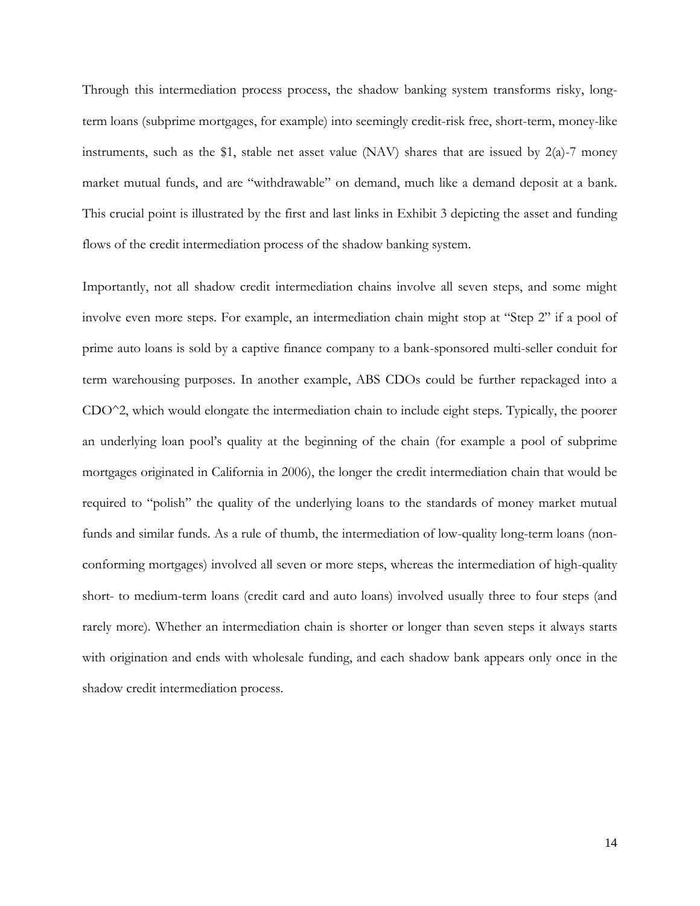Through this intermediation process process, the shadow banking system transforms risky, long-term loans (subprime mortgages, for example) into seemingly credit-risk free, short-term, money-like instruments, such as the $1, stable net asset value (NAV) shares that are issued by 2(a)-7 money market mutual funds, and are "withdrawable" on demand, much like a demand deposit at a bank. This crucial point is illustrated by the first and last links in Exhibit 3 depicting the asset and funding flows of the credit intermediation process of the shadow banking system.

Importantly, not all shadow credit intermediation chains involve all seven steps, and some might involve even more steps. For example, an intermediation chain might stop at "Step 2" if a pool of prime auto loans is sold by a captive finance company to a bank-sponsored multi-seller conduit for term warehousing purposes. In another example, ABS CDOs could be further repackaged into a CDO^2, which would elongate the intermediation chain to include eight steps. Typically, the poorer an underlying loan pool's quality at the beginning of the chain (for example a pool of subprime mortgages originated in California in 2006), the longer the credit intermediation chain that would be required to "polish" the quality of the underlying loans to the standards of money market mutual funds and similar funds. As a rule of thumb, the intermediation of low-quality long-term loans (non-conforming mortgages) involved all seven or more steps, whereas the intermediation of high-quality short- to medium-term loans (credit card and auto loans) involved usually three to four steps (and rarely more). Whether an intermediation chain is shorter or longer than seven steps it always starts with origination and ends with wholesale funding, and each shadow bank appears only once in the shadow credit intermediation process.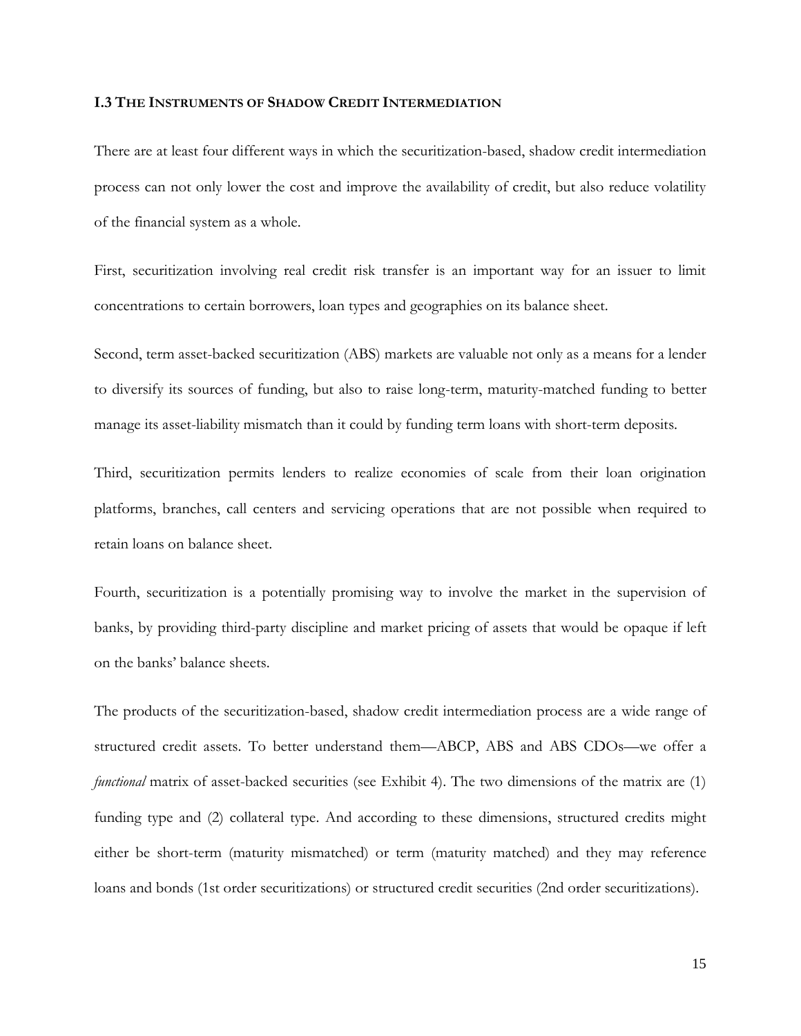### I.3 The Instruments of Shadow Credit Intermediation

There are at least four different ways in which the securitization-based, shadow credit intermediation process can not only lower the cost and improve the availability of credit, but also reduce volatility of the financial system as a whole.

First, securitization involving real credit risk transfer is an important way for an issuer to limit concentrations to certain borrowers, loan types and geographies on its balance sheet.

Second, term asset-backed securitization (ABS) markets are valuable not only as a means for a lender to diversify its sources of funding, but also to raise long-term, maturity-matched funding to better manage its asset-liability mismatch than it could by funding term loans with short-term deposits.

Third, securitization permits lenders to realize economies of scale from their loan origination platforms, branches, call centers and servicing operations that are not possible when required to retain loans on balance sheet.

Fourth, securitization is a potentially promising way to involve the market in the supervision of banks, by providing third-party discipline and market pricing of assets that would be opaque if left on the banks' balance sheets.

The products of the securitization-based, shadow credit intermediation process are a wide range of structured credit assets. To better understand them—ABCP, ABS and ABS CDOs—we offer a *functional* matrix of asset-backed securities (see Exhibit 4). The two dimensions of the matrix are (1) funding type and (2) collateral type. And according to these dimensions, structured credits might either be short-term (maturity mismatched) or term (maturity matched) and they may reference loans and bonds (1st order securitizations) or structured credit securities (2nd order securitizations).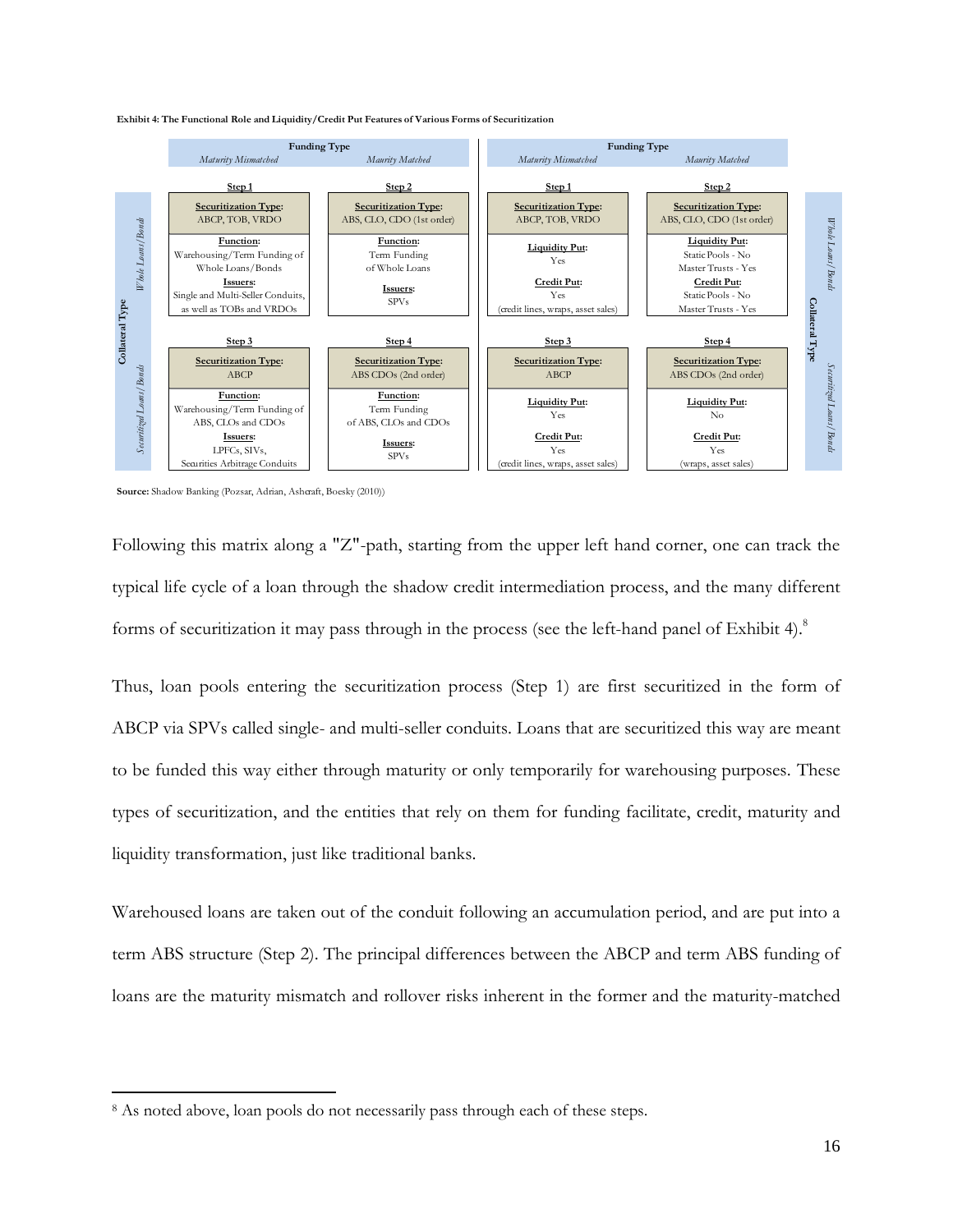**Exhibit 4: The Functional Role and Liquidity/Credit Put Features of Various Forms of Securitization**

**Left panel — Funding Type (Collateral Type rows)**

| Collateral Type | Maturity Mismatched | Maturity Matched |
|---|---|---|
| | **Step 1** | **Step 2** |
| *Whole Loans/Bonds* | **Securitization Type:** ABCP, TOB, VRDO<br>**Function:** Warehousing/Term Funding of Whole Loans/Bonds<br>**Issuers:** Single and Multi-Seller Conduits, as well as TOBs and VRDOs | **Securitization Type:** ABS, CLO, CDO (1st order)<br>**Function:** Term Funding of Whole Loans<br>**Issuers:** SPVs |
| | **Step 3** | **Step 4** |
| *Securitized Loans/Bonds* | **Securitization Type:** ABCP<br>**Function:** Warehousing/Term Funding of ABS, CLOs and CDOs<br>**Issuers:** LPFCs, SIVs, Securities Arbitrage Conduits | **Securitization Type:** ABS CDOs (2nd order)<br>**Function:** Term Funding of ABS, CLOs and CDOs<br>**Issuers:** SPVs |

**Right panel — Funding Type (Collateral Type rows)**

| Collateral Type | Maturity Mismatched | Maturity Matched |
|---|---|---|
| | **Step 1** | **Step 2** |
| *Whole Loans/Bonds* | **Securitization Type:** ABCP, TOB, VRDO<br>**Liquidity Put:** Yes<br>**Credit Put:** Yes (credit lines, wraps, asset sales) | **Securitization Type:** ABS, CLO, CDO (1st order)<br>**Liquidity Put:** Static Pools - No; Master Trusts - Yes<br>**Credit Put:** Static Pools - No; Master Trusts - Yes |
| | **Step 3** | **Step 4** |
| *Securitized Loans/Bonds* | **Securitization Type:** ABCP<br>**Liquidity Put:** Yes<br>**Credit Put:** Yes (credit lines, wraps, asset sales) | **Securitization Type:** ABS CDOs (2nd order)<br>**Liquidity Put:** No<br>**Credit Put:** Yes (wraps, asset sales) |

**Source:** Shadow Banking (Pozsar, Adrian, Ashcraft, Boesky (2010))

Following this matrix along a "Z"-path, starting from the upper left hand corner, one can track the typical life cycle of a loan through the shadow credit intermediation process, and the many different forms of securitization it may pass through in the process (see the left-hand panel of Exhibit 4).[8]

Thus, loan pools entering the securitization process (Step 1) are first securitized in the form of ABCP via SPVs called single- and multi-seller conduits. Loans that are securitized this way are meant to be funded this way either through maturity or only temporarily for warehousing purposes. These types of securitization, and the entities that rely on them for funding facilitate, credit, maturity and liquidity transformation, just like traditional banks.

Warehoused loans are taken out of the conduit following an accumulation period, and are put into a term ABS structure (Step 2). The principal differences between the ABCP and term ABS funding of loans are the maturity mismatch and rollover risks inherent in the former and the maturity-matched

[8] As noted above, loan pools do not necessarily pass through each of these steps.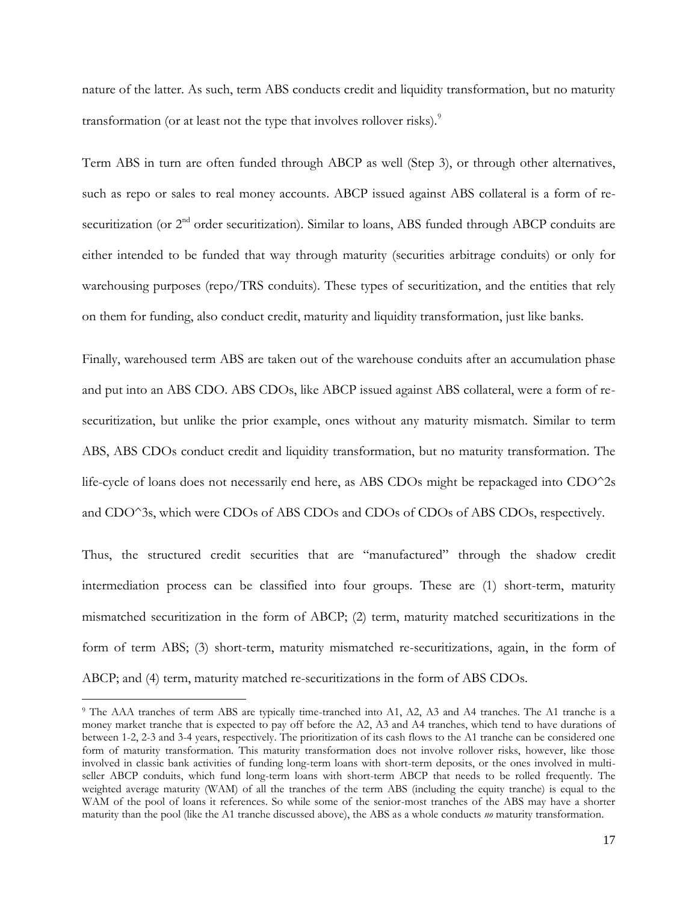nature of the latter. As such, term ABS conducts credit and liquidity transformation, but no maturity transformation (or at least not the type that involves rollover risks).[9]

Term ABS in turn are often funded through ABCP as well (Step 3), or through other alternatives, such as repo or sales to real money accounts. ABCP issued against ABS collateral is a form of re-securitization (or 2nd order securitization). Similar to loans, ABS funded through ABCP conduits are either intended to be funded that way through maturity (securities arbitrage conduits) or only for warehousing purposes (repo/TRS conduits). These types of securitization, and the entities that rely on them for funding, also conduct credit, maturity and liquidity transformation, just like banks.

Finally, warehoused term ABS are taken out of the warehouse conduits after an accumulation phase and put into an ABS CDO. ABS CDOs, like ABCP issued against ABS collateral, were a form of re-securitization, but unlike the prior example, ones without any maturity mismatch. Similar to term ABS, ABS CDOs conduct credit and liquidity transformation, but no maturity transformation. The life-cycle of loans does not necessarily end here, as ABS CDOs might be repackaged into CDO^2s and CDO^3s, which were CDOs of ABS CDOs and CDOs of CDOs of ABS CDOs, respectively.

Thus, the structured credit securities that are "manufactured" through the shadow credit intermediation process can be classified into four groups. These are (1) short-term, maturity mismatched securitization in the form of ABCP; (2) term, maturity matched securitizations in the form of term ABS; (3) short-term, maturity mismatched re-securitizations, again, in the form of ABCP; and (4) term, maturity matched re-securitizations in the form of ABS CDOs.

[9] The AAA tranches of term ABS are typically time-tranched into A1, A2, A3 and A4 tranches. The A1 tranche is a money market tranche that is expected to pay off before the A2, A3 and A4 tranches, which tend to have durations of between 1-2, 2-3 and 3-4 years, respectively. The prioritization of its cash flows to the A1 tranche can be considered one form of maturity transformation. This maturity transformation does not involve rollover risks, however, like those involved in classic bank activities of funding long-term loans with short-term deposits, or the ones involved in multi-seller ABCP conduits, which fund long-term loans with short-term ABCP that needs to be rolled frequently. The weighted average maturity (WAM) of all the tranches of the term ABS (including the equity tranche) is equal to the WAM of the pool of loans it references. So while some of the senior-most tranches of the ABS may have a shorter maturity than the pool (like the A1 tranche discussed above), the ABS as a whole conducts *no* maturity transformation.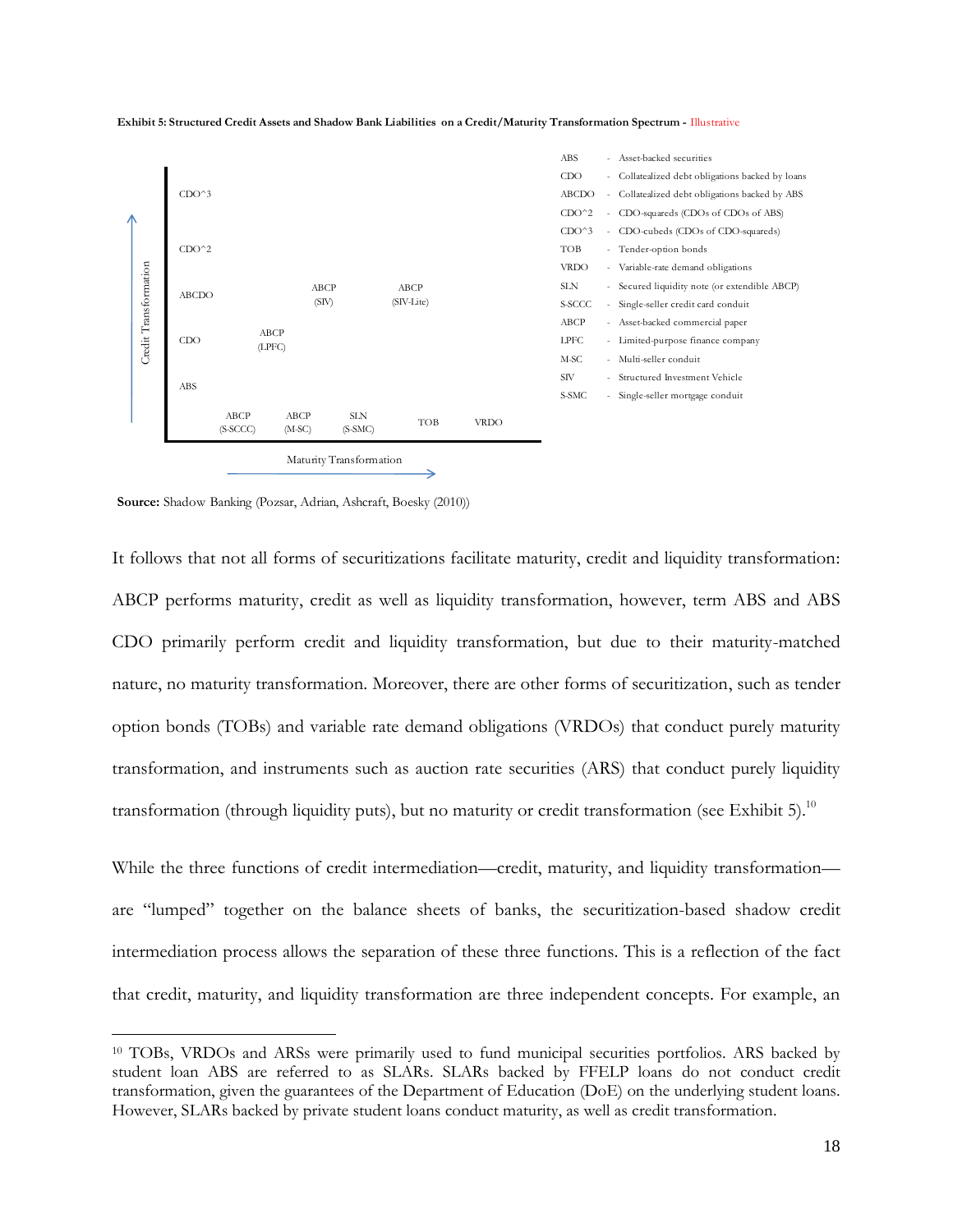**Exhibit 5: Structured Credit Assets and Shadow Bank Liabilities on a Credit/Maturity Transformation Spectrum -** Illustrative

| Credit Transformation ↑ | | | | | | |
|---|---|---|---|---|---|---|
| CDO^3 | | | | | | |
| CDO^2 | | | | | | |
| ABCDO | | | ABCP (SIV) | ABCP (SIV-Lite) | | |
| CDO | | ABCP (LPFC) | | | | |
| ABS | | | | | | |
| | ABCP (S-SCCC) | ABCP (M-SC) | SLN (S-SMC) | TOB | VRDO | |
| | | | Maturity Transformation → | | | |

- ABS - Asset-backed securities
- CDO - Collatealized debt obligations backed by loans
- ABCDO - Collatealized debt obligations backed by ABS
- CDO^2 - CDO-squareds (CDOs of CDOs of ABS)
- CDO^3 - CDO-cubeds (CDOs of CDO-squareds)
- TOB - Tender-option bonds
- VRDO - Variable-rate demand obligations
- SLN - Secured liquidity note (or extendible ABCP)
- S-SCCC - Single-seller credit card conduit
- ABCP - Asset-backed commercial paper
- LPFC - Limited-purpose finance company
- M-SC - Multi-seller conduit
- SIV - Structured Investment Vehicle
- S-SMC - Single-seller mortgage conduit

**Source:** Shadow Banking (Pozsar, Adrian, Ashcraft, Boesky (2010))

It follows that not all forms of securitizations facilitate maturity, credit and liquidity transformation: ABCP performs maturity, credit as well as liquidity transformation, however, term ABS and ABS CDO primarily perform credit and liquidity transformation, but due to their maturity-matched nature, no maturity transformation. Moreover, there are other forms of securitization, such as tender option bonds (TOBs) and variable rate demand obligations (VRDOs) that conduct purely maturity transformation, and instruments such as auction rate securities (ARS) that conduct purely liquidity transformation (through liquidity puts), but no maturity or credit transformation (see Exhibit 5).[10]

While the three functions of credit intermediation—credit, maturity, and liquidity transformation—are "lumped" together on the balance sheets of banks, the securitization-based shadow credit intermediation process allows the separation of these three functions. This is a reflection of the fact that credit, maturity, and liquidity transformation are three independent concepts. For example, an

[10] TOBs, VRDOs and ARSs were primarily used to fund municipal securities portfolios. ARS backed by student loan ABS are referred to as SLARs. SLARs backed by FFELP loans do not conduct credit transformation, given the guarantees of the Department of Education (DoE) on the underlying student loans. However, SLARs backed by private student loans conduct maturity, as well as credit transformation.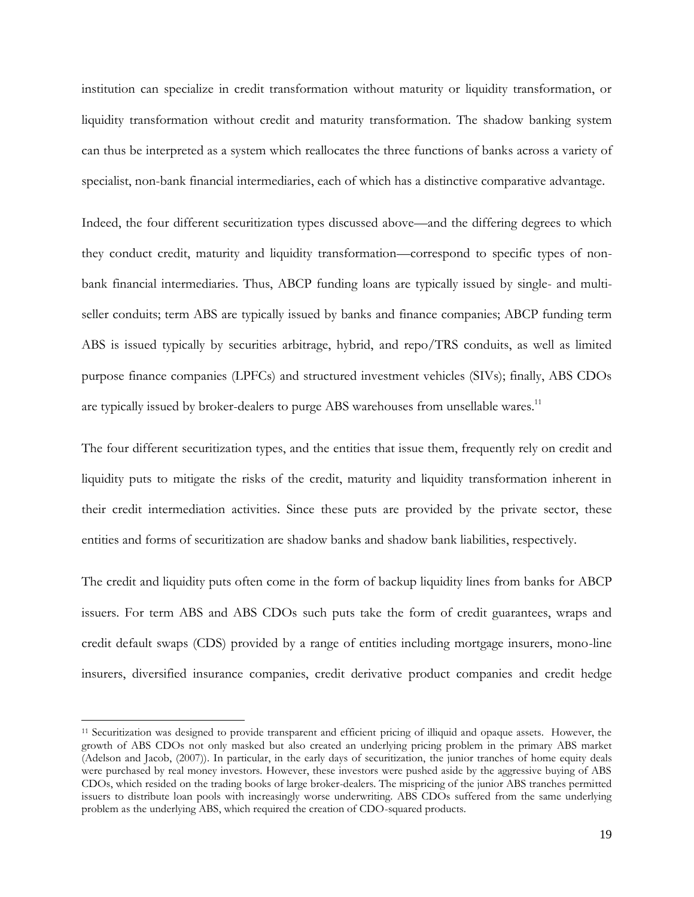institution can specialize in credit transformation without maturity or liquidity transformation, or liquidity transformation without credit and maturity transformation. The shadow banking system can thus be interpreted as a system which reallocates the three functions of banks across a variety of specialist, non-bank financial intermediaries, each of which has a distinctive comparative advantage.

Indeed, the four different securitization types discussed above—and the differing degrees to which they conduct credit, maturity and liquidity transformation—correspond to specific types of non-bank financial intermediaries. Thus, ABCP funding loans are typically issued by single- and multi-seller conduits; term ABS are typically issued by banks and finance companies; ABCP funding term ABS is issued typically by securities arbitrage, hybrid, and repo/TRS conduits, as well as limited purpose finance companies (LPFCs) and structured investment vehicles (SIVs); finally, ABS CDOs are typically issued by broker-dealers to purge ABS warehouses from unsellable wares.[11]

The four different securitization types, and the entities that issue them, frequently rely on credit and liquidity puts to mitigate the risks of the credit, maturity and liquidity transformation inherent in their credit intermediation activities. Since these puts are provided by the private sector, these entities and forms of securitization are shadow banks and shadow bank liabilities, respectively.

The credit and liquidity puts often come in the form of backup liquidity lines from banks for ABCP issuers. For term ABS and ABS CDOs such puts take the form of credit guarantees, wraps and credit default swaps (CDS) provided by a range of entities including mortgage insurers, mono-line insurers, diversified insurance companies, credit derivative product companies and credit hedge

[11] Securitization was designed to provide transparent and efficient pricing of illiquid and opaque assets. However, the growth of ABS CDOs not only masked but also created an underlying pricing problem in the primary ABS market (Adelson and Jacob, (2007)). In particular, in the early days of securitization, the junior tranches of home equity deals were purchased by real money investors. However, these investors were pushed aside by the aggressive buying of ABS CDOs, which resided on the trading books of large broker-dealers. The mispricing of the junior ABS tranches permitted issuers to distribute loan pools with increasingly worse underwriting. ABS CDOs suffered from the same underlying problem as the underlying ABS, which required the creation of CDO-squared products.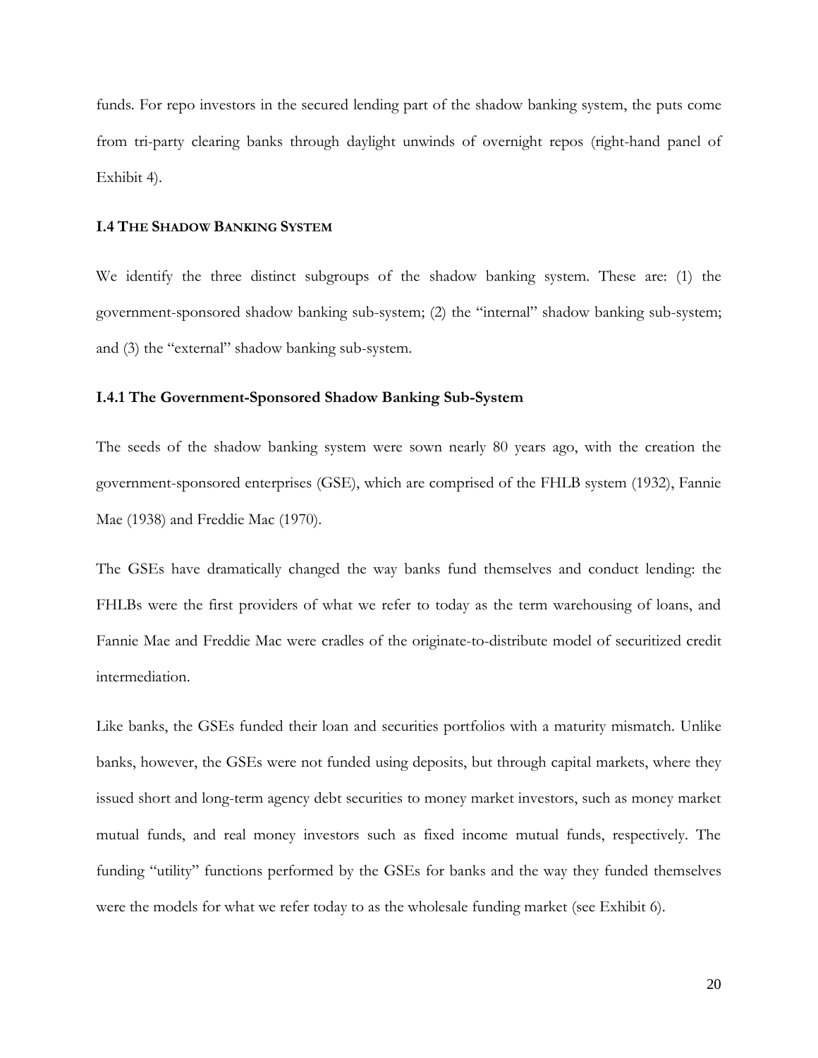funds. For repo investors in the secured lending part of the shadow banking system, the puts come from tri-party clearing banks through daylight unwinds of overnight repos (right-hand panel of Exhibit 4).

## I.4 The Shadow Banking System

We identify the three distinct subgroups of the shadow banking system. These are: (1) the government-sponsored shadow banking sub-system; (2) the "internal" shadow banking sub-system; and (3) the "external" shadow banking sub-system.

### I.4.1 The Government-Sponsored Shadow Banking Sub-System

The seeds of the shadow banking system were sown nearly 80 years ago, with the creation the government-sponsored enterprises (GSE), which are comprised of the FHLB system (1932), Fannie Mae (1938) and Freddie Mac (1970).

The GSEs have dramatically changed the way banks fund themselves and conduct lending: the FHLBs were the first providers of what we refer to today as the term warehousing of loans, and Fannie Mae and Freddie Mac were cradles of the originate-to-distribute model of securitized credit intermediation.

Like banks, the GSEs funded their loan and securities portfolios with a maturity mismatch. Unlike banks, however, the GSEs were not funded using deposits, but through capital markets, where they issued short and long-term agency debt securities to money market investors, such as money market mutual funds, and real money investors such as fixed income mutual funds, respectively. The funding "utility" functions performed by the GSEs for banks and the way they funded themselves were the models for what we refer today to as the wholesale funding market (see Exhibit 6).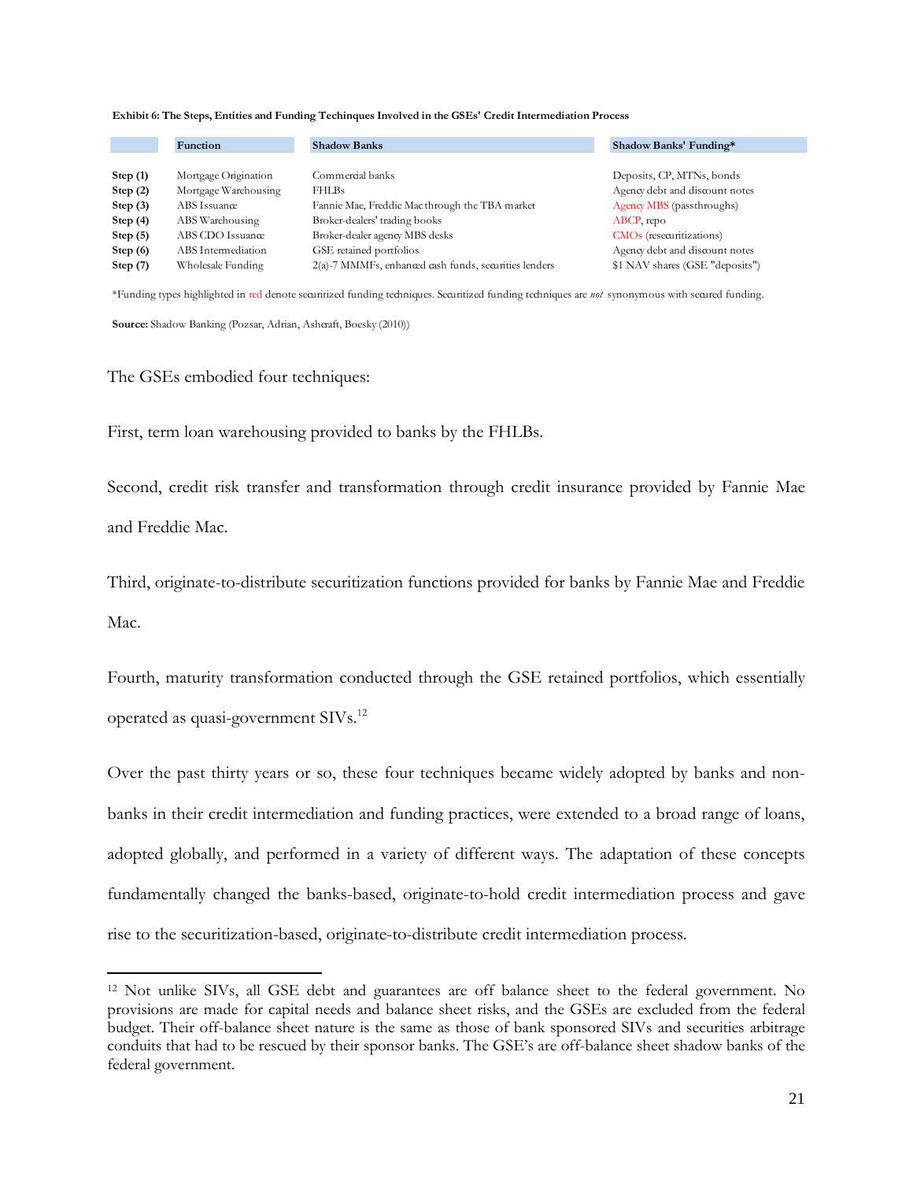**Exhibit 6: The Steps, Entities and Funding Techinques Involved in the GSEs' Credit Intermediation Process**

| | Function | Shadow Banks | Shadow Banks' Funding* |
|---|---|---|---|
| **Step (1)** | Mortgage Origination | Commercial banks | Deposits, CP, MTNs, bonds |
| **Step (2)** | Mortgage Warehousing | FHLBs | Agency debt and discount notes |
| **Step (3)** | ABS Issuance | Fannie Mae, Freddie Mac through the TBA market | Agency MBS (passthroughs) |
| **Step (4)** | ABS Warehousing | Broker-dealers' trading books | ABCP, repo |
| **Step (5)** | ABS CDO Issuance | Broker-dealer agency MBS desks | CMOs (resecuritizations) |
| **Step (6)** | ABS Intermediation | GSE retained portfolios | Agency debt and discount notes |
| **Step (7)** | Wholesale Funding | 2(a)-7 MMMFs, enhanced cash funds, securities lenders | $1 NAV shares (GSE "deposits") |

*Funding types highlighted in red denote securitized funding techniques. Securitized funding techniques are *not* synonymous with secured funding.

**Source:** Shadow Banking (Pozsar, Adrian, Ashcraft, Boesky (2010))

The GSEs embodied four techniques:

First, term loan warehousing provided to banks by the FHLBs.

Second, credit risk transfer and transformation through credit insurance provided by Fannie Mae and Freddie Mac.

Third, originate-to-distribute securitization functions provided for banks by Fannie Mae and Freddie Mac.

Fourth, maturity transformation conducted through the GSE retained portfolios, which essentially operated as quasi-government SIVs.[12]

Over the past thirty years or so, these four techniques became widely adopted by banks and non-banks in their credit intermediation and funding practices, were extended to a broad range of loans, adopted globally, and performed in a variety of different ways. The adaptation of these concepts fundamentally changed the banks-based, originate-to-hold credit intermediation process and gave rise to the securitization-based, originate-to-distribute credit intermediation process.

[12] Not unlike SIVs, all GSE debt and guarantees are off balance sheet to the federal government. No provisions are made for capital needs and balance sheet risks, and the GSEs are excluded from the federal budget. Their off-balance sheet nature is the same as those of bank sponsored SIVs and securities arbitrage conduits that had to be rescued by their sponsor banks. The GSE's are off-balance sheet shadow banks of the federal government.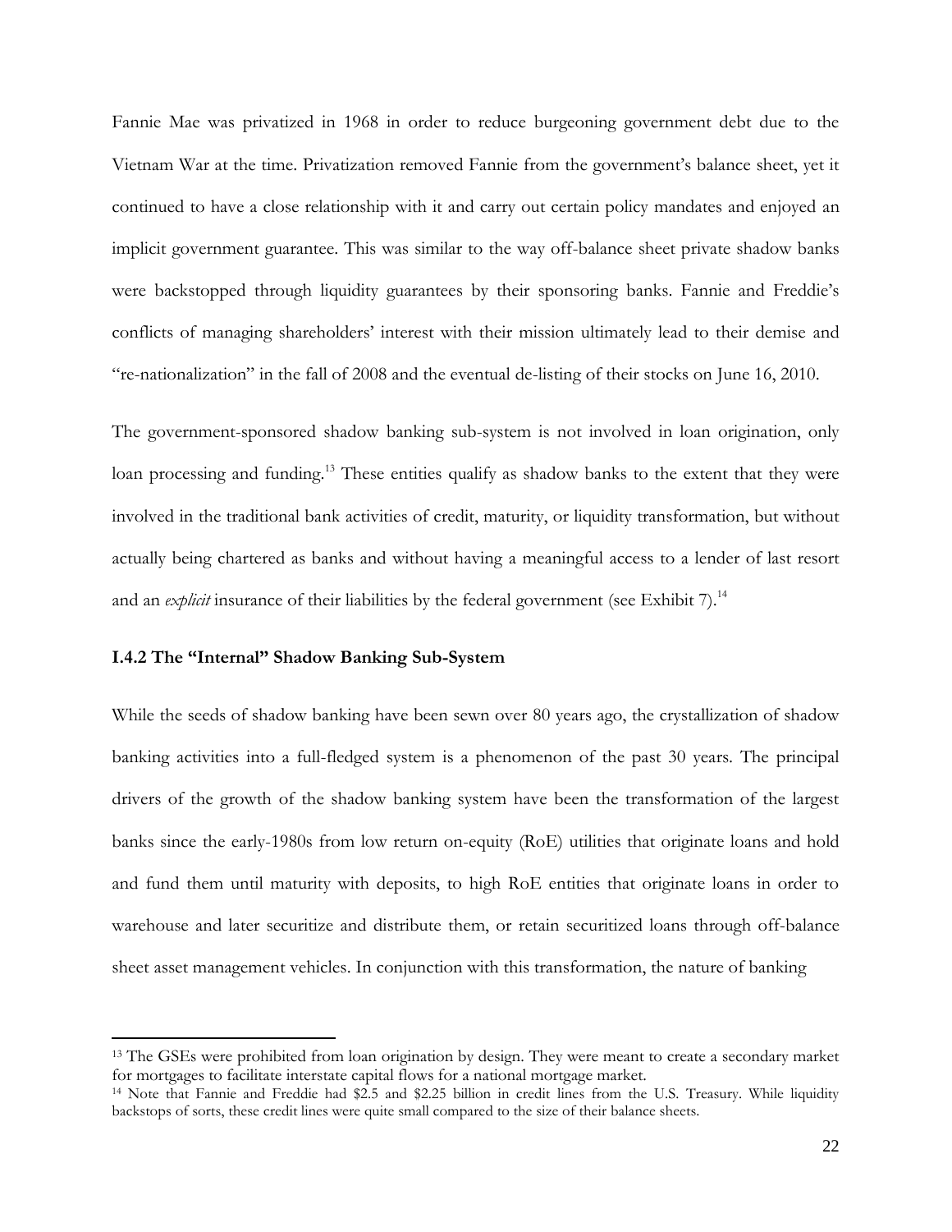Fannie Mae was privatized in 1968 in order to reduce burgeoning government debt due to the Vietnam War at the time. Privatization removed Fannie from the government's balance sheet, yet it continued to have a close relationship with it and carry out certain policy mandates and enjoyed an implicit government guarantee. This was similar to the way off-balance sheet private shadow banks were backstopped through liquidity guarantees by their sponsoring banks. Fannie and Freddie's conflicts of managing shareholders' interest with their mission ultimately lead to their demise and "re-nationalization" in the fall of 2008 and the eventual de-listing of their stocks on June 16, 2010.

The government-sponsored shadow banking sub-system is not involved in loan origination, only loan processing and funding.[13] These entities qualify as shadow banks to the extent that they were involved in the traditional bank activities of credit, maturity, or liquidity transformation, but without actually being chartered as banks and without having a meaningful access to a lender of last resort and an *explicit* insurance of their liabilities by the federal government (see Exhibit 7).[14]

### I.4.2 The "Internal" Shadow Banking Sub-System

While the seeds of shadow banking have been sewn over 80 years ago, the crystallization of shadow banking activities into a full-fledged system is a phenomenon of the past 30 years. The principal drivers of the growth of the shadow banking system have been the transformation of the largest banks since the early-1980s from low return on-equity (RoE) utilities that originate loans and hold and fund them until maturity with deposits, to high RoE entities that originate loans in order to warehouse and later securitize and distribute them, or retain securitized loans through off-balance sheet asset management vehicles. In conjunction with this transformation, the nature of banking

---

[13] The GSEs were prohibited from loan origination by design. They were meant to create a secondary market for mortgages to facilitate interstate capital flows for a national mortgage market.

[14] Note that Fannie and Freddie had $2.5 and $2.25 billion in credit lines from the U.S. Treasury. While liquidity backstops of sorts, these credit lines were quite small compared to the size of their balance sheets.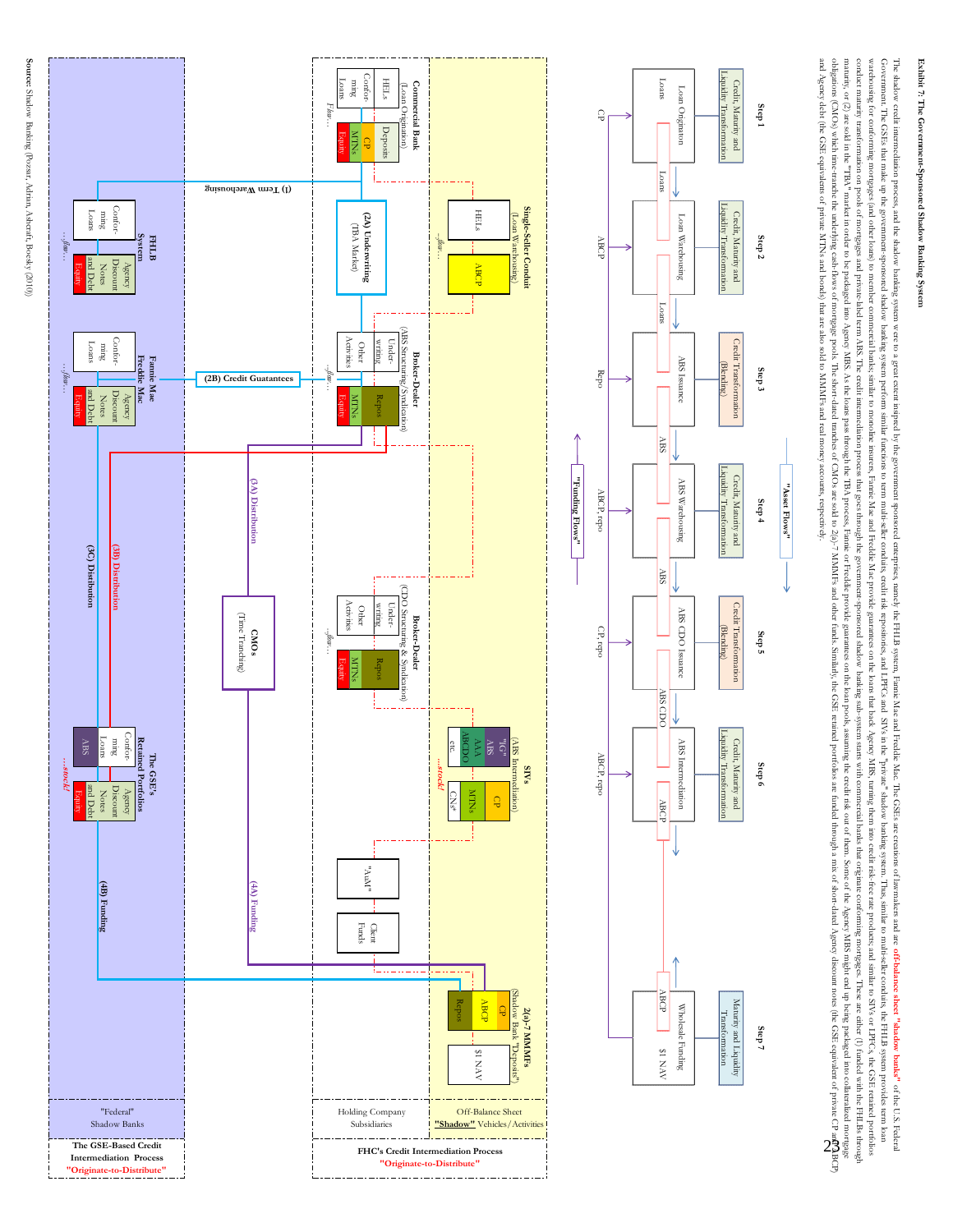**Exhibit 7: The Government-Sponsored Shadow Banking System**

The shadow credit intermediation process, and the shadow banking system were to a great extent inspired by the government sponsored enterprises, namely the FHLB system, Fannie Mae and Freddie Mac. The GSEs are creations of lawmakers and are **off-balance sheet "shadow banks"** of the U.S. Federal Government. The GSEs that make up the government-sponsored shadow banking system perform similar functions to term multi-seller conduits, credit risk repositories, and LPFCs and SIVs in the "private" shadow banking system. Thus, similar to multi-seller conduits, the FHLB system provides term loan warehousing for conforming mortgages (and other loans) to member commercial banks; similar to monoline insurers, Fannie Mae and Freddie Mac provide guarantees on the loans that back Agency MBS, turning them into credit risk-free rate products; and similar to SIVs or LPFCs, the GSE retained portfolios conduct maturity transformation on pools of mortgages and private-label term ABS. The credit intermediation process that goes through the government-sponsored shadow banking sub-system starts with commercial banks that originate conforming mortgages. These are either (1) funded with the FHLBs through maturity, or (2) are sold in the "TBA" market in order to be packaged into Agency MBS. As the loans pass through the TBA process, Fannie or Freddie provide guarantees on the loan pools, assuming the credit risk out of them. Some of the Agency MBS might end up being packaged into collateralized mortgage obligations (CMOs) which time-tranche the underlying cash-flows of mortgage pools. The short-dated tranches of CMOs are sold to 2(a)-7 MMMFs and other funds. Similarly, the GSE retained portfolios are funded through a mix of short-dated Agency discount notes (the GSE equivalent of private CP and ABCP) and Agency debt (the GSE equivalents of private MTNs and bonds) that are also sold to MMMFs and real money accounts, respectively.

| | Step 1 | Step 2 | Step 3 | Step 4 | Step 5 | Step 6 | Step 7 |
|---|---|---|---|---|---|---|---|
| Transformation | Credit, Maturity and Liquidity Transformation | Credit, Maturity and Liquidity Transformation | Credit Transformation (Blending) | Credit, Maturity and Liquidity Transformation | Credit Transformation (Blending) | Credit, Maturity and Liquidity Transformation | Maturity and Liquidity Transformation |
| Activity | Loan Origination | Loan Warehousing | ABS Issuance | ABS Warehousing | ABS CDO Issuance | ABS Intermediation | Wholesale Funding |
| Asset | Loans | Loans | ABS | ABS | ABS CDO | ABCP | $1 NAV |
| Funding | CP | ABCP | Repo | ABCP, repo | CP, repo | ABCP, repo | |

"Asset Flows" / "Funding Flows"

**FHC's Credit Intermediation Process "Originate-to-Distribute"**

Off-Balance Sheet **"Shadow"** Vehicles/Activities:
- Single-Seller Conduit (Loan Warehousing): HELs | ABCP
- SIVs (ABS Intermediation): "IG" ABS, AAA ABCDO, etc. | CP, MTNs, CNs*
- 2(a)-7 MMMFs (Shadow Bank "Deposits"): Repos, ABCP, CP | $1 NAV

Holding Company Subsidiaries:
- Commercial Bank (Loan Origination): HELs, Conforming Loans | Deposits, CP, MTNs, Equity
- Broker-Dealer (ABS Structuring/Syndication): Underwriting, Other Activities | Repos, MTNs, Equity
- Broker-Dealer (CDO Structuring & Syndication): Underwriting, Other Activities | Repos, MTNs, Equity
- "AuM" | Client Funds

(1) Term Warehousing; (2A) Underwriting (TBA Market); (2B) Credit Guarantees; (3A) Distribution; (3B) Distribution; (3C) Distribution; CMOs (Time Tranching); (4A) Funding; (4B) Funding

**The GSE-Based Credit Intermediation Process "Originate-to-Distribute"**

"Federal" Shadow Banks:
- FHLB System: Conforming Loans | Agency Discount Notes and Debt, Equity
- Fannie Mae, Freddie Mac: Conforming Loans | Agency Discount Notes and Debt, Equity
- The GSE's Retained Portfolios: Conforming Loans, ABS | Agency Discount Notes and Debt, Equity

...flow... ...stock!

Source: Shadow Banking (Pozsar, Adrian, Ashcraft, Boesky (2010))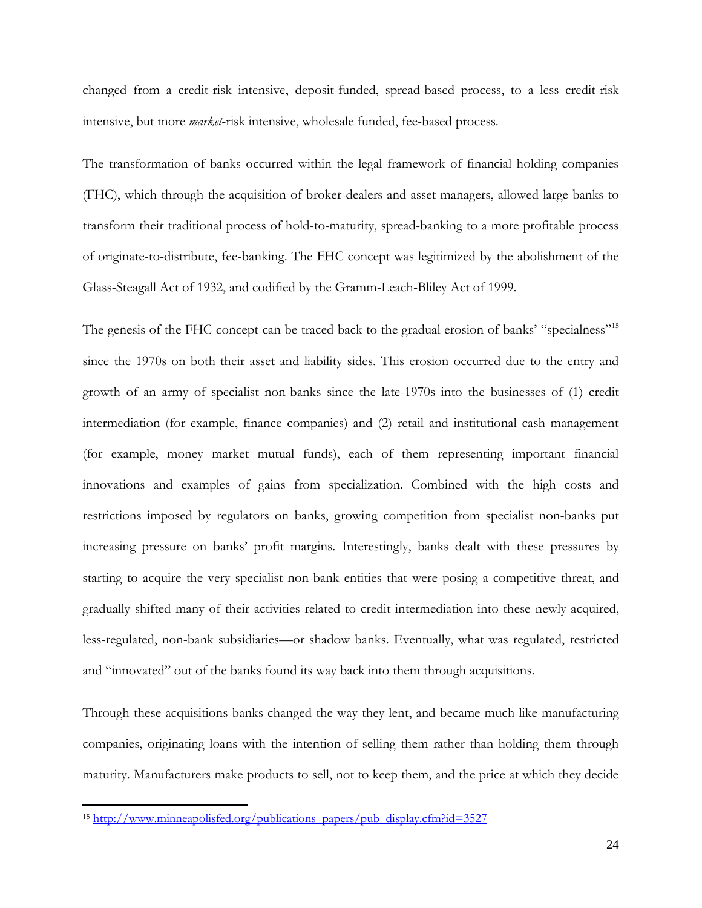changed from a credit-risk intensive, deposit-funded, spread-based process, to a less credit-risk intensive, but more *market*-risk intensive, wholesale funded, fee-based process.

The transformation of banks occurred within the legal framework of financial holding companies (FHC), which through the acquisition of broker-dealers and asset managers, allowed large banks to transform their traditional process of hold-to-maturity, spread-banking to a more profitable process of originate-to-distribute, fee-banking. The FHC concept was legitimized by the abolishment of the Glass-Steagall Act of 1932, and codified by the Gramm-Leach-Bliley Act of 1999.

The genesis of the FHC concept can be traced back to the gradual erosion of banks' "specialness"[15] since the 1970s on both their asset and liability sides. This erosion occurred due to the entry and growth of an army of specialist non-banks since the late-1970s into the businesses of (1) credit intermediation (for example, finance companies) and (2) retail and institutional cash management (for example, money market mutual funds), each of them representing important financial innovations and examples of gains from specialization. Combined with the high costs and restrictions imposed by regulators on banks, growing competition from specialist non-banks put increasing pressure on banks' profit margins. Interestingly, banks dealt with these pressures by starting to acquire the very specialist non-bank entities that were posing a competitive threat, and gradually shifted many of their activities related to credit intermediation into these newly acquired, less-regulated, non-bank subsidiaries—or shadow banks. Eventually, what was regulated, restricted and "innovated" out of the banks found its way back into them through acquisitions.

Through these acquisitions banks changed the way they lent, and became much like manufacturing companies, originating loans with the intention of selling them rather than holding them through maturity. Manufacturers make products to sell, not to keep them, and the price at which they decide

[15] http://www.minneapolisfed.org/publications_papers/pub_display.cfm?id=3527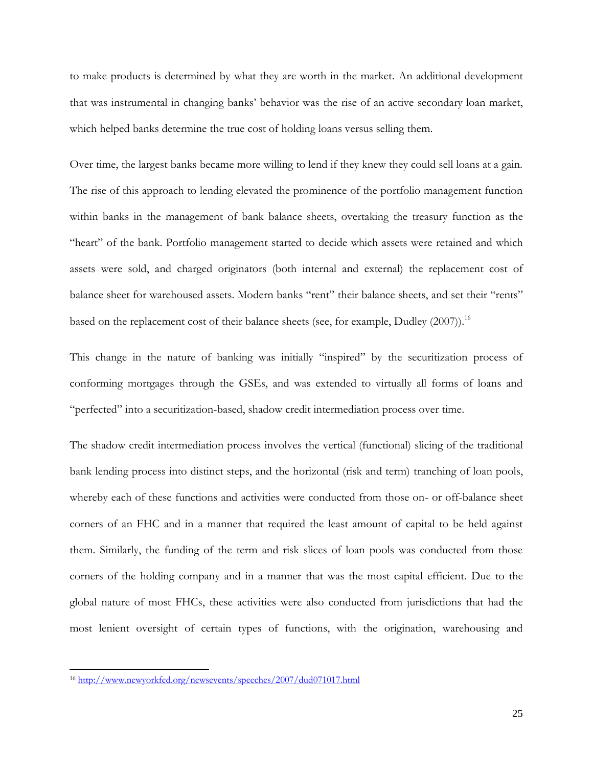to make products is determined by what they are worth in the market. An additional development that was instrumental in changing banks' behavior was the rise of an active secondary loan market, which helped banks determine the true cost of holding loans versus selling them.

Over time, the largest banks became more willing to lend if they knew they could sell loans at a gain. The rise of this approach to lending elevated the prominence of the portfolio management function within banks in the management of bank balance sheets, overtaking the treasury function as the "heart" of the bank. Portfolio management started to decide which assets were retained and which assets were sold, and charged originators (both internal and external) the replacement cost of balance sheet for warehoused assets. Modern banks "rent" their balance sheets, and set their "rents" based on the replacement cost of their balance sheets (see, for example, Dudley (2007)).[16]

This change in the nature of banking was initially "inspired" by the securitization process of conforming mortgages through the GSEs, and was extended to virtually all forms of loans and "perfected" into a securitization-based, shadow credit intermediation process over time.

The shadow credit intermediation process involves the vertical (functional) slicing of the traditional bank lending process into distinct steps, and the horizontal (risk and term) tranching of loan pools, whereby each of these functions and activities were conducted from those on- or off-balance sheet corners of an FHC and in a manner that required the least amount of capital to be held against them. Similarly, the funding of the term and risk slices of loan pools was conducted from those corners of the holding company and in a manner that was the most capital efficient. Due to the global nature of most FHCs, these activities were also conducted from jurisdictions that had the most lenient oversight of certain types of functions, with the origination, warehousing and

[16] http://www.newyorkfed.org/newsevents/speeches/2007/dud071017.html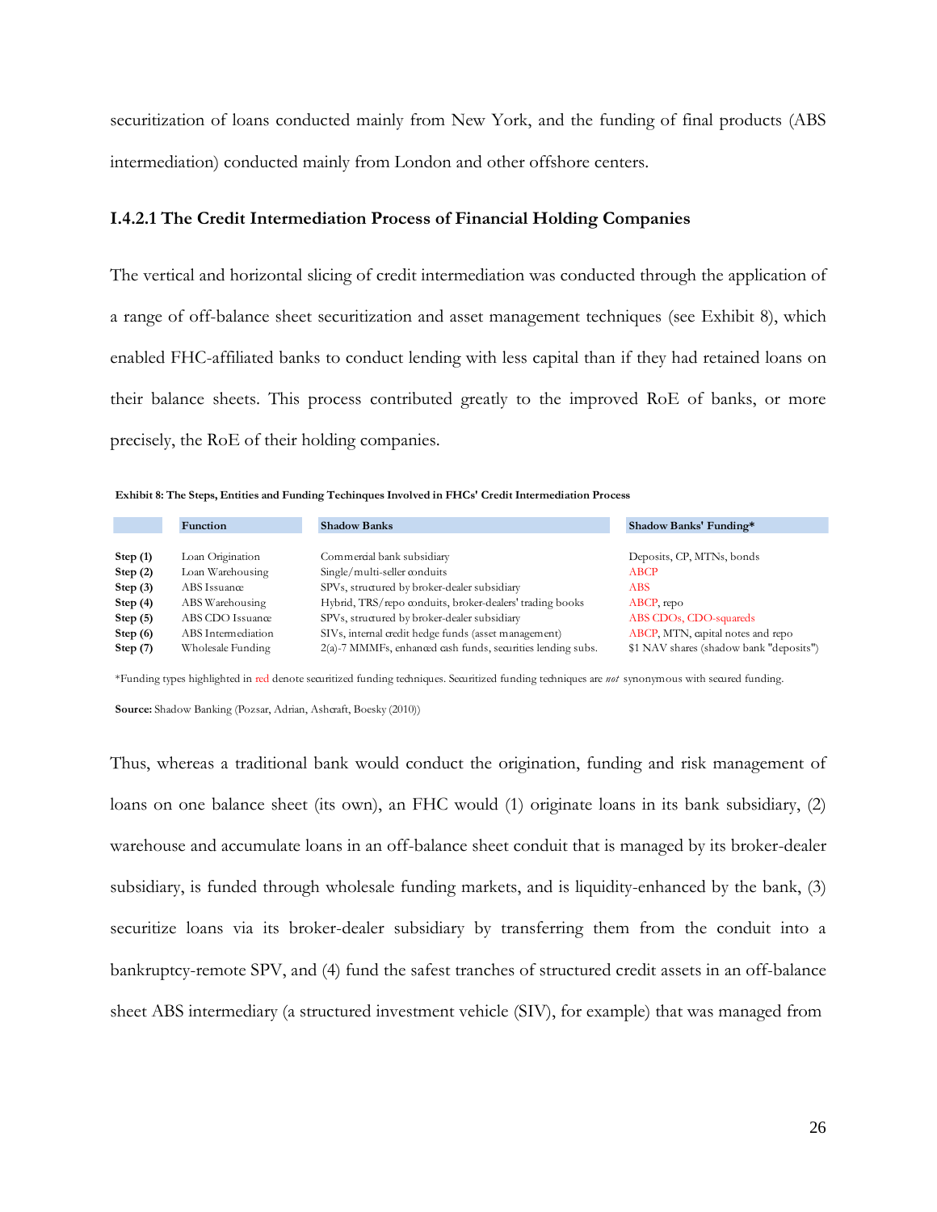securitization of loans conducted mainly from New York, and the funding of final products (ABS intermediation) conducted mainly from London and other offshore centers.

### I.4.2.1 The Credit Intermediation Process of Financial Holding Companies

The vertical and horizontal slicing of credit intermediation was conducted through the application of a range of off-balance sheet securitization and asset management techniques (see Exhibit 8), which enabled FHC-affiliated banks to conduct lending with less capital than if they had retained loans on their balance sheets. This process contributed greatly to the improved RoE of banks, or more precisely, the RoE of their holding companies.

**Exhibit 8: The Steps, Entities and Funding Techinques Involved in FHCs' Credit Intermediation Process**

| | Function | Shadow Banks | Shadow Banks' Funding* |
|---|---|---|---|
| **Step (1)** | Loan Origination | Commercial bank subsidiary | Deposits, CP, MTNs, bonds |
| **Step (2)** | Loan Warehousing | Single/multi-seller conduits | ABCP |
| **Step (3)** | ABS Issuance | SPVs, structured by broker-dealer subsidiary | ABS |
| **Step (4)** | ABS Warehousing | Hybrid, TRS/repo conduits, broker-dealers' trading books | ABCP, repo |
| **Step (5)** | ABS CDO Issuance | SPVs, structured by broker-dealer subsidiary | ABS CDOs, CDO-squareds |
| **Step (6)** | ABS Intermediation | SIVs, internal credit hedge funds (asset management) | ABCP, MTN, capital notes and repo |
| **Step (7)** | Wholesale Funding | 2(a)-7 MMMFs, enhanced cash funds, securities lending subs. | $1 NAV shares (shadow bank "deposits") |

*Funding types highlighted in red denote securitized funding techniques. Securitized funding techniques are *not* synonymous with secured funding.

**Source:** Shadow Banking (Pozsar, Adrian, Ashcraft, Boesky (2010))

Thus, whereas a traditional bank would conduct the origination, funding and risk management of loans on one balance sheet (its own), an FHC would (1) originate loans in its bank subsidiary, (2) warehouse and accumulate loans in an off-balance sheet conduit that is managed by its broker-dealer subsidiary, is funded through wholesale funding markets, and is liquidity-enhanced by the bank, (3) securitize loans via its broker-dealer subsidiary by transferring them from the conduit into a bankruptcy-remote SPV, and (4) fund the safest tranches of structured credit assets in an off-balance sheet ABS intermediary (a structured investment vehicle (SIV), for example) that was managed from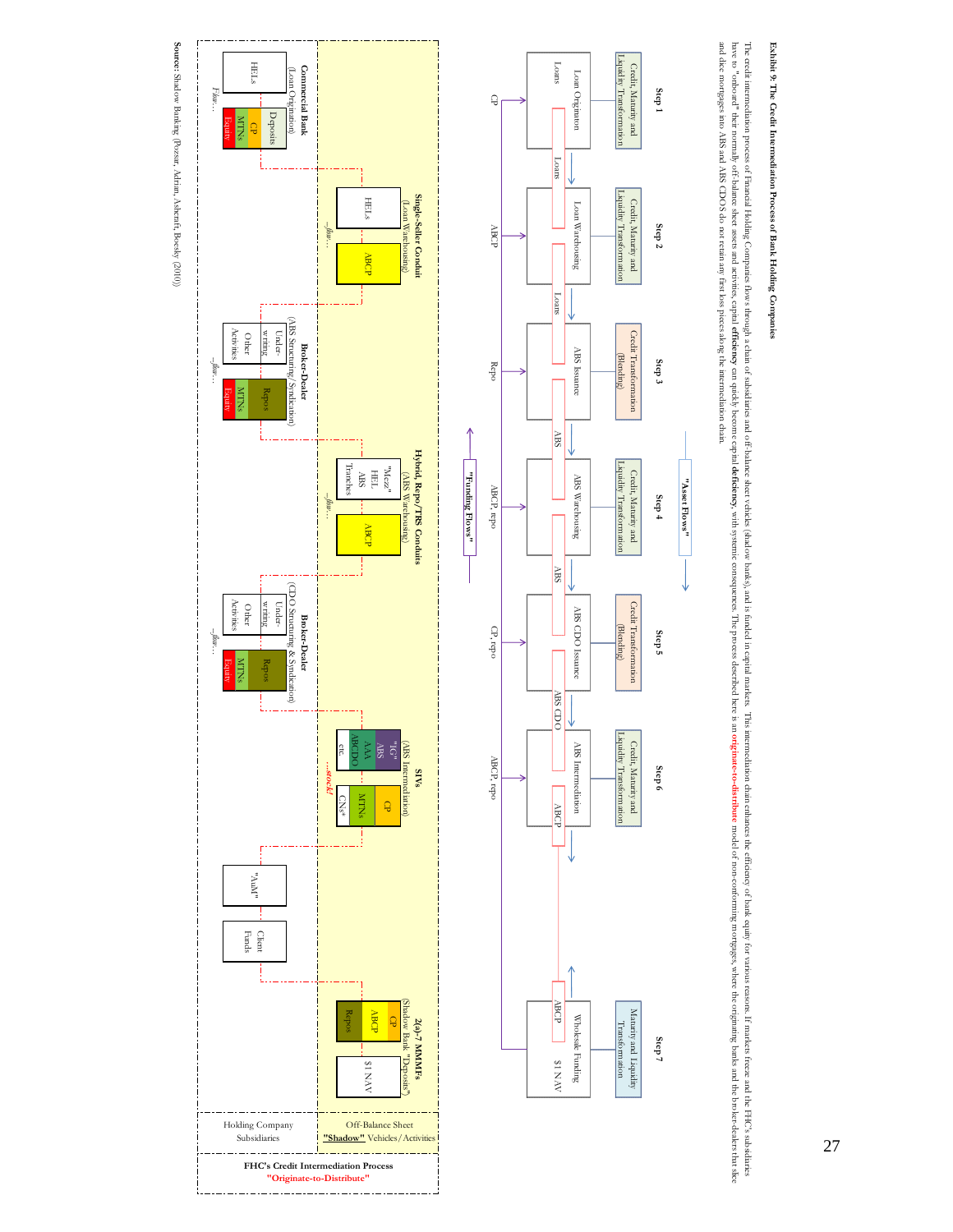**Exhibit 9: The Credit Intermediation Process of Bank Holding Companies**

The credit intermediation process of Financial Holding Companies flows through a chain of subsidiaries and off-balance sheet vehicles (shadow banks), and is funded in capital markets. This intermediation chain enhances the efficiency of bank equity for various reasons. If markets freeze and the FHC's subsidiaries have to "onboard" their normally off-balance sheet assets and activities, capital **efficiency** can quickly become capital **deficiency**, with systemic consequences. The process described here is an originate-to-distribute model of non-conforming mortgages, where the originating banks and the broker-dealers that slice and dice mortgages into ABS and ABS CDOs do not retain any first loss pieces along the intermediation chain.

**"Asset Flows"**

| | Step 1 | Step 2 | Step 3 | Step 4 | Step 5 | Step 6 | Step 7 |
|---|---|---|---|---|---|---|---|
| Transformation | Credit, Maturity and Liquidity Transformation | Credit, Maturity and Liquidity Transformation | Credit Transformation (Blending) | Credit, Maturity and Liquidity Transformation | Credit Transformation (Blending) | Credit, Maturity and Liquidity Transformation | Maturity and Liquidity Transformation |
| Activity | Loan Origination | Loan Warehousing | ABS Issuance | ABS Warehousing | ABS CDO Issuance | ABS Intermediation | Wholesale Funding |
| Assets | Loans | Loans | Loans | ABS | ABS | ABS CDO | ABCP |
| Funding | CP | ABCP | Repo | ABCP, repo | CP, repo | ABCP, repo | $1 NAV |

**"Funding Flows"**

**FHC's Credit Intermediation Process "Originate-to-Distribute"**

**Holding Company Subsidiaries**

- **Commercial Bank** (Loan Origination): HELs | Deposits, CP, MTNs, Equity — flow...
- **Broker-Dealer** (ABS Structuring/Syndication): Underwriting, Other Activities | Repos, MTNs, Equity — flow...
- **Broker-Dealer** (CDO Structuring & Syndication): Underwriting, Other Activities | Repos, MTNs, Equity — flow...
- "AuM" | Client Funds

**Off-Balance Sheet "Shadow" Vehicles/Activities**

- **Single-Seller Conduit** (Loan Warehousing): HELs | ABCP — flow...
- **Hybrid, Repo/TRS Conduits** (ABS Warehousing): "Mezz" HEL ABS Tranches | ABCP — flow...
- **SIVs** (ABS Intermediation): "IG" ABS, AAA ABCDO, etc. | CP, MTNs, CNs* — ...stock!
- **2(a)-7 MMMFs** (Shadow Bank "Deposits"): CP, ABCP, Repos | $1 NAV

**Source:** Shadow Banking (Pozsar, Adrian, Ashcraft, Boesky (2010))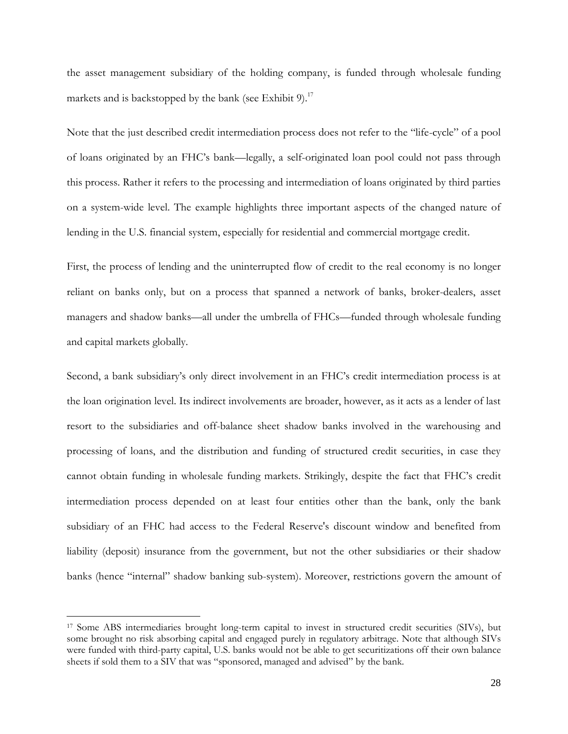the asset management subsidiary of the holding company, is funded through wholesale funding markets and is backstopped by the bank (see Exhibit 9).[17]

Note that the just described credit intermediation process does not refer to the "life-cycle" of a pool of loans originated by an FHC's bank—legally, a self-originated loan pool could not pass through this process. Rather it refers to the processing and intermediation of loans originated by third parties on a system-wide level. The example highlights three important aspects of the changed nature of lending in the U.S. financial system, especially for residential and commercial mortgage credit.

First, the process of lending and the uninterrupted flow of credit to the real economy is no longer reliant on banks only, but on a process that spanned a network of banks, broker-dealers, asset managers and shadow banks—all under the umbrella of FHCs—funded through wholesale funding and capital markets globally.

Second, a bank subsidiary's only direct involvement in an FHC's credit intermediation process is at the loan origination level. Its indirect involvements are broader, however, as it acts as a lender of last resort to the subsidiaries and off-balance sheet shadow banks involved in the warehousing and processing of loans, and the distribution and funding of structured credit securities, in case they cannot obtain funding in wholesale funding markets. Strikingly, despite the fact that FHC's credit intermediation process depended on at least four entities other than the bank, only the bank subsidiary of an FHC had access to the Federal Reserve's discount window and benefited from liability (deposit) insurance from the government, but not the other subsidiaries or their shadow banks (hence "internal" shadow banking sub-system). Moreover, restrictions govern the amount of

---

[17] Some ABS intermediaries brought long-term capital to invest in structured credit securities (SIVs), but some brought no risk absorbing capital and engaged purely in regulatory arbitrage. Note that although SIVs were funded with third-party capital, U.S. banks would not be able to get securitizations off their own balance sheets if sold them to a SIV that was "sponsored, managed and advised" by the bank.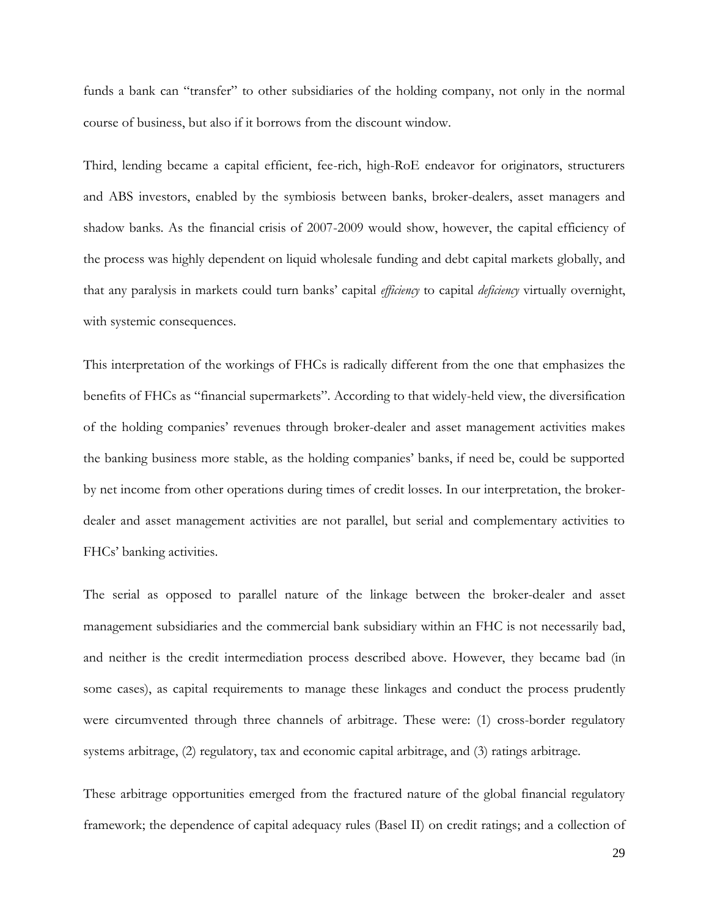funds a bank can "transfer" to other subsidiaries of the holding company, not only in the normal course of business, but also if it borrows from the discount window.

Third, lending became a capital efficient, fee-rich, high-RoE endeavor for originators, structurers and ABS investors, enabled by the symbiosis between banks, broker-dealers, asset managers and shadow banks. As the financial crisis of 2007-2009 would show, however, the capital efficiency of the process was highly dependent on liquid wholesale funding and debt capital markets globally, and that any paralysis in markets could turn banks' capital *efficiency* to capital *deficiency* virtually overnight, with systemic consequences.

This interpretation of the workings of FHCs is radically different from the one that emphasizes the benefits of FHCs as "financial supermarkets". According to that widely-held view, the diversification of the holding companies' revenues through broker-dealer and asset management activities makes the banking business more stable, as the holding companies' banks, if need be, could be supported by net income from other operations during times of credit losses. In our interpretation, the broker-dealer and asset management activities are not parallel, but serial and complementary activities to FHCs' banking activities.

The serial as opposed to parallel nature of the linkage between the broker-dealer and asset management subsidiaries and the commercial bank subsidiary within an FHC is not necessarily bad, and neither is the credit intermediation process described above. However, they became bad (in some cases), as capital requirements to manage these linkages and conduct the process prudently were circumvented through three channels of arbitrage. These were: (1) cross-border regulatory systems arbitrage, (2) regulatory, tax and economic capital arbitrage, and (3) ratings arbitrage.

These arbitrage opportunities emerged from the fractured nature of the global financial regulatory framework; the dependence of capital adequacy rules (Basel II) on credit ratings; and a collection of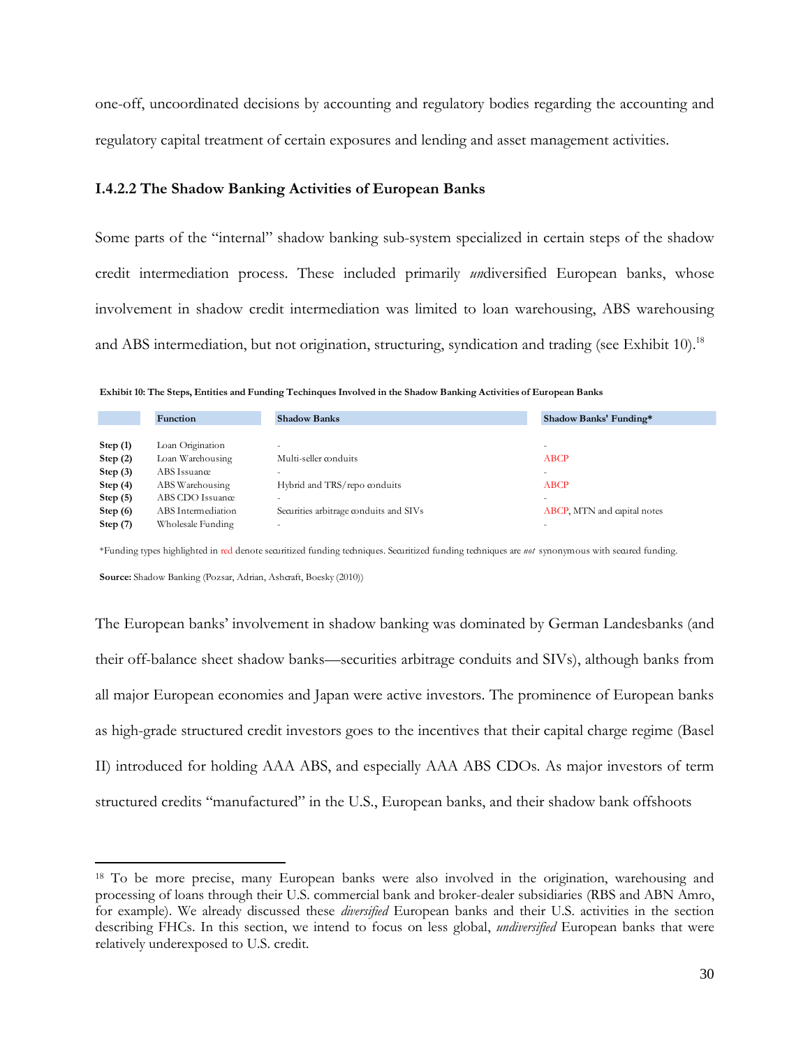one-off, uncoordinated decisions by accounting and regulatory bodies regarding the accounting and regulatory capital treatment of certain exposures and lending and asset management activities.

### I.4.2.2 The Shadow Banking Activities of European Banks

Some parts of the "internal" shadow banking sub-system specialized in certain steps of the shadow credit intermediation process. These included primarily *un*diversified European banks, whose involvement in shadow credit intermediation was limited to loan warehousing, ABS warehousing and ABS intermediation, but not origination, structuring, syndication and trading (see Exhibit 10).[18]

**Exhibit 10: The Steps, Entities and Funding Techinques Involved in the Shadow Banking Activities of European Banks**

| | Function | Shadow Banks | Shadow Banks' Funding* |
|---|---|---|---|
| **Step (1)** | Loan Origination | - | - |
| **Step (2)** | Loan Warehousing | Multi-seller conduits | ABCP |
| **Step (3)** | ABS Issuance | - | - |
| **Step (4)** | ABS Warehousing | Hybrid and TRS/repo conduits | ABCP |
| **Step (5)** | ABS CDO Issuance | - | - |
| **Step (6)** | ABS Intermediation | Securities arbitrage conduits and SIVs | ABCP, MTN and capital notes |
| **Step (7)** | Wholesale Funding | - | - |

*Funding types highlighted in red denote securitized funding techniques. Securitized funding techniques are *not* synonymous with secured funding.

**Source:** Shadow Banking (Pozsar, Adrian, Ashcraft, Boesky (2010))

The European banks' involvement in shadow banking was dominated by German Landesbanks (and their off-balance sheet shadow banks—securities arbitrage conduits and SIVs), although banks from all major European economies and Japan were active investors. The prominence of European banks as high-grade structured credit investors goes to the incentives that their capital charge regime (Basel II) introduced for holding AAA ABS, and especially AAA ABS CDOs. As major investors of term structured credits "manufactured" in the U.S., European banks, and their shadow bank offshoots

[18] To be more precise, many European banks were also involved in the origination, warehousing and processing of loans through their U.S. commercial bank and broker-dealer subsidiaries (RBS and ABN Amro, for example). We already discussed these *diversified* European banks and their U.S. activities in the section describing FHCs. In this section, we intend to focus on less global, *undiversified* European banks that were relatively underexposed to U.S. credit.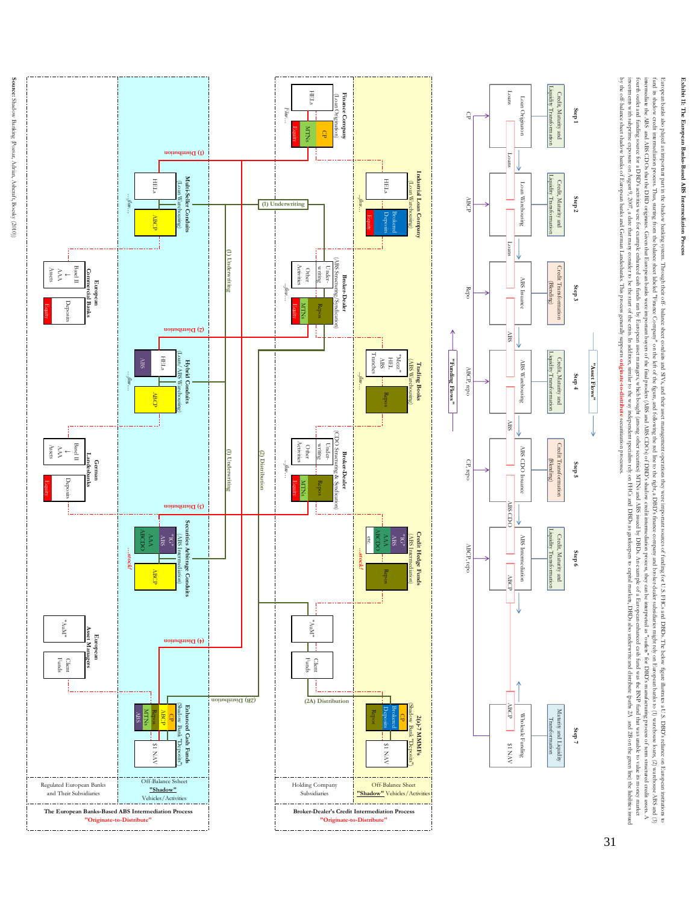**Exhibit 11: The European Banks-Based ABS Intermediation Process**

European banks also played an important part in the shadow banking system. Through their off- balance sheet conduits and SIVs, and their asset management operations they were important sources of funding for U.S. FHCs and DBDs. The below figure illustrates a U.S. DBD's reliance on European institutions to fund its shadow credit intermediation process. Thus, starting from the balance sheet labeled "Finance Company" on the left of the figure, and following the red line to the right, a DBD's finance company and broker-dealer subsidiaries might rely on European banks to (1) warehouse loans, (2) warehouse ABS and (3) intermediate the ABS and ABS CDOs that the DBD originates. Given that European banks were important buyers of the final product (ABS and ABS CDOs) of DBD's shadow credit intermediation process, they can be interpreted as "outlets" for DBD's manufacturing process of term structured credit assets. A fourth outlet and funding source for a DBD's activities were for example enhanced cash funds run by European asset managers, which bought (among other securities) MTNs and ABS issued by DBDs. An example of a European enhanced cash fund was the BNP fund that was unable to value its money market investments with subprime exposure on August 9, 2007, a date that many consider to be the start of the crisis. In addition, similar to the way independent specialists rely on FHCs and DBDs as gatekeepers to capital markets, DBDs also underwrite and distribute (paths 2A and 2B on the green line) the liabilities issued by the off-balance sheet shadow banks of European banks and German Landesbanks. This process generally supports **originate-to-distribute** securitization processes.

Source: Shadow Banking (Pozsar, Adrian, Ashcraft, Boesky (2010))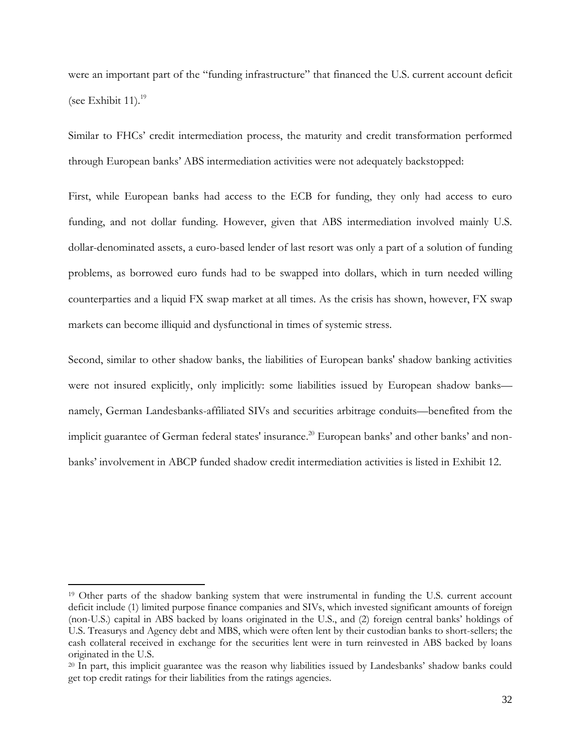were an important part of the "funding infrastructure" that financed the U.S. current account deficit (see Exhibit 11).[19]

Similar to FHCs' credit intermediation process, the maturity and credit transformation performed through European banks' ABS intermediation activities were not adequately backstopped:

First, while European banks had access to the ECB for funding, they only had access to euro funding, and not dollar funding. However, given that ABS intermediation involved mainly U.S. dollar-denominated assets, a euro-based lender of last resort was only a part of a solution of funding problems, as borrowed euro funds had to be swapped into dollars, which in turn needed willing counterparties and a liquid FX swap market at all times. As the crisis has shown, however, FX swap markets can become illiquid and dysfunctional in times of systemic stress.

Second, similar to other shadow banks, the liabilities of European banks' shadow banking activities were not insured explicitly, only implicitly: some liabilities issued by European shadow banks—namely, German Landesbanks-affiliated SIVs and securities arbitrage conduits—benefited from the implicit guarantee of German federal states' insurance.[20] European banks' and other banks' and non-banks' involvement in ABCP funded shadow credit intermediation activities is listed in Exhibit 12.

---

[19] Other parts of the shadow banking system that were instrumental in funding the U.S. current account deficit include (1) limited purpose finance companies and SIVs, which invested significant amounts of foreign (non-U.S.) capital in ABS backed by loans originated in the U.S., and (2) foreign central banks' holdings of U.S. Treasurys and Agency debt and MBS, which were often lent by their custodian banks to short-sellers; the cash collateral received in exchange for the securities lent were in turn reinvested in ABS backed by loans originated in the U.S.

[20] In part, this implicit guarantee was the reason why liabilities issued by Landesbanks' shadow banks could get top credit ratings for their liabilities from the ratings agencies.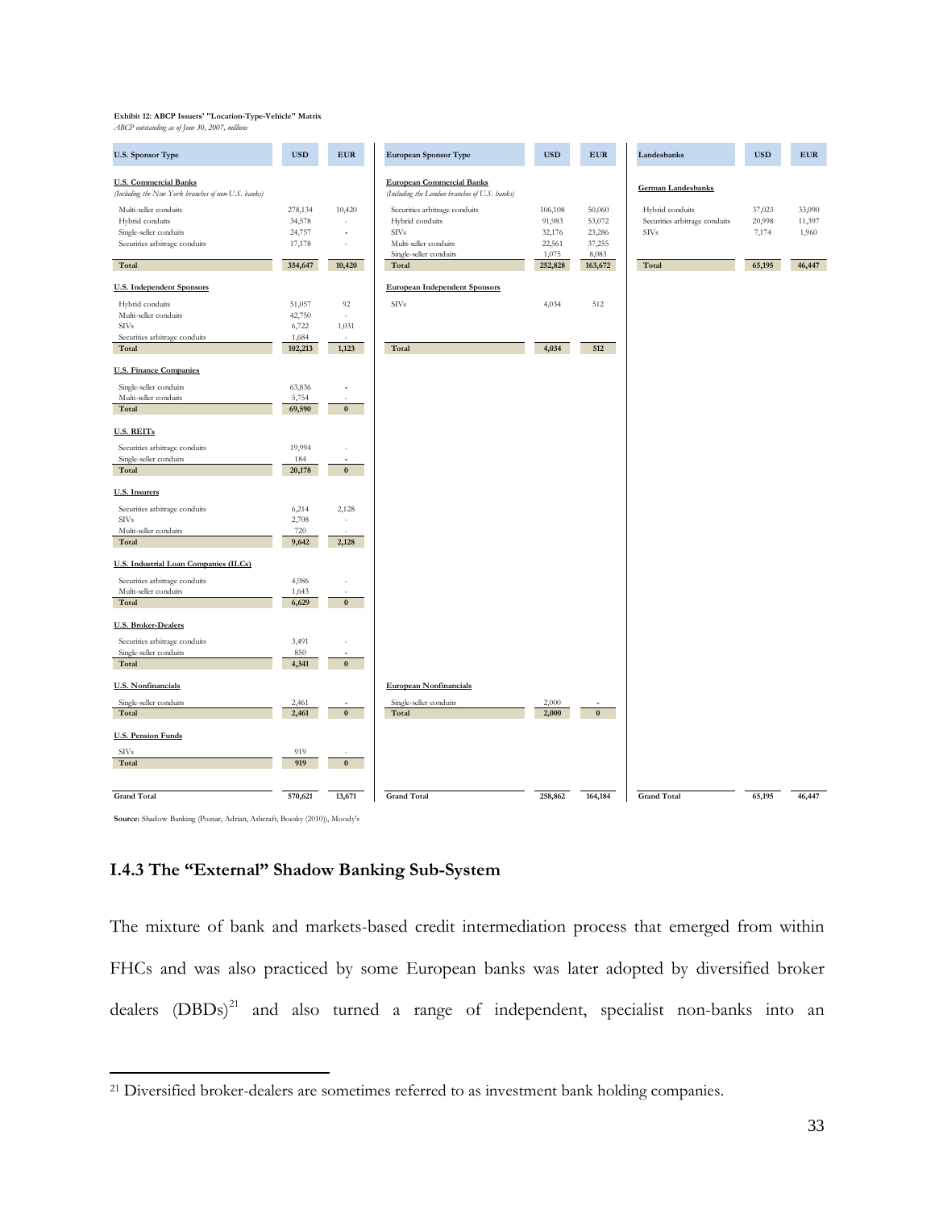**Exhibit 12: ABCP Issuers' "Location-Type-Vehicle" Matrix**
*ABCP outstanding as of June 30, 2007, millions*

| U.S. Sponsor Type | USD | EUR |
|---|---|---|
| **U.S. Commercial Banks** *(Including the New York branches of non-U.S. banks)* | | |
| Multi-seller conduits | 278,134 | 10,420 |
| Hybrid conduits | 34,578 | - |
| Single-seller conduits | 24,757 | - |
| Securities arbitrage conduits | 17,178 | - |
| **Total** | **354,647** | **10,420** |
| **U.S. Independent Sponsors** | | |
| Hybrid conduits | 51,057 | 92 |
| Multi-seller conduits | 42,750 | - |
| SIVs | 6,722 | 1,031 |
| Securities arbitrage conduits | 1,684 | - |
| **Total** | **102,213** | **1,123** |
| **U.S. Finance Companies** | | |
| Single-seller conduits | 63,836 | - |
| Multi-seller conduits | 5,754 | - |
| **Total** | **69,590** | **0** |
| **U.S. REITs** | | |
| Securities arbitrage conduits | 19,994 | - |
| Single-seller conduits | 184 | - |
| **Total** | **20,178** | **0** |
| **U.S. Insurers** | | |
| Securities arbitrage conduits | 6,214 | 2,128 |
| SIVs | 2,708 | - |
| Multi-seller conduits | 720 | - |
| **Total** | **9,642** | **2,128** |
| **U.S. Industrial Loan Companies (ILCs)** | | |
| Securities arbitrage conduits | 4,986 | - |
| Multi-seller conduits | 1,643 | - |
| **Total** | **6,629** | **0** |
| **U.S. Broker-Dealers** | | |
| Securities arbitrage conduits | 3,491 | - |
| Single-seller conduits | 850 | - |
| **Total** | **4,341** | **0** |
| **U.S. Nonfinancials** | | |
| Single-seller conduits | 2,461 | - |
| **Total** | **2,461** | **0** |
| **U.S. Pension Funds** | | |
| SIVs | 919 | - |
| **Total** | **919** | **0** |
| **Grand Total** | **570,621** | **13,671** |

| European Sponsor Type | USD | EUR |
|---|---|---|
| **European Commercial Banks** *(Including the London branches of U.S. banks)* | | |
| Securities arbitrage conduits | 106,108 | 50,060 |
| Hybrid conduits | 91,983 | 53,072 |
| SIVs | 32,176 | 23,286 |
| Multi-seller conduits | 22,561 | 37,255 |
| Single-seller conduits | 1,075 | 8,083 |
| **Total** | **252,828** | **163,672** |
| **European Independent Sponsors** | | |
| SIVs | 4,034 | 512 |
| **Total** | **4,034** | **512** |
| **European Nonfinancials** | | |
| Single-seller conduits | 2,000 | - |
| **Total** | **2,000** | **0** |
| **Grand Total** | **258,862** | **164,184** |

| Landesbanks | USD | EUR |
|---|---|---|
| **German Landesbanks** | | |
| Hybrid conduits | 37,023 | 33,090 |
| Securities arbitrage conduits | 20,998 | 11,397 |
| SIVs | 7,174 | 1,960 |
| **Total** | **65,195** | **46,447** |
| **Grand Total** | **65,195** | **46,447** |

**Source:** Shadow Banking (Pozsar, Adrian, Ashcraft, Boesky (2010)), Moody's

### I.4.3 The "External" Shadow Banking Sub-System

The mixture of bank and markets-based credit intermediation process that emerged from within FHCs and was also practiced by some European banks was later adopted by diversified broker dealers (DBDs)[21] and also turned a range of independent, specialist non-banks into an

[21] Diversified broker-dealers are sometimes referred to as investment bank holding companies.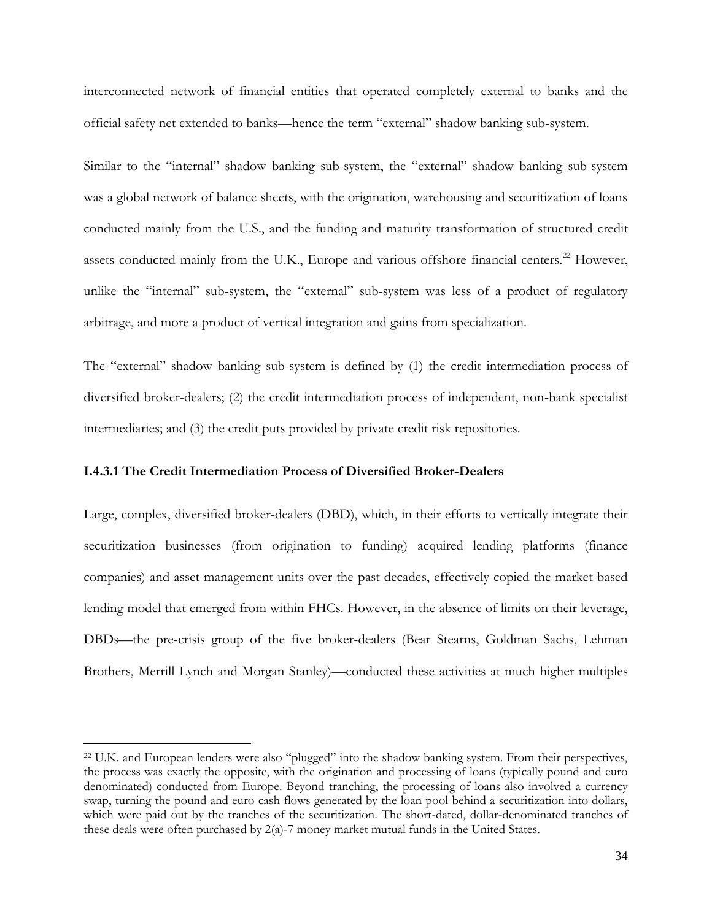interconnected network of financial entities that operated completely external to banks and the official safety net extended to banks—hence the term "external" shadow banking sub-system.

Similar to the "internal" shadow banking sub-system, the "external" shadow banking sub-system was a global network of balance sheets, with the origination, warehousing and securitization of loans conducted mainly from the U.S., and the funding and maturity transformation of structured credit assets conducted mainly from the U.K., Europe and various offshore financial centers.[22] However, unlike the "internal" sub-system, the "external" sub-system was less of a product of regulatory arbitrage, and more a product of vertical integration and gains from specialization.

The "external" shadow banking sub-system is defined by (1) the credit intermediation process of diversified broker-dealers; (2) the credit intermediation process of independent, non-bank specialist intermediaries; and (3) the credit puts provided by private credit risk repositories.

### I.4.3.1 The Credit Intermediation Process of Diversified Broker-Dealers

Large, complex, diversified broker-dealers (DBD), which, in their efforts to vertically integrate their securitization businesses (from origination to funding) acquired lending platforms (finance companies) and asset management units over the past decades, effectively copied the market-based lending model that emerged from within FHCs. However, in the absence of limits on their leverage, DBDs—the pre-crisis group of the five broker-dealers (Bear Stearns, Goldman Sachs, Lehman Brothers, Merrill Lynch and Morgan Stanley)—conducted these activities at much higher multiples

[22] U.K. and European lenders were also "plugged" into the shadow banking system. From their perspectives, the process was exactly the opposite, with the origination and processing of loans (typically pound and euro denominated) conducted from Europe. Beyond tranching, the processing of loans also involved a currency swap, turning the pound and euro cash flows generated by the loan pool behind a securitization into dollars, which were paid out by the tranches of the securitization. The short-dated, dollar-denominated tranches of these deals were often purchased by 2(a)-7 money market mutual funds in the United States.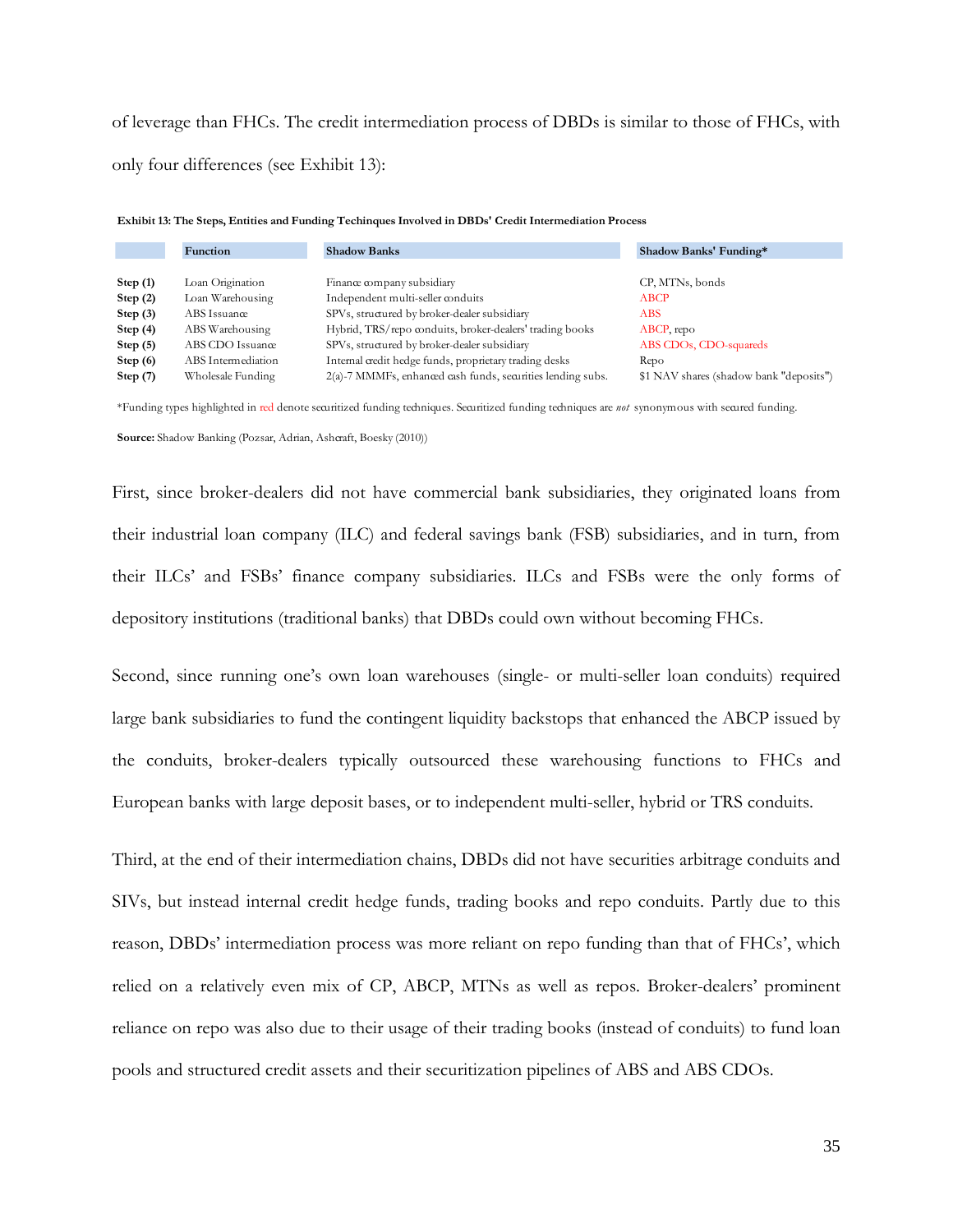of leverage than FHCs. The credit intermediation process of DBDs is similar to those of FHCs, with only four differences (see Exhibit 13):

**Exhibit 13: The Steps, Entities and Funding Techinques Involved in DBDs' Credit Intermediation Process**

| | Function | Shadow Banks | Shadow Banks' Funding* |
|---|---|---|---|
| **Step (1)** | Loan Origination | Finance company subsidiary | CP, MTNs, bonds |
| **Step (2)** | Loan Warehousing | Independent multi-seller conduits | ABCP |
| **Step (3)** | ABS Issuance | SPVs, structured by broker-dealer subsidiary | ABS |
| **Step (4)** | ABS Warehousing | Hybrid, TRS/repo conduits, broker-dealers' trading books | ABCP, repo |
| **Step (5)** | ABS CDO Issuance | SPVs, structured by broker-dealer subsidiary | ABS CDOs, CDO-squareds |
| **Step (6)** | ABS Intermediation | Internal credit hedge funds, proprietary trading desks | Repo |
| **Step (7)** | Wholesale Funding | 2(a)-7 MMMFs, enhanced cash funds, securities lending subs. | $1 NAV shares (shadow bank "deposits") |

*Funding types highlighted in red denote securitized funding techniques. Securitized funding techniques are *not* synonymous with secured funding.

**Source:** Shadow Banking (Pozsar, Adrian, Ashcraft, Boesky (2010))

First, since broker-dealers did not have commercial bank subsidiaries, they originated loans from their industrial loan company (ILC) and federal savings bank (FSB) subsidiaries, and in turn, from their ILCs' and FSBs' finance company subsidiaries. ILCs and FSBs were the only forms of depository institutions (traditional banks) that DBDs could own without becoming FHCs.

Second, since running one's own loan warehouses (single- or multi-seller loan conduits) required large bank subsidiaries to fund the contingent liquidity backstops that enhanced the ABCP issued by the conduits, broker-dealers typically outsourced these warehousing functions to FHCs and European banks with large deposit bases, or to independent multi-seller, hybrid or TRS conduits.

Third, at the end of their intermediation chains, DBDs did not have securities arbitrage conduits and SIVs, but instead internal credit hedge funds, trading books and repo conduits. Partly due to this reason, DBDs' intermediation process was more reliant on repo funding than that of FHCs', which relied on a relatively even mix of CP, ABCP, MTNs as well as repos. Broker-dealers' prominent reliance on repo was also due to their usage of their trading books (instead of conduits) to fund loan pools and structured credit assets and their securitization pipelines of ABS and ABS CDOs.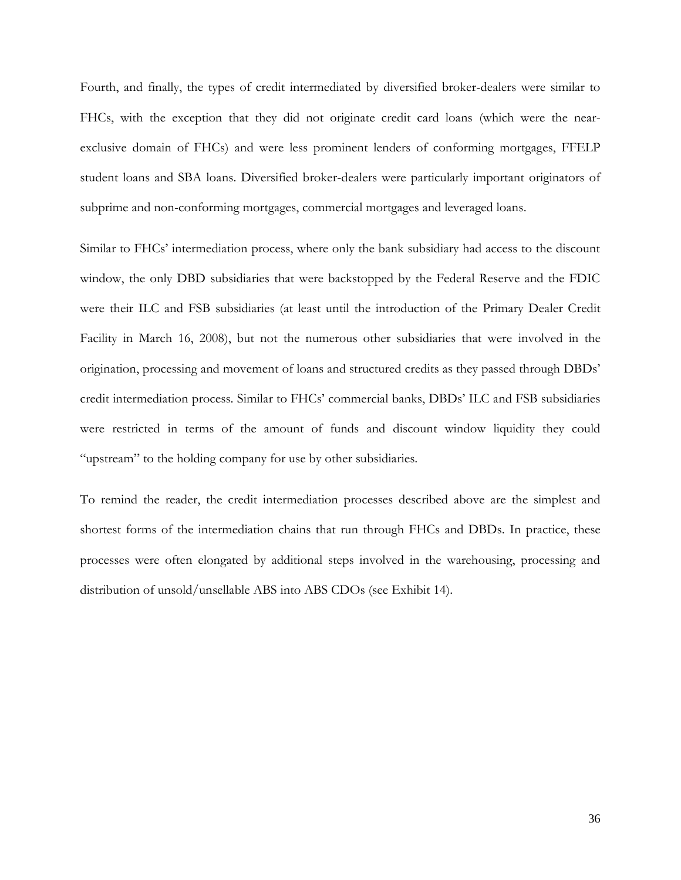Fourth, and finally, the types of credit intermediated by diversified broker-dealers were similar to FHCs, with the exception that they did not originate credit card loans (which were the near-exclusive domain of FHCs) and were less prominent lenders of conforming mortgages, FFELP student loans and SBA loans. Diversified broker-dealers were particularly important originators of subprime and non-conforming mortgages, commercial mortgages and leveraged loans.

Similar to FHCs' intermediation process, where only the bank subsidiary had access to the discount window, the only DBD subsidiaries that were backstopped by the Federal Reserve and the FDIC were their ILC and FSB subsidiaries (at least until the introduction of the Primary Dealer Credit Facility in March 16, 2008), but not the numerous other subsidiaries that were involved in the origination, processing and movement of loans and structured credits as they passed through DBDs' credit intermediation process. Similar to FHCs' commercial banks, DBDs' ILC and FSB subsidiaries were restricted in terms of the amount of funds and discount window liquidity they could "upstream" to the holding company for use by other subsidiaries.

To remind the reader, the credit intermediation processes described above are the simplest and shortest forms of the intermediation chains that run through FHCs and DBDs. In practice, these processes were often elongated by additional steps involved in the warehousing, processing and distribution of unsold/unsellable ABS into ABS CDOs (see Exhibit 14).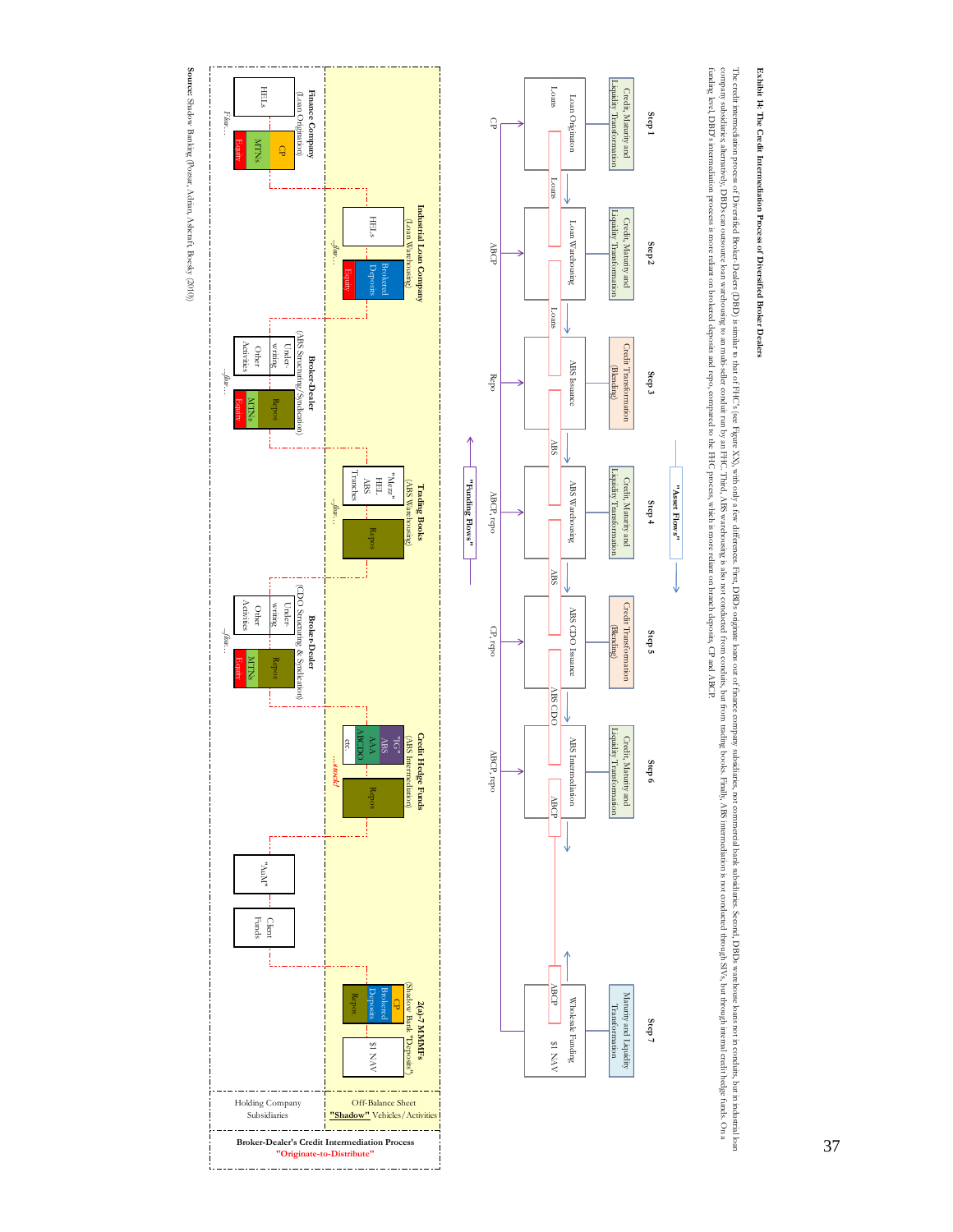**Exhibit 14: The Credit Intermediation Process of Diversified Broker-Dealers**

The credit intermediation process of Diversified Broker-Dealers (DBD) is similar to that of FHC's (see Figure XX), with only a few differences. First, DBDs originate loans out of finance company subsidiaries, not commercial bank subsidiaries. Second, DBDs warehouse loans not in conduits, but in industrial loan company subsidiaries alternatively, DBDs can outsource loan warehousing to an multi-seller conduit run by an FHC. Third, ABS warehousing is also not conducted from conduits, but from trading books. Finally, ABS intermediation is not conducted through SIVs, but through internal credit hedge funds. On a funding level, DBD's intermediation process is more reliant on brokered deposits and repo, compared to the FHC process, which is more reliant on branch deposits, CP and ABCP.

**Broker-Dealer's Credit Intermediation Process "Originate-to-Distribute"**

| | Step 1 | Step 2 | Step 3 | Step 4 | Step 5 | Step 6 | Step 7 |
|---|---|---|---|---|---|---|---|
| Transformation | Credit, Maturity and Liquidity Transformation | Credit, Maturity and Liquidity Transformation | Credit Transformation (Blending) | Credit, Maturity and Liquidity Transformation | Credit Transformation (Blending) | Credit, Maturity and Liquidity Transformation | Maturity and Liquidity Transformation |
| Activity | Loan Origination | Loan Warehousing | ABS Issuance | ABS Warehousing | ABS CDO Issuance | ABS Intermediation | Wholesale Funding |
| Asset | Loans | Loans | ABS | ABS | ABS CDO | ABCP | ABCP / $1 NAV |
| Funding | CP | ABCP | Repo | ABCP, repo | CP, repo | ABCP, repo | |

"Asset Flows" / "Funding Flows"

**Off-Balance Sheet "Shadow" Vehicles/Activities:**
- Industrial Loan Company (Loan Warehousing): HELs | Brokered Deposits, Equity
- Trading Books (ABS Warehousing): "Mezz" HEL ABS Tranches | Repos
- Credit Hedge Funds (ABS Intermediation): "IG" ABS, AAA ABCDO, etc. | Repos — ...stock!
- 2(a)-7 MMFs (Shadow Bank "Deposits"): CP, Brokered Deposits, Repos | $1 NAV

**Holding Company Subsidiaries:**
- Finance Company (Loan Origination): HELs | CP, MTNs, Equity
- Broker-Dealer (ABS Structuring/Syndication): Underwriting, Other Activities | Repos, MTNs, Equity
- Broker-Dealer (CDO Structuring & Syndication): Underwriting, Other Activities | Repos, MTNs, Equity
- "AuM"
- Client Funds

**Source:** Shadow Banking (Pozsar, Adrian, Ashcraft, Boesky (2010))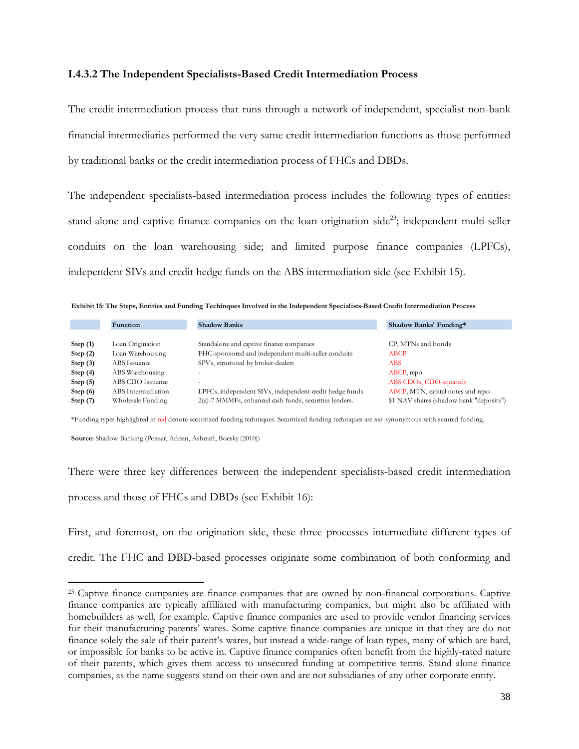### I.4.3.2 The Independent Specialists-Based Credit Intermediation Process

The credit intermediation process that runs through a network of independent, specialist non-bank financial intermediaries performed the very same credit intermediation functions as those performed by traditional banks or the credit intermediation process of FHCs and DBDs.

The independent specialists-based intermediation process includes the following types of entities: stand-alone and captive finance companies on the loan origination side[23]; independent multi-seller conduits on the loan warehousing side; and limited purpose finance companies (LPFCs), independent SIVs and credit hedge funds on the ABS intermediation side (see Exhibit 15).

**Exhibit 15: The Steps, Entities and Funding Techinques Involved in the Independent Specialists-Based Credit Intermediation Process**

| | Function | Shadow Banks | Shadow Banks' Funding* |
|---|---|---|---|
| **Step (1)** | Loan Origination | Standalone and captive finance companies | CP, MTNs and bonds |
| **Step (2)** | Loan Warehousing | FHC-sponsored and independent multi-seller conduits | ABCP |
| **Step (3)** | ABS Issuance | SPVs, structured by broker-dealers | ABS |
| **Step (4)** | ABS Warehousing | - | ABCP, repo |
| **Step (5)** | ABS CDO Issuance | - | ABS CDOs, CDO-squareds |
| **Step (6)** | ABS Intermediation | LPFCs, independent SIVs, independent credit hedge funds | ABCP, MTN, capital notes and repo |
| **Step (7)** | Wholesale Funding | 2(a)-7 MMMFs, enhanced cash funds, securities lenders. | $1 NAV shares (shadow bank "deposits") |

*Funding types highlighted in red denote securitized funding techniques. Securitized funding techniques are *not* synonymous with secured funding.

**Source:** Shadow Banking (Pozsar, Adrian, Ashcraft, Boesky (2010))

There were three key differences between the independent specialists-based credit intermediation process and those of FHCs and DBDs (see Exhibit 16):

First, and foremost, on the origination side, these three processes intermediate different types of credit. The FHC and DBD-based processes originate some combination of both conforming and

[23] Captive finance companies are finance companies that are owned by non-financial corporations. Captive finance companies are typically affiliated with manufacturing companies, but might also be affiliated with homebuilders as well, for example. Captive finance companies are used to provide vendor financing services for their manufacturing parents' wares. Some captive finance companies are unique in that they are do not finance solely the sale of their parent's wares, but instead a wide-range of loan types, many of which are hard, or impossible for banks to be active in. Captive finance companies often benefit from the highly-rated nature of their parents, which gives them access to unsecured funding at competitive terms. Stand alone finance companies, as the name suggests stand on their own and are not subsidiaries of any other corporate entity.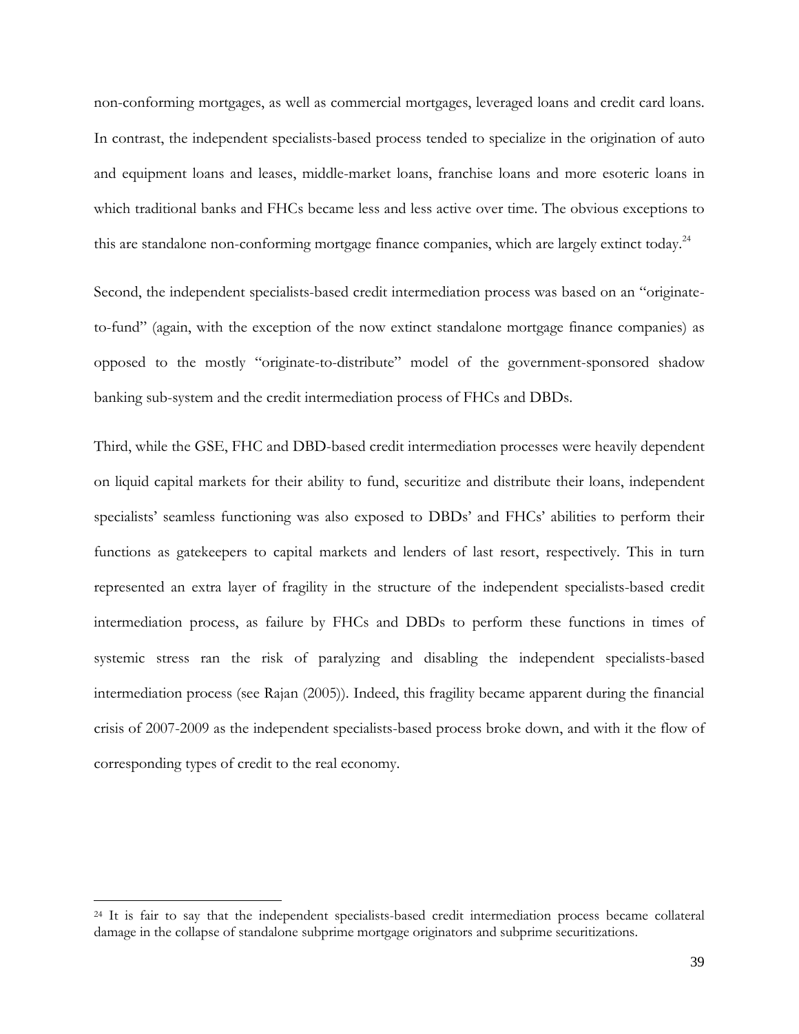non-conforming mortgages, as well as commercial mortgages, leveraged loans and credit card loans. In contrast, the independent specialists-based process tended to specialize in the origination of auto and equipment loans and leases, middle-market loans, franchise loans and more esoteric loans in which traditional banks and FHCs became less and less active over time. The obvious exceptions to this are standalone non-conforming mortgage finance companies, which are largely extinct today.[24]

Second, the independent specialists-based credit intermediation process was based on an "originate-to-fund" (again, with the exception of the now extinct standalone mortgage finance companies) as opposed to the mostly "originate-to-distribute" model of the government-sponsored shadow banking sub-system and the credit intermediation process of FHCs and DBDs.

Third, while the GSE, FHC and DBD-based credit intermediation processes were heavily dependent on liquid capital markets for their ability to fund, securitize and distribute their loans, independent specialists' seamless functioning was also exposed to DBDs' and FHCs' abilities to perform their functions as gatekeepers to capital markets and lenders of last resort, respectively. This in turn represented an extra layer of fragility in the structure of the independent specialists-based credit intermediation process, as failure by FHCs and DBDs to perform these functions in times of systemic stress ran the risk of paralyzing and disabling the independent specialists-based intermediation process (see Rajan (2005)). Indeed, this fragility became apparent during the financial crisis of 2007-2009 as the independent specialists-based process broke down, and with it the flow of corresponding types of credit to the real economy.

[24] It is fair to say that the independent specialists-based credit intermediation process became collateral damage in the collapse of standalone subprime mortgage originators and subprime securitizations.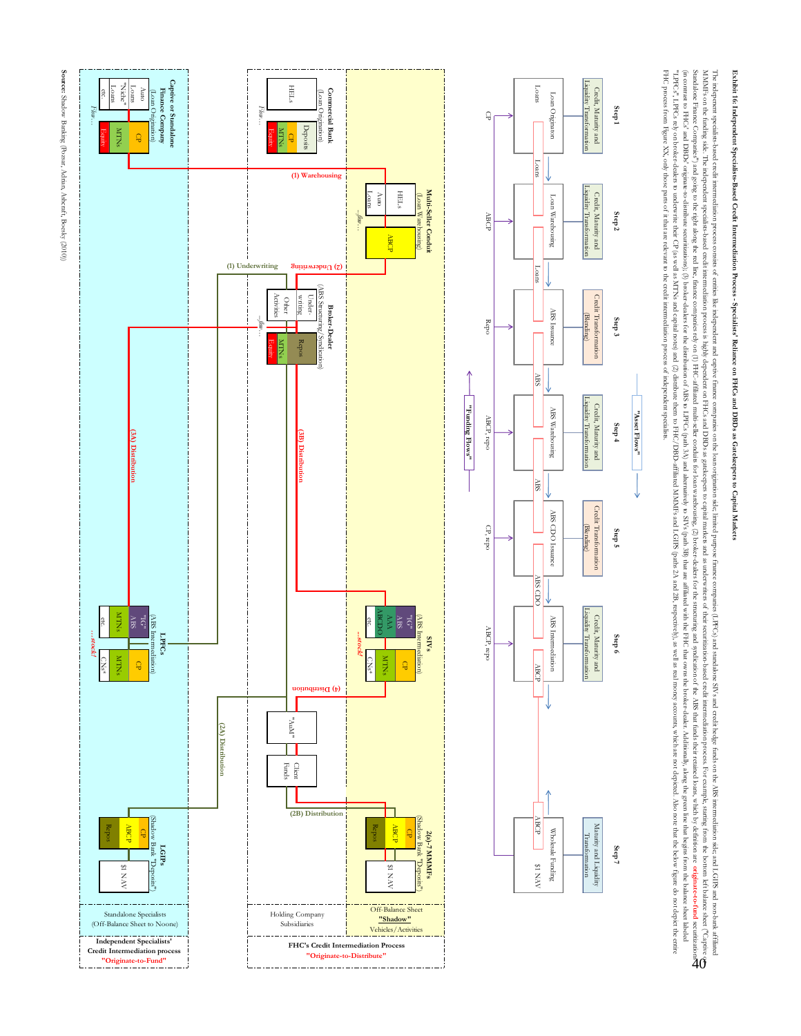**Exhibit 16: Independent Specialists-Based Credit Intermediation Process – Specialists' Reliance on FHCs and DBDs as Gatekeepers to Capital Markets**

The independent specialists-based credit intermediation process consists of entities like independent and captive finance companies on the loan origination side, limited purpose finance companies (LPFCs) and standalone SIVs and credit hedge funds on the ABS intermediation side, and LGIPs and non-bank affiliated MMMFs on the funding side. The independent specialists-based credit intermediation process is highly dependent on FHCs and DBDs as gatekeepers to capital markets and as underwriters of their securitization-based credit intermediation process. For example, starting from the bottom left balance sheet ("Captive or Standalone Finance Companies") and going to the right along the red line, finance companies rely on (1) FHC-affiliated multi-seller conduits for loan warehousing, (2) broker-dealers for the structuring and syndication of the ABS that funds their retained loans, which by definition are **originate-to-fund** securitizations (in contrast to FHCs' and DBDs' originate-to-distribute securitizations), (3) broker-dealers for the distribution of ABS to LPFCs (path 3A) and alternatively to SIVs (path 3B) that are affiliated with the FHC that owns the broker-dealer. Additionally, along the green line that begins from the balance sheet labeled "LPFCs", LPFCs rely on broker-dealers to underwrite their CP (as well as MTNs and capital notes) and (2) distribute them to FHC/DBD-affiliated MMMFs and LGIPs (paths 2A and 2B, respectively), as well as real money accounts, which are not depicted. Also note that the below figure do not depict the entire FHC process from Figure XX, only those parts of it that are relevant to the credit intermediation process of independent specialists.

| | Step 1 | Step 2 | Step 3 | Step 4 | Step 5 | Step 6 | Step 7 |
|---|---|---|---|---|---|---|---|
| Transformation | Credit, Maturity and Liquidity Transformation | Credit, Maturity and Liquidity Transformation | Credit Transformation (Blending) | Credit, Maturity and Liquidity Transformation | Credit Transformation (Blending) | Credit, Maturity and Liquidity Transformation | Maturity and Liquidity Transformation |
| Activity | Loan Origination | Loan Warehousing | ABS Issuance | ABS Warehousing | ABS CDO Issuance | ABS Intermediation | Wholesale Funding |
| Asset | Loans | Loans | ABS | ABS | ABS CDO | ABCP | ABCP, $1 NAV |
| Funding | CP | ABCP | Repo | ABCP, repo | CP, repo | ABCP, repo | |

"Asset Flows" / "Funding Flows"

**FHC's Credit Intermediation Process "Originate-to-Distribute"**

- Holding Company Subsidiaries: Commercial Bank (Loan Origination) — HELs; Deposits, CP, MTNs, Equity; Broker-Dealer (ABS Structuring/Syndication) — Underwriting, Other Activities; Repos, MTNs, Equity; "AuM"; Client Funds
- Off-Balance Sheet "Shadow" Vehicles/Activities: Multi-Seller Conduit (Loan Warehousing) — HELs, Auto Loans; ABCP; SIVs (ABS Intermediation) — "IG" ABS, AAA ABCDO, etc.; CP, MTNs, CNs* ...stock!; 2(a)-7 MMMFs (Shadow Bank "Deposits") — CP, ABCP, Repos; $1 NAV

**Independent Specialists' Credit Intermediation process "Originate-to-Fund"**

- Standalone Specialists (Off-Balance Sheet to Noone): Captive or Standalone Finance Company (Loan Origination) — Auto Loans, "Niche" Loans, etc.; CP, MTNs, Equity; LPFCs (ABS Intermediation) — "IG" ABS, MTNs, etc.; CP, MTNs, CNs* ...stock!; LGIPs (Shadow Bank "Deposits") — CP, ABCP, Repos; $1 NAV

Paths: (1) Warehousing; (2) Underwriting; (3A) Distribution; (3B) Distribution; (4) Distribution; (1) Underwriting; (2A) Distribution; (2B) Distribution

**Source:** Shadow Banking (Pozsar, Adrian, Ashcraft, Boesky (2010))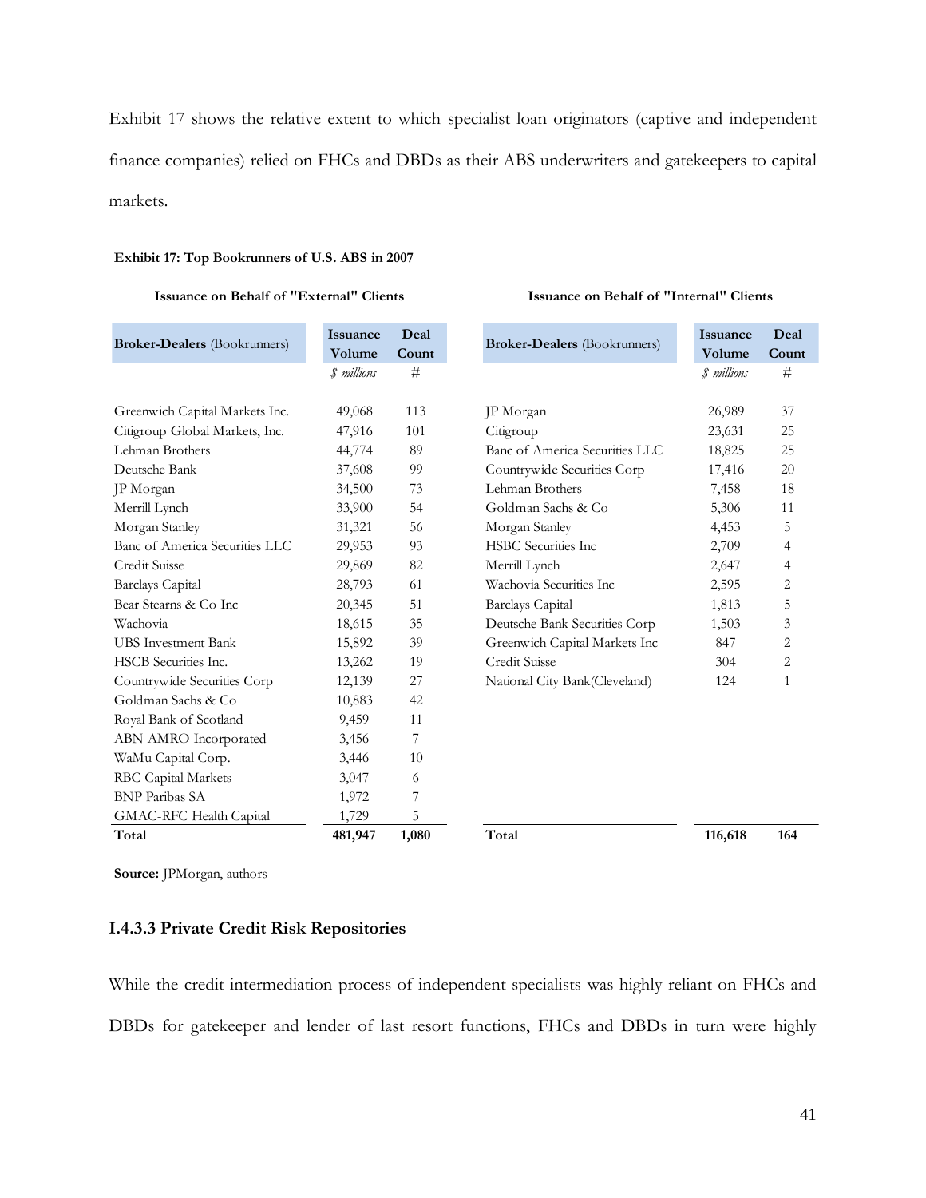Exhibit 17 shows the relative extent to which specialist loan originators (captive and independent finance companies) relied on FHCs and DBDs as their ABS underwriters and gatekeepers to capital markets.

**Exhibit 17: Top Bookrunners of U.S. ABS in 2007**

**Issuance on Behalf of "External" Clients**

| **Broker-Dealers** (Bookrunners) | **Issuance Volume** | **Deal Count** |
|---|---|---|
| | *$ millions* | # |
| Greenwich Capital Markets Inc. | 49,068 | 113 |
| Citigroup Global Markets, Inc. | 47,916 | 101 |
| Lehman Brothers | 44,774 | 89 |
| Deutsche Bank | 37,608 | 99 |
| JP Morgan | 34,500 | 73 |
| Merrill Lynch | 33,900 | 54 |
| Morgan Stanley | 31,321 | 56 |
| Banc of America Securities LLC | 29,953 | 93 |
| Credit Suisse | 29,869 | 82 |
| Barclays Capital | 28,793 | 61 |
| Bear Stearns & Co Inc | 20,345 | 51 |
| Wachovia | 18,615 | 35 |
| UBS Investment Bank | 15,892 | 39 |
| HSCB Securities Inc. | 13,262 | 19 |
| Countrywide Securities Corp | 12,139 | 27 |
| Goldman Sachs & Co | 10,883 | 42 |
| Royal Bank of Scotland | 9,459 | 11 |
| ABN AMRO Incorporated | 3,456 | 7 |
| WaMu Capital Corp. | 3,446 | 10 |
| RBC Capital Markets | 3,047 | 6 |
| BNP Paribas SA | 1,972 | 7 |
| GMAC-RFC Health Capital | 1,729 | 5 |
| **Total** | **481,947** | **1,080** |

**Issuance on Behalf of "Internal" Clients**

| **Broker-Dealers** (Bookrunners) | **Issuance Volume** | **Deal Count** |
|---|---|---|
| | *$ millions* | # |
| JP Morgan | 26,989 | 37 |
| Citigroup | 23,631 | 25 |
| Banc of America Securities LLC | 18,825 | 25 |
| Countrywide Securities Corp | 17,416 | 20 |
| Lehman Brothers | 7,458 | 18 |
| Goldman Sachs & Co | 5,306 | 11 |
| Morgan Stanley | 4,453 | 5 |
| HSBC Securities Inc | 2,709 | 4 |
| Merrill Lynch | 2,647 | 4 |
| Wachovia Securities Inc | 2,595 | 2 |
| Barclays Capital | 1,813 | 5 |
| Deutsche Bank Securities Corp | 1,503 | 3 |
| Greenwich Capital Markets Inc | 847 | 2 |
| Credit Suisse | 304 | 2 |
| National City Bank(Cleveland) | 124 | 1 |
| **Total** | **116,618** | **164** |

**Source:** JPMorgan, authors

### I.4.3.3 Private Credit Risk Repositories

While the credit intermediation process of independent specialists was highly reliant on FHCs and DBDs for gatekeeper and lender of last resort functions, FHCs and DBDs in turn were highly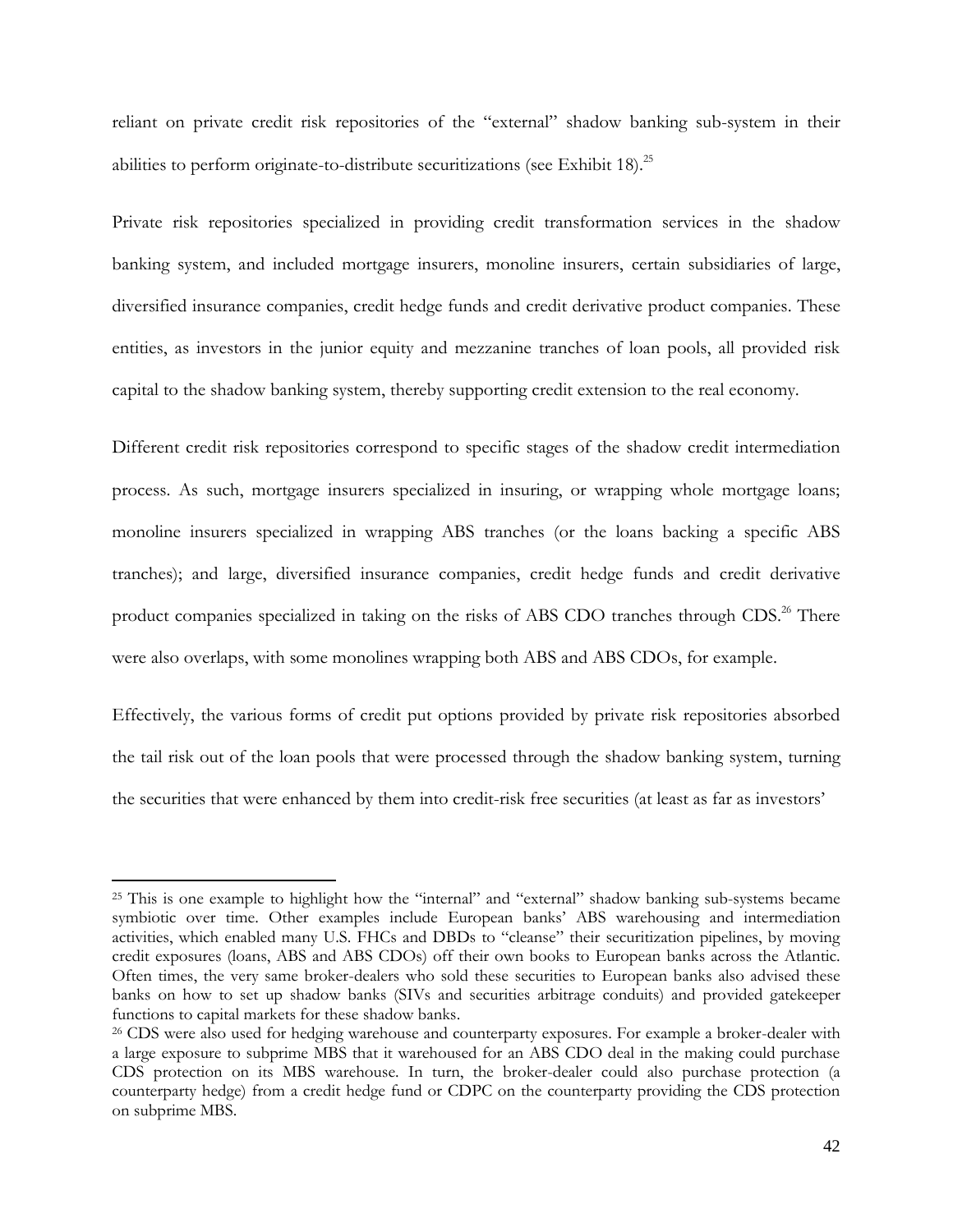reliant on private credit risk repositories of the "external" shadow banking sub-system in their abilities to perform originate-to-distribute securitizations (see Exhibit 18).[25]

Private risk repositories specialized in providing credit transformation services in the shadow banking system, and included mortgage insurers, monoline insurers, certain subsidiaries of large, diversified insurance companies, credit hedge funds and credit derivative product companies. These entities, as investors in the junior equity and mezzanine tranches of loan pools, all provided risk capital to the shadow banking system, thereby supporting credit extension to the real economy.

Different credit risk repositories correspond to specific stages of the shadow credit intermediation process. As such, mortgage insurers specialized in insuring, or wrapping whole mortgage loans; monoline insurers specialized in wrapping ABS tranches (or the loans backing a specific ABS tranches); and large, diversified insurance companies, credit hedge funds and credit derivative product companies specialized in taking on the risks of ABS CDO tranches through CDS.[26] There were also overlaps, with some monolines wrapping both ABS and ABS CDOs, for example.

Effectively, the various forms of credit put options provided by private risk repositories absorbed the tail risk out of the loan pools that were processed through the shadow banking system, turning the securities that were enhanced by them into credit-risk free securities (at least as far as investors'

---

[25] This is one example to highlight how the "internal" and "external" shadow banking sub-systems became symbiotic over time. Other examples include European banks' ABS warehousing and intermediation activities, which enabled many U.S. FHCs and DBDs to "cleanse" their securitization pipelines, by moving credit exposures (loans, ABS and ABS CDOs) off their own books to European banks across the Atlantic. Often times, the very same broker-dealers who sold these securities to European banks also advised these banks on how to set up shadow banks (SIVs and securities arbitrage conduits) and provided gatekeeper functions to capital markets for these shadow banks.

[26] CDS were also used for hedging warehouse and counterparty exposures. For example a broker-dealer with a large exposure to subprime MBS that it warehoused for an ABS CDO deal in the making could purchase CDS protection on its MBS warehouse. In turn, the broker-dealer could also purchase protection (a counterparty hedge) from a credit hedge fund or CDPC on the counterparty providing the CDS protection on subprime MBS.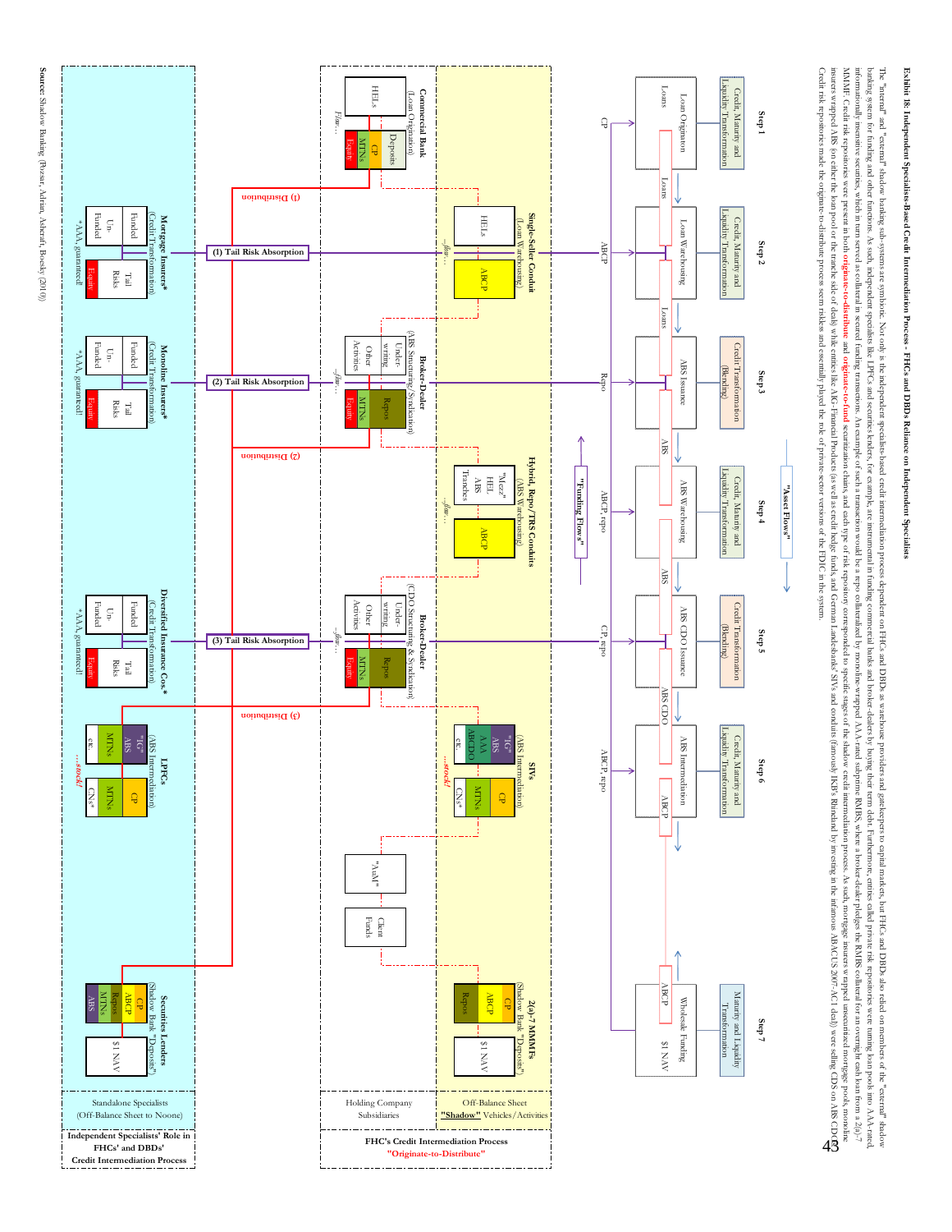**Exhibit 18: Independent Specialists-Based Credit Intermediation Process - FHCs and DBDs Reliance on Independent Specialists**

The "internal" and "external" shadow banking sub-systems are symbiotic. Not only is the independent specialists-based credit intermediation process dependent on FHCs and DBDs as warehouse providers and gatekeepers to capital markets, but FHCs and DBDs also relied on members of the "external" shadow banking system for funding and other functions. As such, independent specialists like LPPCs and securities lenders, for example, are instrumental in funding commercial banks and broker-dealers by buying their term debt. Furthermore, entities called private risk repositories were turning loan pools into AAA-rated, informationally insensitive securities, which in turn served as collateral in secured funding transactions. An example of such a transaction would be a repo collateralized by monoline-wrapped AAA-rated subprime RMBS, where a broker-dealer pledges the RMBS collateral for an overnight cash loan from a 2(a)-7 MMMF. Credit risk repositories were present in both **originate-to-distribute** and **originate-to-fund** securitization chains, and each type of risk repository corresponded to specific stages of the shadow credit intermediation process. As such, mortgage insurers wrapped ABS (on either the loan pool or the tranche side of deals) while entities like AIG-Financial Products (as well as credit hedge funds, and German Landesbanks' SIVs and conduits (famously IKB's Rhineland) by investing in the infamous ABACUS 2007-AC1 deal) were selling CDS on ABS CDOs. Credit risk repositories made the originate-to-distribute process seem riskless and essentially played the role of private-sector versions of the FDIC in the system.

Source: Shadow Banking (Pozsar, Adrian, Ashcraft, Boesky (2010))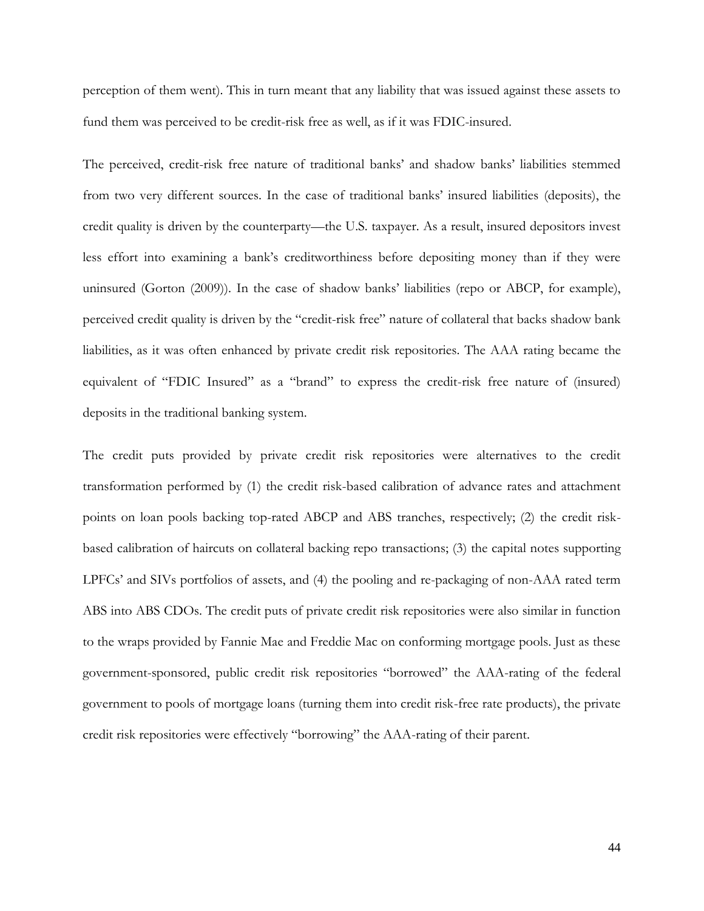perception of them went). This in turn meant that any liability that was issued against these assets to fund them was perceived to be credit-risk free as well, as if it was FDIC-insured.

The perceived, credit-risk free nature of traditional banks' and shadow banks' liabilities stemmed from two very different sources. In the case of traditional banks' insured liabilities (deposits), the credit quality is driven by the counterparty—the U.S. taxpayer. As a result, insured depositors invest less effort into examining a bank's creditworthiness before depositing money than if they were uninsured (Gorton (2009)). In the case of shadow banks' liabilities (repo or ABCP, for example), perceived credit quality is driven by the "credit-risk free" nature of collateral that backs shadow bank liabilities, as it was often enhanced by private credit risk repositories. The AAA rating became the equivalent of "FDIC Insured" as a "brand" to express the credit-risk free nature of (insured) deposits in the traditional banking system.

The credit puts provided by private credit risk repositories were alternatives to the credit transformation performed by (1) the credit risk-based calibration of advance rates and attachment points on loan pools backing top-rated ABCP and ABS tranches, respectively; (2) the credit risk-based calibration of haircuts on collateral backing repo transactions; (3) the capital notes supporting LPFCs' and SIVs portfolios of assets, and (4) the pooling and re-packaging of non-AAA rated term ABS into ABS CDOs. The credit puts of private credit risk repositories were also similar in function to the wraps provided by Fannie Mae and Freddie Mac on conforming mortgage pools. Just as these government-sponsored, public credit risk repositories "borrowed" the AAA-rating of the federal government to pools of mortgage loans (turning them into credit risk-free rate products), the private credit risk repositories were effectively "borrowing" the AAA-rating of their parent.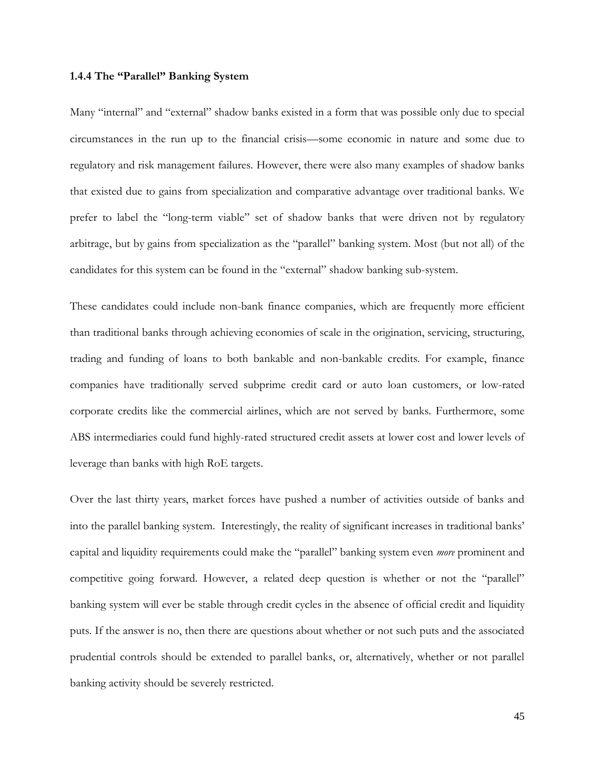### 1.4.4 The "Parallel" Banking System

Many "internal" and "external" shadow banks existed in a form that was possible only due to special circumstances in the run up to the financial crisis—some economic in nature and some due to regulatory and risk management failures. However, there were also many examples of shadow banks that existed due to gains from specialization and comparative advantage over traditional banks. We prefer to label the "long-term viable" set of shadow banks that were driven not by regulatory arbitrage, but by gains from specialization as the "parallel" banking system. Most (but not all) of the candidates for this system can be found in the "external" shadow banking sub-system.

These candidates could include non-bank finance companies, which are frequently more efficient than traditional banks through achieving economies of scale in the origination, servicing, structuring, trading and funding of loans to both bankable and non-bankable credits. For example, finance companies have traditionally served subprime credit card or auto loan customers, or low-rated corporate credits like the commercial airlines, which are not served by banks. Furthermore, some ABS intermediaries could fund highly-rated structured credit assets at lower cost and lower levels of leverage than banks with high RoE targets.

Over the last thirty years, market forces have pushed a number of activities outside of banks and into the parallel banking system. Interestingly, the reality of significant increases in traditional banks' capital and liquidity requirements could make the "parallel" banking system even *more* prominent and competitive going forward. However, a related deep question is whether or not the "parallel" banking system will ever be stable through credit cycles in the absence of official credit and liquidity puts. If the answer is no, then there are questions about whether or not such puts and the associated prudential controls should be extended to parallel banks, or, alternatively, whether or not parallel banking activity should be severely restricted.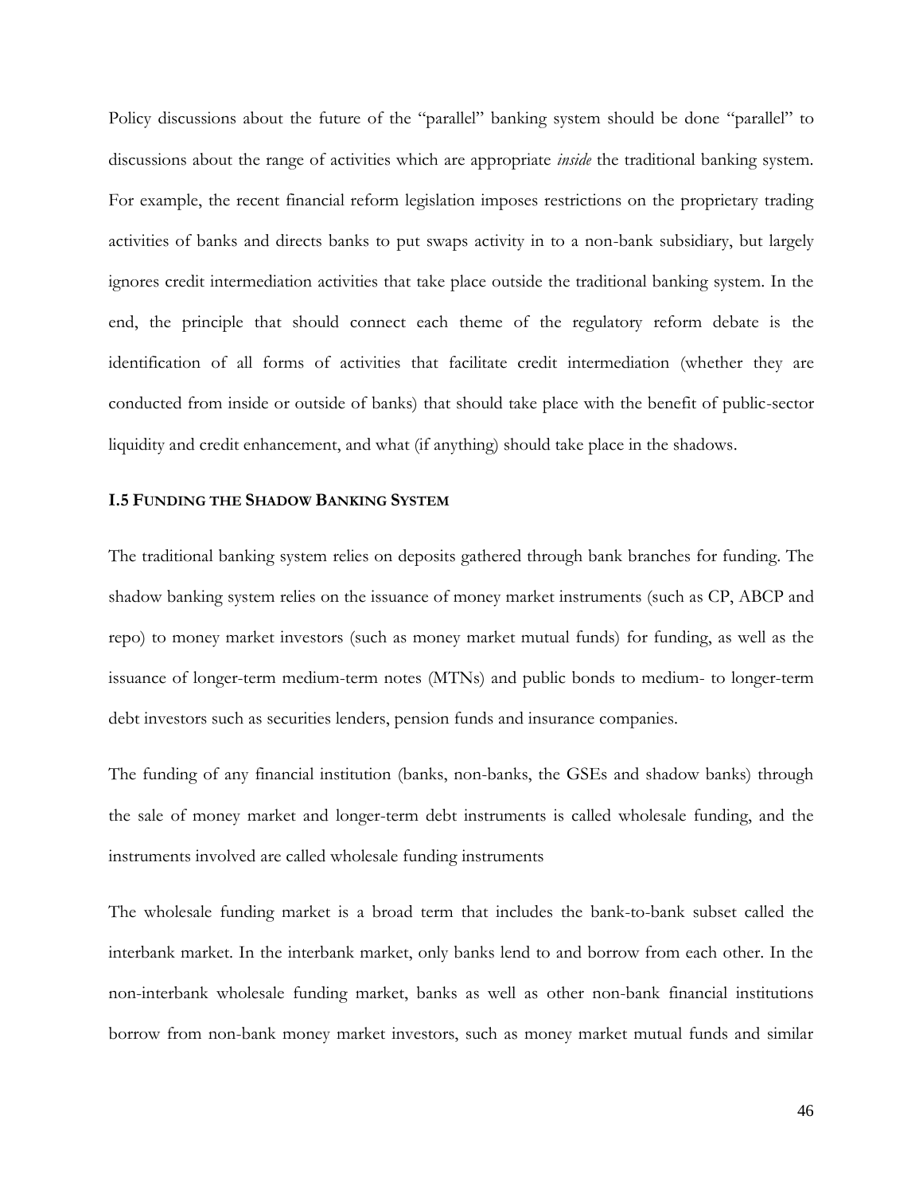Policy discussions about the future of the "parallel" banking system should be done "parallel" to discussions about the range of activities which are appropriate *inside* the traditional banking system. For example, the recent financial reform legislation imposes restrictions on the proprietary trading activities of banks and directs banks to put swaps activity in to a non-bank subsidiary, but largely ignores credit intermediation activities that take place outside the traditional banking system. In the end, the principle that should connect each theme of the regulatory reform debate is the identification of all forms of activities that facilitate credit intermediation (whether they are conducted from inside or outside of banks) that should take place with the benefit of public-sector liquidity and credit enhancement, and what (if anything) should take place in the shadows.

### I.5 Funding the Shadow Banking System

The traditional banking system relies on deposits gathered through bank branches for funding. The shadow banking system relies on the issuance of money market instruments (such as CP, ABCP and repo) to money market investors (such as money market mutual funds) for funding, as well as the issuance of longer-term medium-term notes (MTNs) and public bonds to medium- to longer-term debt investors such as securities lenders, pension funds and insurance companies.

The funding of any financial institution (banks, non-banks, the GSEs and shadow banks) through the sale of money market and longer-term debt instruments is called wholesale funding, and the instruments involved are called wholesale funding instruments

The wholesale funding market is a broad term that includes the bank-to-bank subset called the interbank market. In the interbank market, only banks lend to and borrow from each other. In the non-interbank wholesale funding market, banks as well as other non-bank financial institutions borrow from non-bank money market investors, such as money market mutual funds and similar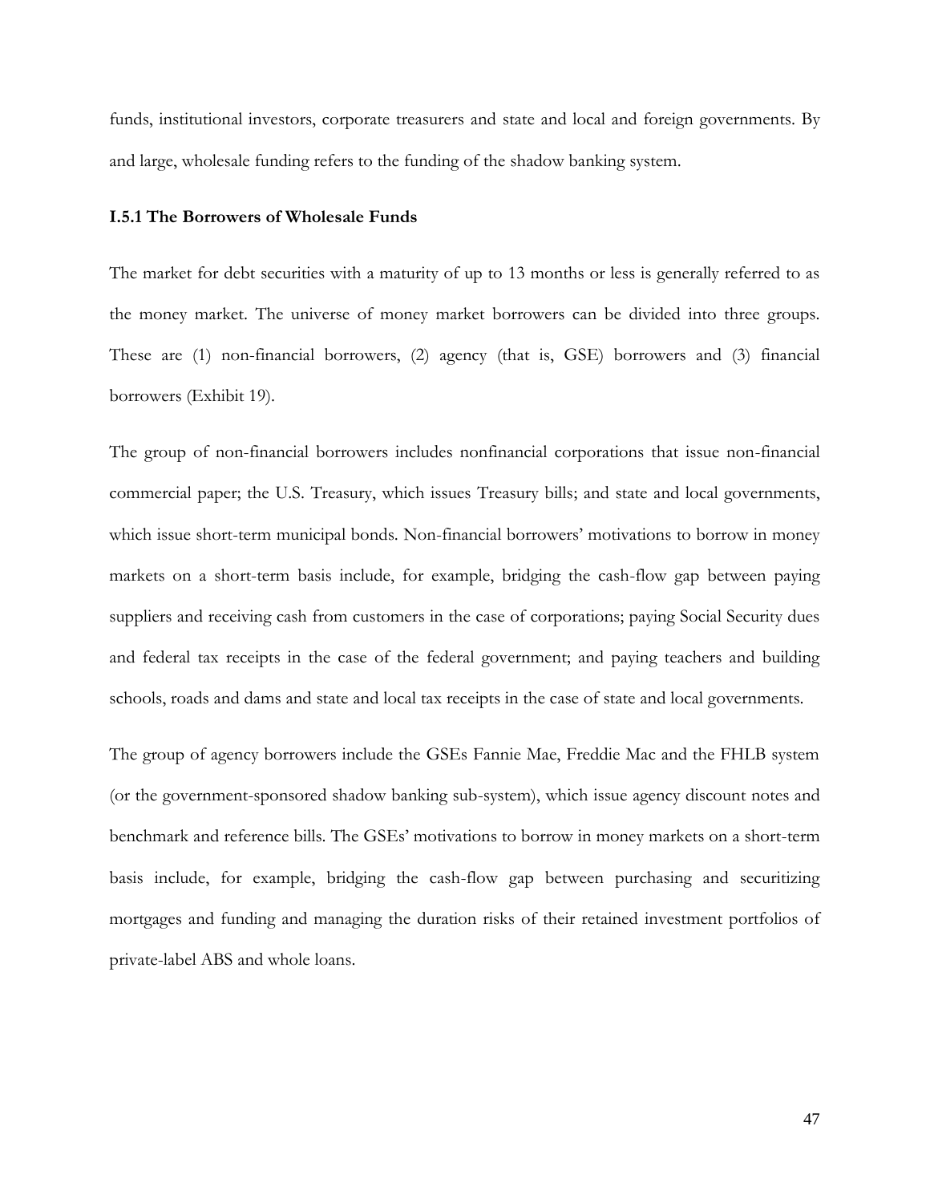funds, institutional investors, corporate treasurers and state and local and foreign governments. By and large, wholesale funding refers to the funding of the shadow banking system.

### I.5.1 The Borrowers of Wholesale Funds

The market for debt securities with a maturity of up to 13 months or less is generally referred to as the money market. The universe of money market borrowers can be divided into three groups. These are (1) non-financial borrowers, (2) agency (that is, GSE) borrowers and (3) financial borrowers (Exhibit 19).

The group of non-financial borrowers includes nonfinancial corporations that issue non-financial commercial paper; the U.S. Treasury, which issues Treasury bills; and state and local governments, which issue short-term municipal bonds. Non-financial borrowers' motivations to borrow in money markets on a short-term basis include, for example, bridging the cash-flow gap between paying suppliers and receiving cash from customers in the case of corporations; paying Social Security dues and federal tax receipts in the case of the federal government; and paying teachers and building schools, roads and dams and state and local tax receipts in the case of state and local governments.

The group of agency borrowers include the GSEs Fannie Mae, Freddie Mac and the FHLB system (or the government-sponsored shadow banking sub-system), which issue agency discount notes and benchmark and reference bills. The GSEs' motivations to borrow in money markets on a short-term basis include, for example, bridging the cash-flow gap between purchasing and securitizing mortgages and funding and managing the duration risks of their retained investment portfolios of private-label ABS and whole loans.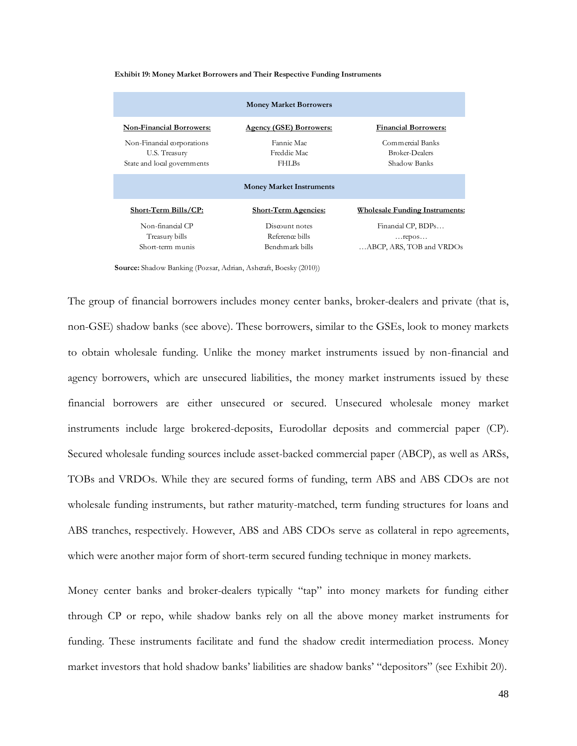**Exhibit 19: Money Market Borrowers and Their Respective Funding Instruments**

| Money Market Borrowers | | |
|---|---|---|
| **Non-Financial Borrowers:** | **Agency (GSE) Borrowers:** | **Financial Borrowers:** |
| Non-Financial corporations<br>U.S. Treasury<br>State and local governments | Fannie Mae<br>Freddie Mac<br>FHLBs | Commercial Banks<br>Broker-Dealers<br>Shadow Banks |
| **Money Market Instruments** | | |
| **Short-Term Bills/CP:** | **Short-Term Agencies:** | **Wholesale Funding Instruments:** |
| Non-financial CP<br>Treasury bills<br>Short-term munis | Discount notes<br>Reference bills<br>Benchmark bills | Financial CP, BDPs…<br>…repos…<br>…ABCP, ARS, TOB and VRDOs |

**Source:** Shadow Banking (Pozsar, Adrian, Ashcraft, Boesky (2010))

The group of financial borrowers includes money center banks, broker-dealers and private (that is, non-GSE) shadow banks (see above). These borrowers, similar to the GSEs, look to money markets to obtain wholesale funding. Unlike the money market instruments issued by non-financial and agency borrowers, which are unsecured liabilities, the money market instruments issued by these financial borrowers are either unsecured or secured. Unsecured wholesale money market instruments include large brokered-deposits, Eurodollar deposits and commercial paper (CP). Secured wholesale funding sources include asset-backed commercial paper (ABCP), as well as ARSs, TOBs and VRDOs. While they are secured forms of funding, term ABS and ABS CDOs are not wholesale funding instruments, but rather maturity-matched, term funding structures for loans and ABS tranches, respectively. However, ABS and ABS CDOs serve as collateral in repo agreements, which were another major form of short-term secured funding technique in money markets.

Money center banks and broker-dealers typically "tap" into money markets for funding either through CP or repo, while shadow banks rely on all the above money market instruments for funding. These instruments facilitate and fund the shadow credit intermediation process. Money market investors that hold shadow banks' liabilities are shadow banks' "depositors" (see Exhibit 20).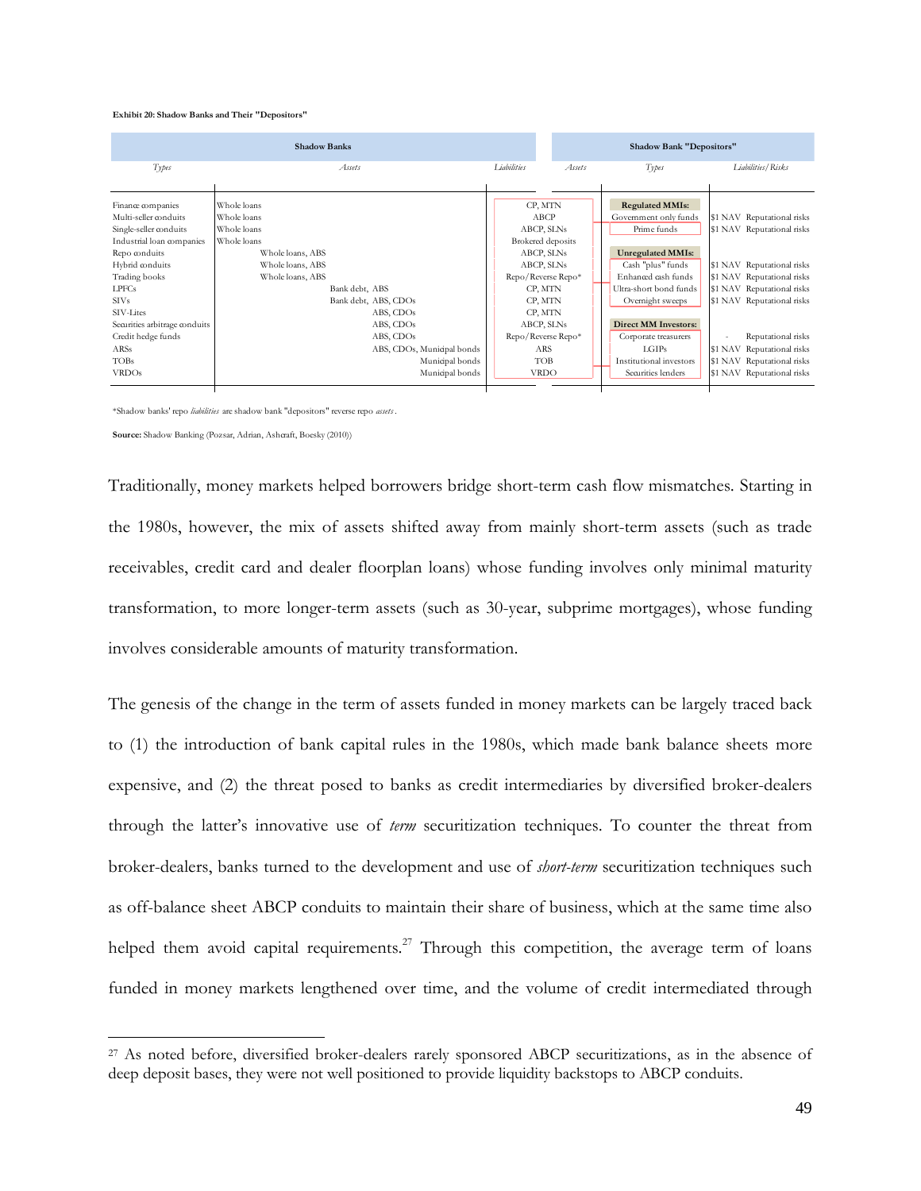**Exhibit 20: Shadow Banks and Their "Depositors"**

| Shadow Banks | | | Shadow Bank "Depositors" | | |
|---|---|---|---|---|---|
| *Types* | *Assets* | *Liabilities* | *Assets* | *Types* | *Liabilities/Risks* |
| Finance companies | Whole loans | CP, MTN | | **Regulated MMIs:** | |
| Multi-seller conduits | Whole loans | ABCP | | Government only funds | $1 NAV Reputational risks |
| Single-seller conduits | Whole loans | ABCP, SLNs | | Prime funds | $1 NAV Reputational risks |
| Industrial loan companies | Whole loans | Brokered deposits | | | |
| Repo conduits | Whole loans, ABS | ABCP, SLNs | | **Unregulated MMIs:** | |
| Hybrid conduits | Whole loans, ABS | ABCP, SLNs | | Cash "plus" funds | $1 NAV Reputational risks |
| Trading books | Whole loans, ABS | Repo/Reverse Repo* | | Enhanced cash funds | $1 NAV Reputational risks |
| LPFCs | Bank debt, ABS | CP, MTN | | Ultra-short bond funds | $1 NAV Reputational risks |
| SIVs | Bank debt, ABS, CDOs | CP, MTN | | Overnight sweeps | $1 NAV Reputational risks |
| SIV-Lites | ABS, CDOs | CP, MTN | | | |
| Securities arbitrage conduits | ABS, CDOs | ABCP, SLNs | | **Direct MM Investors:** | |
| Credit hedge funds | ABS, CDOs | Repo/Reverse Repo* | | Corporate treasurers | - Reputational risks |
| ARSs | ABS, CDOs, Municipal bonds | ARS | | LGIPs | $1 NAV Reputational risks |
| TOBs | Municipal bonds | TOB | | Institutional investors | $1 NAV Reputational risks |
| VRDOs | Municipal bonds | VRDO | | Securities lenders | $1 NAV Reputational risks |

*Shadow banks' repo *liabilities* are shadow bank "depositors" reverse repo *assets*.

**Source:** Shadow Banking (Pozsar, Adrian, Ashcraft, Boesky (2010))

Traditionally, money markets helped borrowers bridge short-term cash flow mismatches. Starting in the 1980s, however, the mix of assets shifted away from mainly short-term assets (such as trade receivables, credit card and dealer floorplan loans) whose funding involves only minimal maturity transformation, to more longer-term assets (such as 30-year, subprime mortgages), whose funding involves considerable amounts of maturity transformation.

The genesis of the change in the term of assets funded in money markets can be largely traced back to (1) the introduction of bank capital rules in the 1980s, which made bank balance sheets more expensive, and (2) the threat posed to banks as credit intermediaries by diversified broker-dealers through the latter's innovative use of *term* securitization techniques. To counter the threat from broker-dealers, banks turned to the development and use of *short-term* securitization techniques such as off-balance sheet ABCP conduits to maintain their share of business, which at the same time also helped them avoid capital requirements.[27] Through this competition, the average term of loans funded in money markets lengthened over time, and the volume of credit intermediated through

[27] As noted before, diversified broker-dealers rarely sponsored ABCP securitizations, as in the absence of deep deposit bases, they were not well positioned to provide liquidity backstops to ABCP conduits.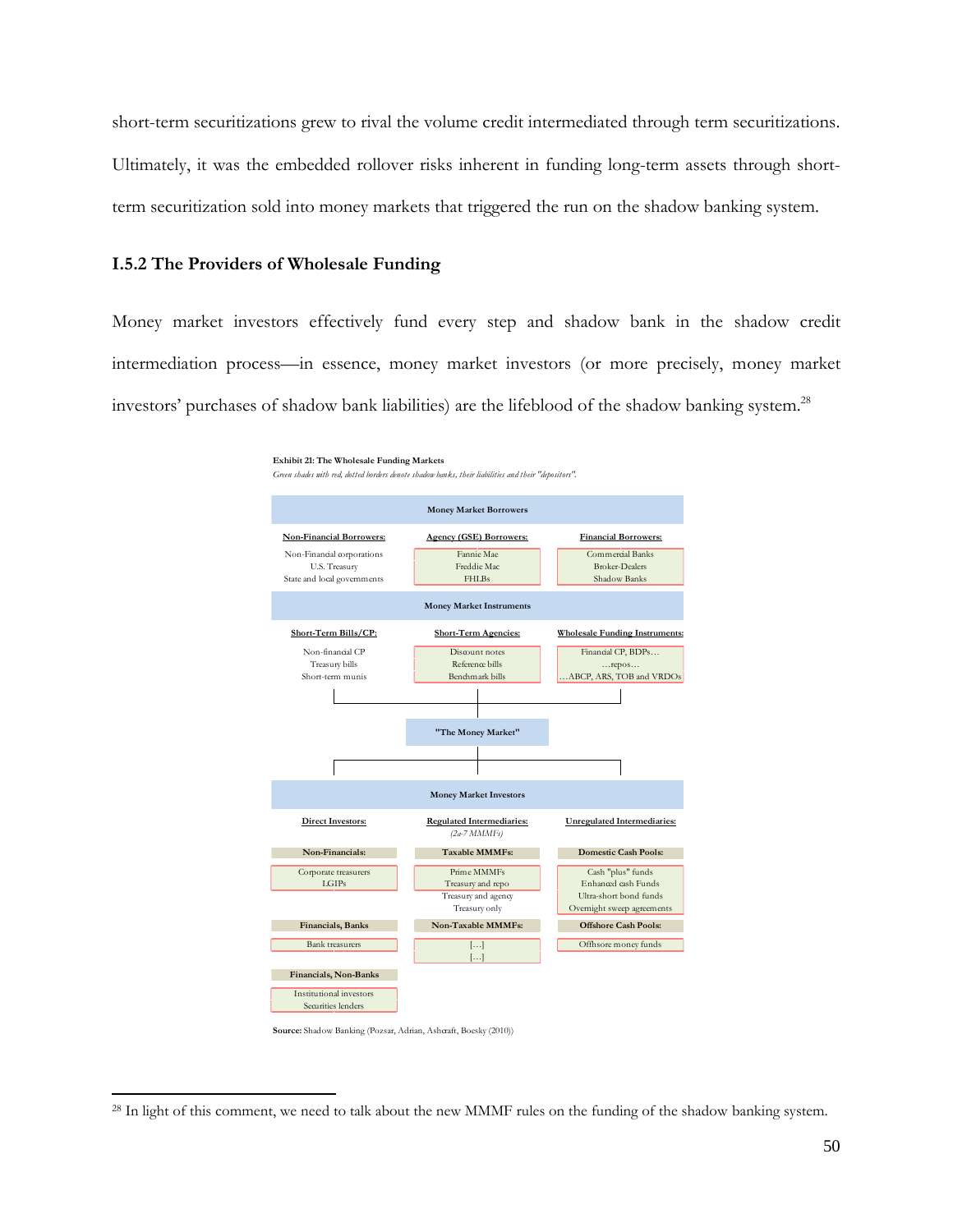short-term securitizations grew to rival the volume credit intermediated through term securitizations. Ultimately, it was the embedded rollover risks inherent in funding long-term assets through short-term securitization sold into money markets that triggered the run on the shadow banking system.

### I.5.2 The Providers of Wholesale Funding

Money market investors effectively fund every step and shadow bank in the shadow credit intermediation process—in essence, money market investors (or more precisely, money market investors' purchases of shadow bank liabilities) are the lifeblood of the shadow banking system.[28]

**Exhibit 21: The Wholesale Funding Markets**

*Green shades with red, dotted borders denote shadow banks, their liabilities and their "depositors".*

**Money Market Borrowers**

| Non-Financial Borrowers: | Agency (GSE) Borrowers: | Financial Borrowers: |
|---|---|---|
| Non-Financial corporations | Fannie Mae | Commercial Banks |
| U.S. Treasury | Freddie Mac | Broker-Dealers |
| State and local governments | FHLBs | Shadow Banks |

**Money Market Instruments**

| Short-Term Bills/CP: | Short-Term Agencies: | Wholesale Funding Instruments: |
|---|---|---|
| Non-financial CP | Discount notes | Financial CP, BDPs… |
| Treasury bills | Reference bills | …repos… |
| Short-term munis | Benchmark bills | …ABCP, ARS, TOB and VRDOs |

**"The Money Market"**

**Money Market Investors**

| Direct Investors: | Regulated Intermediaries: *(2a-7 MMMFs)* | Unregulated Intermediaries: |
|---|---|---|
| **Non-Financials:** | **Taxable MMMFs:** | **Domestic Cash Pools:** |
| Corporate treasurers | Prime MMMFs | Cash "plus" funds |
| LGIPs | Treasury and repo | Enhanced cash Funds |
| | Treasury and agency | Ultra-short bond funds |
| | Treasury only | Overnight sweep agreements |
| **Financials, Banks** | **Non-Taxable MMMFs:** | **Offshore Cash Pools:** |
| Bank treasurers | […] | Offshore money funds |
| | […] | |
| **Financials, Non-Banks** | | |
| Institutional investors | | |
| Securities lenders | | |

**Source:** Shadow Banking (Pozsar, Adrian, Ashcraft, Boesky (2010))

---

[28] In light of this comment, we need to talk about the new MMMF rules on the funding of the shadow banking system.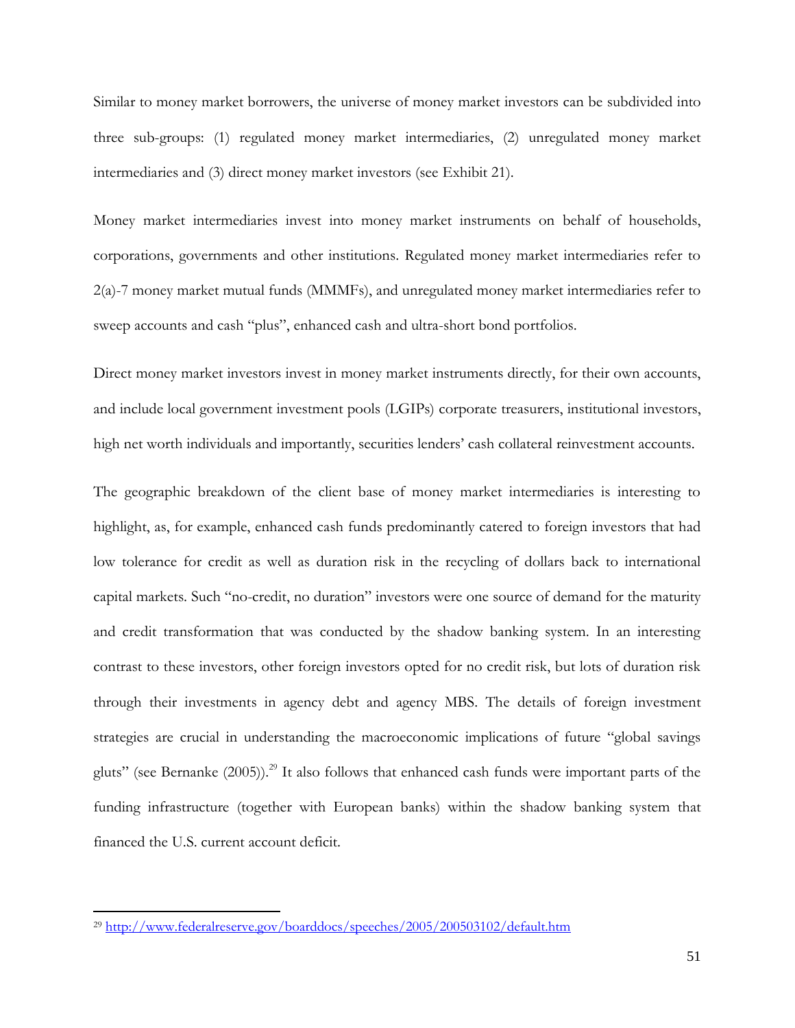Similar to money market borrowers, the universe of money market investors can be subdivided into three sub-groups: (1) regulated money market intermediaries, (2) unregulated money market intermediaries and (3) direct money market investors (see Exhibit 21).

Money market intermediaries invest into money market instruments on behalf of households, corporations, governments and other institutions. Regulated money market intermediaries refer to 2(a)-7 money market mutual funds (MMMFs), and unregulated money market intermediaries refer to sweep accounts and cash "plus", enhanced cash and ultra-short bond portfolios.

Direct money market investors invest in money market instruments directly, for their own accounts, and include local government investment pools (LGIPs) corporate treasurers, institutional investors, high net worth individuals and importantly, securities lenders' cash collateral reinvestment accounts.

The geographic breakdown of the client base of money market intermediaries is interesting to highlight, as, for example, enhanced cash funds predominantly catered to foreign investors that had low tolerance for credit as well as duration risk in the recycling of dollars back to international capital markets. Such "no-credit, no duration" investors were one source of demand for the maturity and credit transformation that was conducted by the shadow banking system. In an interesting contrast to these investors, other foreign investors opted for no credit risk, but lots of duration risk through their investments in agency debt and agency MBS. The details of foreign investment strategies are crucial in understanding the macroeconomic implications of future "global savings gluts" (see Bernanke (2005)).[29] It also follows that enhanced cash funds were important parts of the funding infrastructure (together with European banks) within the shadow banking system that financed the U.S. current account deficit.

---

[29] http://www.federalreserve.gov/boarddocs/speeches/2005/200503102/default.htm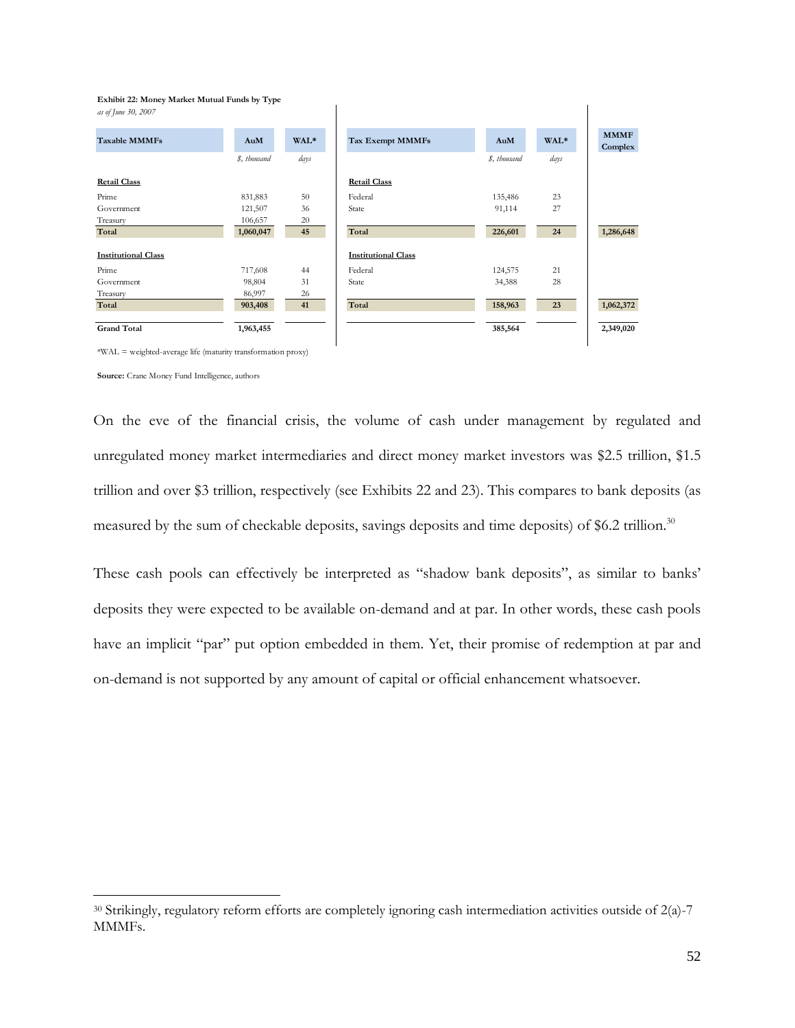**Exhibit 22: Money Market Mutual Funds by Type**
*as of June 30, 2007*

| Taxable MMMFs | AuM | WAL* | Tax Exempt MMMFs | AuM | WAL* | MMMF Complex |
|---|---|---|---|---|---|---|
| | *$, thousand* | *days* | | *$, thousand* | *days* | |
| **Retail Class** | | | **Retail Class** | | | |
| Prime | 831,883 | 50 | Federal | 135,486 | 23 | |
| Government | 121,507 | 36 | State | 91,114 | 27 | |
| Treasury | 106,657 | 20 | | | | |
| **Total** | **1,060,047** | **45** | **Total** | **226,601** | **24** | **1,286,648** |
| **Institutional Class** | | | **Institutional Class** | | | |
| Prime | 717,608 | 44 | Federal | 124,575 | 21 | |
| Government | 98,804 | 31 | State | 34,388 | 28 | |
| Treasury | 86,997 | 26 | | | | |
| **Total** | **903,408** | **41** | **Total** | **158,963** | **23** | **1,062,372** |
| **Grand Total** | **1,963,455** | | | **385,564** | | **2,349,020** |

*WAL = weighted-average life (maturity transformation proxy)

**Source:** Crane Money Fund Intelligence, authors

On the eve of the financial crisis, the volume of cash under management by regulated and unregulated money market intermediaries and direct money market investors was $2.5 trillion, $1.5 trillion and over $3 trillion, respectively (see Exhibits 22 and 23). This compares to bank deposits (as measured by the sum of checkable deposits, savings deposits and time deposits) of $6.2 trillion.[30]

These cash pools can effectively be interpreted as "shadow bank deposits", as similar to banks' deposits they were expected to be available on-demand and at par. In other words, these cash pools have an implicit "par" put option embedded in them. Yet, their promise of redemption at par and on-demand is not supported by any amount of capital or official enhancement whatsoever.

---

[30] Strikingly, regulatory reform efforts are completely ignoring cash intermediation activities outside of 2(a)-7 MMMFs.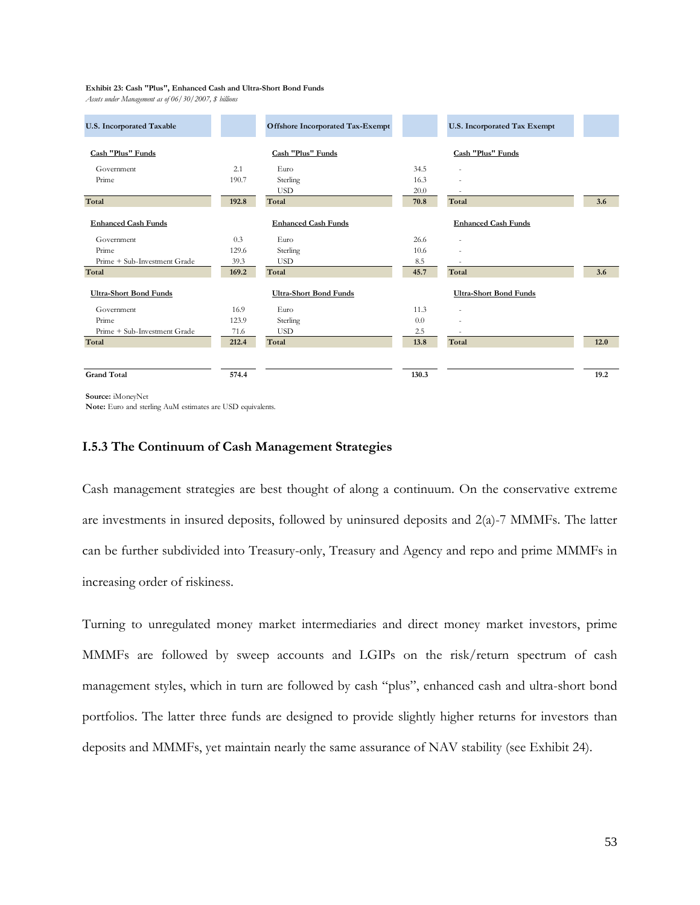**Exhibit 23: Cash "Plus", Enhanced Cash and Ultra-Short Bond Funds**

*Assets under Management as of 06/30/2007, $ billions*

| U.S. Incorporated Taxable | | Offshore Incorporated Tax-Exempt | | U.S. Incorporated Tax Exempt | |
|---|---|---|---|---|---|
| **Cash "Plus" Funds** | | **Cash "Plus" Funds** | | **Cash "Plus" Funds** | |
| Government | 2.1 | Euro | 34.5 | - | |
| Prime | 190.7 | Sterling | 16.3 | - | |
| | | USD | 20.0 | - | |
| **Total** | **192.8** | **Total** | **70.8** | **Total** | **3.6** |
| **Enhanced Cash Funds** | | **Enhanced Cash Funds** | | **Enhanced Cash Funds** | |
| Government | 0.3 | Euro | 26.6 | - | |
| Prime | 129.6 | Sterling | 10.6 | - | |
| Prime + Sub-Investment Grade | 39.3 | USD | 8.5 | - | |
| **Total** | **169.2** | **Total** | **45.7** | **Total** | **3.6** |
| **Ultra-Short Bond Funds** | | **Ultra-Short Bond Funds** | | **Ultra-Short Bond Funds** | |
| Government | 16.9 | Euro | 11.3 | - | |
| Prime | 123.9 | Sterling | 0.0 | - | |
| Prime + Sub-Investment Grade | 71.6 | USD | 2.5 | - | |
| **Total** | **212.4** | **Total** | **13.8** | **Total** | **12.0** |
| **Grand Total** | **574.4** | | **130.3** | | **19.2** |

**Source:** iMoneyNet

**Note:** Euro and sterling AuM estimates are USD equivalents.

### I.5.3 The Continuum of Cash Management Strategies

Cash management strategies are best thought of along a continuum. On the conservative extreme are investments in insured deposits, followed by uninsured deposits and 2(a)-7 MMMFs. The latter can be further subdivided into Treasury-only, Treasury and Agency and repo and prime MMMFs in increasing order of riskiness.

Turning to unregulated money market intermediaries and direct money market investors, prime MMMFs are followed by sweep accounts and LGIPs on the risk/return spectrum of cash management styles, which in turn are followed by cash "plus", enhanced cash and ultra-short bond portfolios. The latter three funds are designed to provide slightly higher returns for investors than deposits and MMMFs, yet maintain nearly the same assurance of NAV stability (see Exhibit 24).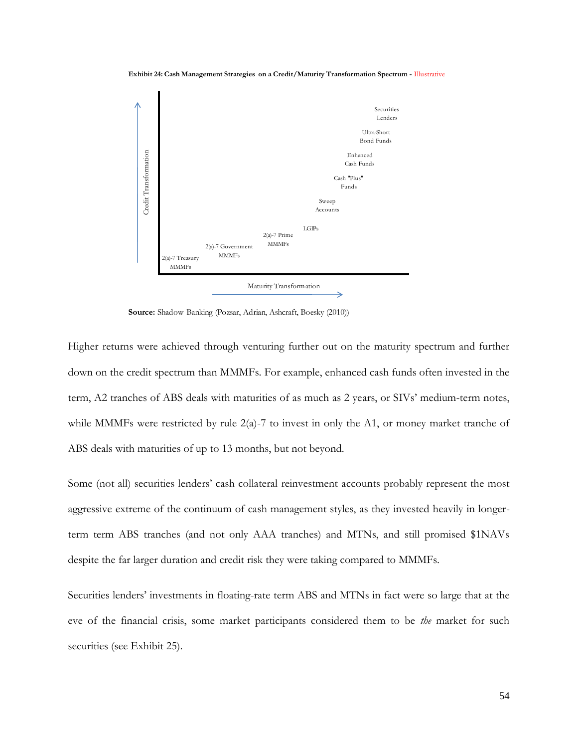**Exhibit 24: Cash Management Strategies on a Credit/Maturity Transformation Spectrum -** Illustrative

Credit Transformation

Securities Lenders

Ultra-Short Bond Funds

Enhanced Cash Funds

Cash "Plus" Funds

Sweep Accounts

LGIPs

2(a)-7 Prime MMMFs

2(a)-7 Government MMMFs

2(a)-7 Treasury MMMFs

Maturity Transformation

**Source:** Shadow Banking (Pozsar, Adrian, Ashcraft, Boesky (2010))

Higher returns were achieved through venturing further out on the maturity spectrum and further down on the credit spectrum than MMMFs. For example, enhanced cash funds often invested in the term, A2 tranches of ABS deals with maturities of as much as 2 years, or SIVs' medium-term notes, while MMMFs were restricted by rule 2(a)-7 to invest in only the A1, or money market tranche of ABS deals with maturities of up to 13 months, but not beyond.

Some (not all) securities lenders' cash collateral reinvestment accounts probably represent the most aggressive extreme of the continuum of cash management styles, as they invested heavily in longer-term term ABS tranches (and not only AAA tranches) and MTNs, and still promised $1NAVs despite the far larger duration and credit risk they were taking compared to MMMFs.

Securities lenders' investments in floating-rate term ABS and MTNs in fact were so large that at the eve of the financial crisis, some market participants considered them to be *the* market for such securities (see Exhibit 25).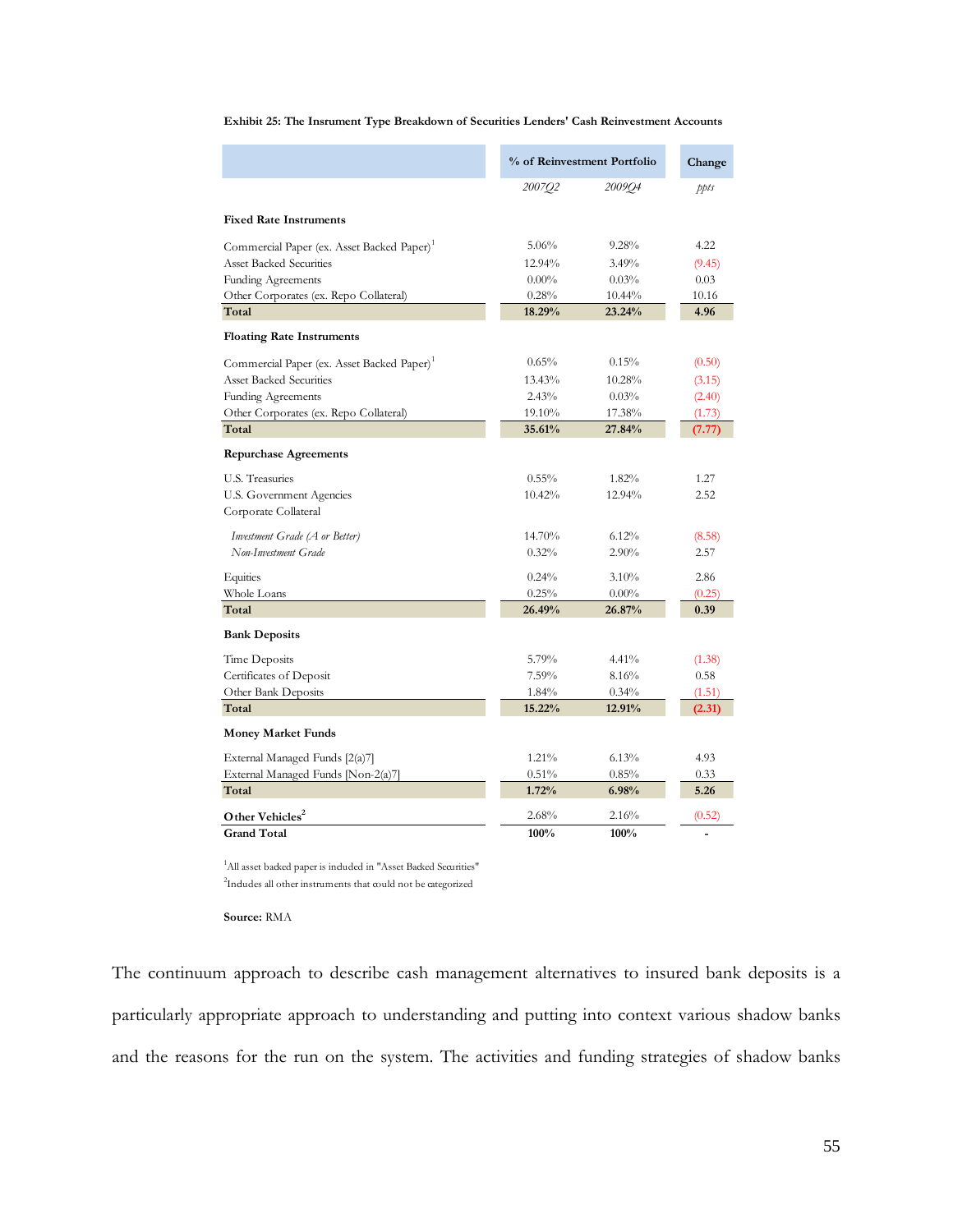**Exhibit 25: The Insrument Type Breakdown of Securities Lenders' Cash Reinvestment Accounts**

| | % of Reinvestment Portfolio | | Change |
|---|---|---|---|
| | *2007Q2* | *2009Q4* | *ppts* |
| **Fixed Rate Instruments** | | | |
| Commercial Paper (ex. Asset Backed Paper)[1] | 5.06% | 9.28% | 4.22 |
| Asset Backed Securities | 12.94% | 3.49% | (9.45) |
| Funding Agreements | 0.00% | 0.03% | 0.03 |
| Other Corporates (ex. Repo Collateral) | 0.28% | 10.44% | 10.16 |
| **Total** | **18.29%** | **23.24%** | **4.96** |
| **Floating Rate Instruments** | | | |
| Commercial Paper (ex. Asset Backed Paper)[1] | 0.65% | 0.15% | (0.50) |
| Asset Backed Securities | 13.43% | 10.28% | (3.15) |
| Funding Agreements | 2.43% | 0.03% | (2.40) |
| Other Corporates (ex. Repo Collateral) | 19.10% | 17.38% | (1.73) |
| **Total** | **35.61%** | **27.84%** | **(7.77)** |
| **Repurchase Agreements** | | | |
| U.S. Treasuries | 0.55% | 1.82% | 1.27 |
| U.S. Government Agencies | 10.42% | 12.94% | 2.52 |
| Corporate Collateral | | | |
| *Investment Grade (A or Better)* | 14.70% | 6.12% | (8.58) |
| *Non-Investment Grade* | 0.32% | 2.90% | 2.57 |
| Equities | 0.24% | 3.10% | 2.86 |
| Whole Loans | 0.25% | 0.00% | (0.25) |
| **Total** | **26.49%** | **26.87%** | **0.39** |
| **Bank Deposits** | | | |
| Time Deposits | 5.79% | 4.41% | (1.38) |
| Certificates of Deposit | 7.59% | 8.16% | 0.58 |
| Other Bank Deposits | 1.84% | 0.34% | (1.51) |
| **Total** | **15.22%** | **12.91%** | **(2.31)** |
| **Money Market Funds** | | | |
| External Managed Funds [2(a)7] | 1.21% | 6.13% | 4.93 |
| External Managed Funds [Non-2(a)7] | 0.51% | 0.85% | 0.33 |
| **Total** | **1.72%** | **6.98%** | **5.26** |
| **Other Vehicles**[2] | 2.68% | 2.16% | (0.52) |
| **Grand Total** | **100%** | **100%** | - |

[1]All asset backed paper is included in "Asset Backed Securities"

[2]Includes all other instruments that could not be categorized

**Source:** RMA

The continuum approach to describe cash management alternatives to insured bank deposits is a particularly appropriate approach to understanding and putting into context various shadow banks and the reasons for the run on the system. The activities and funding strategies of shadow banks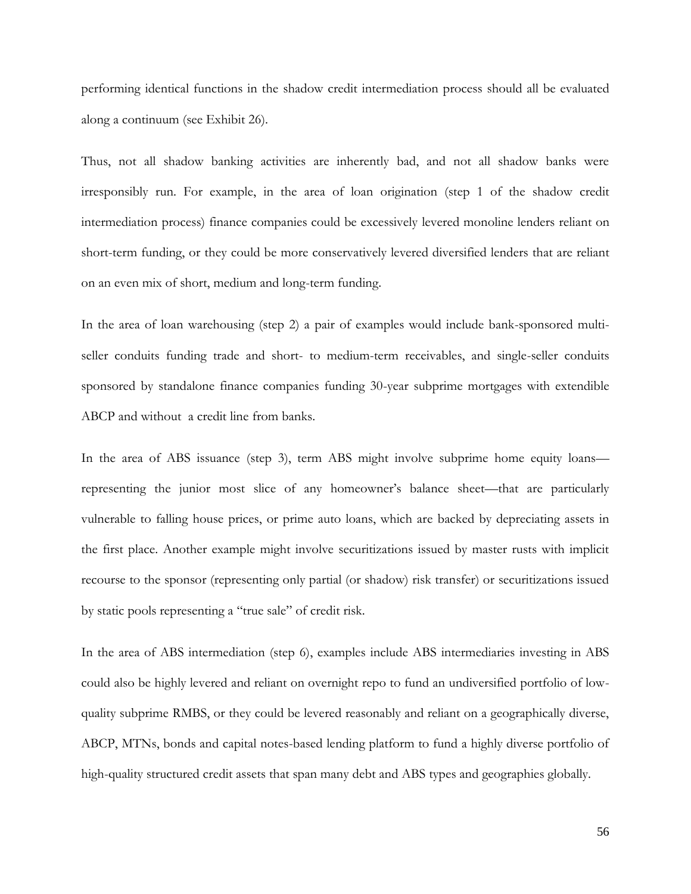performing identical functions in the shadow credit intermediation process should all be evaluated along a continuum (see Exhibit 26).

Thus, not all shadow banking activities are inherently bad, and not all shadow banks were irresponsibly run. For example, in the area of loan origination (step 1 of the shadow credit intermediation process) finance companies could be excessively levered monoline lenders reliant on short-term funding, or they could be more conservatively levered diversified lenders that are reliant on an even mix of short, medium and long-term funding.

In the area of loan warehousing (step 2) a pair of examples would include bank-sponsored multi-seller conduits funding trade and short- to medium-term receivables, and single-seller conduits sponsored by standalone finance companies funding 30-year subprime mortgages with extendible ABCP and without a credit line from banks.

In the area of ABS issuance (step 3), term ABS might involve subprime home equity loans—representing the junior most slice of any homeowner's balance sheet—that are particularly vulnerable to falling house prices, or prime auto loans, which are backed by depreciating assets in the first place. Another example might involve securitizations issued by master rusts with implicit recourse to the sponsor (representing only partial (or shadow) risk transfer) or securitizations issued by static pools representing a "true sale" of credit risk.

In the area of ABS intermediation (step 6), examples include ABS intermediaries investing in ABS could also be highly levered and reliant on overnight repo to fund an undiversified portfolio of low-quality subprime RMBS, or they could be levered reasonably and reliant on a geographically diverse, ABCP, MTNs, bonds and capital notes-based lending platform to fund a highly diverse portfolio of high-quality structured credit assets that span many debt and ABS types and geographies globally.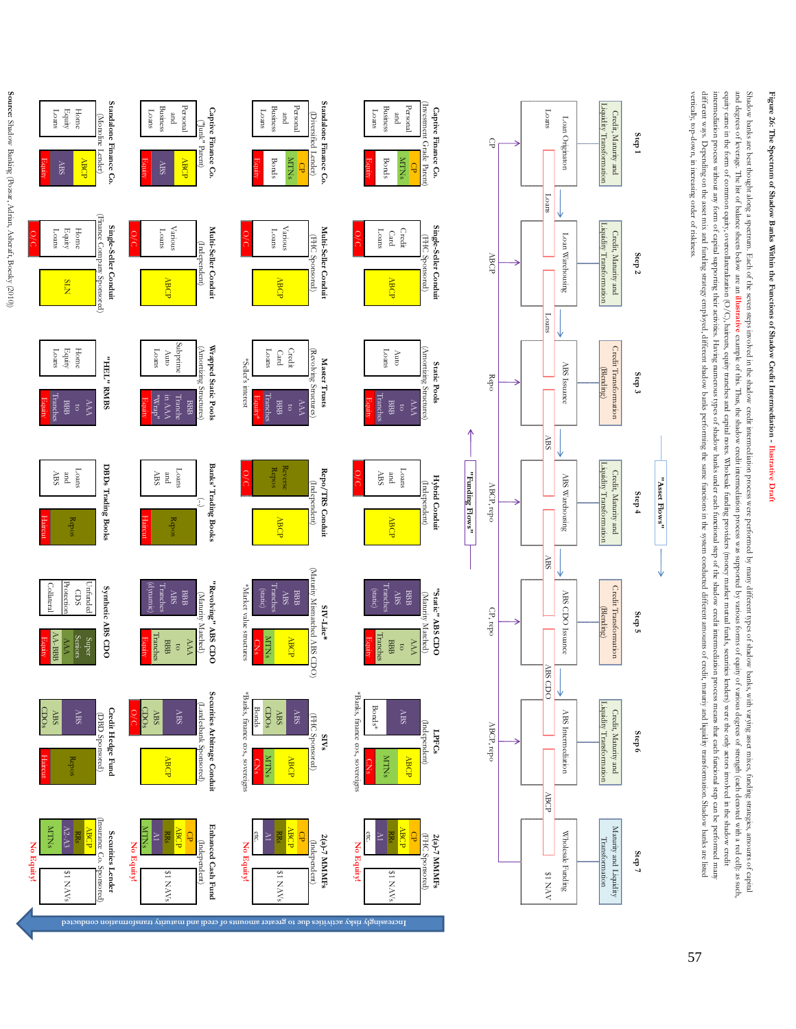**Figure 26: The Spectrum of Shadow Banks Within the Functions of Shadow Credit Intermediation - Illustrative Draft**

Shadow banks are best thought along a spectrum. Each of the seven steps involved in the shadow credit intermediation process were performed by many different types of shadow banks, with varying asset mixes, funding strategies, amounts of capital and degrees of leverage. The list of balance sheets below are an illustrative example of this. Thus, the shadow credit intermediation process was supported by various forms of equity of various degrees of strength (each denoted with a red cell), as such, equity came in the form of common equity, overcollateralization (O/C), haircuts, equity tranches and capital notes. Wholesale funding providers (money market mutual funds, securities lenders) were the only actors involved in the shadow credit intermediation process without any form of capital supporting their activities. Having numerous types of shadow banks under each functional step of the shadow credit intermediation process means that each functional step can be performed many different ways. Depending on the asset mix and funding strategy employed, different shadow banks performing the same functions in the system conducted different amounts of credit, maturity and liquidity transformation. Shadow banks are listed vertically, top-down, in increasing order of riskiness.

| | Step 1 | Step 2 | Step 3 | Step 4 | Step 5 | Step 6 | Step 7 |
|---|---|---|---|---|---|---|---|
| Function | Credit, Maturity and Liquidity Transformation | Credit, Maturity and Liquidity Transformation | Credit Transformation (Blending) | Credit, Maturity and Liquidity Transformation | Credit Transformation (Blending) | Credit, Maturity and Liquidity Transformation | Maturity and Liquidity Transformation |
| Process | Loan Origination | Loan Warehousing | ABS Issuance | ABS Warehousing | ABS CDO Issuance | ABS Intermediation | Wholesale Funding |
| Asset flows | Loans | Loans | ABS | ABS | ABS CDO | ABCP | $1 NAV |
| Funding | CP | ABCP | Repo | ABCP, repo | CP, repo | ABCP, repo | |
| | **Captive Finance Co.** (Investment Grade Parent) — Assets: Personal and Business Loans; Liabilities: CP, MTNs, Bonds, Equity | **Single-Seller Conduit** (FHC Sponsored) — Assets: Credit Card Loans, O/C; Liabilities: ABCP | **Static Pools** (Amortizing Structures) — Assets: Auto Loans; Liabilities: AAA to BBB Tranches, Equity | **Hybrid Conduit** (Independent) — Assets: Loans and ABS, O/C; Liabilities: ABCP | **"Static" ABS CDO** (Maturity Matched) — Assets: BBB ABS Tranches (static); Liabilities: AAA to BBB Tranches, Equity | **LPFCs** (Independent) — Assets: ABS, Bonds*; Liabilities: ABCP, MTNs, CNs. *Banks, finance cos, sovereigns | **2(a)-7 MMFs** (FHC Sponsored) — Assets: CP, ABCP, RRs, A1, etc.; Liabilities: $1 NAVs. No Equity! |
| | **Standalone Finance Co.** (Diversified Lender) — Assets: Personal and Business Loans; Liabilities: CP, MTNs, Bonds, Equity | **Multi-Seller Conduit** (FHC Sponsored) — Assets: Various Loans, O/C; Liabilities: ABCP | **Master Trusts** (Revolving Structures) — Assets: Credit Card Loans; Liabilities: AAA to BBB Tranches, Equity*. *Seller's interest | **Repo/TRS Conduit** (Independent) — Assets: Reverse Repos, O/C; Liabilities: ABCP | **SIV-Lite*** (Maturity Mismatched ABS CDO) — Assets: BBB ABS Tranches (static); Liabilities: ABCP, MTNs, CNs. *Market value structures | **SIVs** (FHC Sponsored) — Assets: ABS, ABS CDOs, Bonds*; Liabilities: ABCP, MTNs, CNs. *Banks, finance cos, sovereigns | **2(a)-7 MMFs** (Independent) — Assets: CP, ABCP, RRs, A1, etc.; Liabilities: $1 NAVs. No Equity! |
| | **Captive Finance Co.** ("Junk" Parent) — Assets: Personal and Business Loans; Liabilities: ABCP, ABS, Equity | **Multi-Seller Conduit** (Independent) — Assets: Various Loans, O/C; Liabilities: ABCP | **Wrapped Static Pools** (Amortizing Structures) — Assets: Subprime Auto Loans; Liabilities: BBB Tranche in AAA "Wrap", Equity | **Banks' Trading Books** (...) — Assets: Loans and ABS; Liabilities: Repos, Haircut | **"Revolving" ABS CDO** (Maturity Matched) — Assets: BBB ABS Tranches (dynamic); Liabilities: AAA to BBB Tranches, Equity | **Securities Arbitrage Conduit** (Landesbank Sponsored) — Assets: ABS, ABS CDOs, O/C; Liabilities: ABCP | **Enhanced Cash Fund** (Independent) — Assets: CP, ABCP, RRs, A1, MTNs; Liabilities: $1 NAVs. No Equity! |
| | **Standalone Finance Co.** (Monoline Lender) — Assets: Home Equity Loans; Liabilities: ABCP, ABS, Equity | **Single-Seller Conduit** (Finance Company Sponsored) — Assets: Home Equity Loans, O/C; Liabilities: SLN | **"HEL" RMBS** — Assets: Home Equity Loans; Liabilities: AAA to BBB Tranches, Equity | **DBDs Trading Books** — Assets: Loans and ABS; Liabilities: Repos, Haircut | **Synthetic ABS CDO** — Assets: Unfunded CDS Protection, Collateral; Liabilities: Super Seniors, AAA, AA-BBB, Equity | **Credit Hedge Fund** (DBD Sponsored) — Assets: ABS, ABS CDOs; Liabilities: Repos, Haircut | **Securities Lender** (Insurance Co. Sponsored) — Assets: ABCP, RRs, A2-A3, MTNs; Liabilities: $1 NAVs. No Equity! |

"Asset Flows" →  ← "Funding Flows"

Increasingly risky activities due to greater amounts of credit and maturity transformation conducted (from top to bottom)

Source: Shadow Banking (Pozsar, Adrian, Ashcraft, Boesky (2010))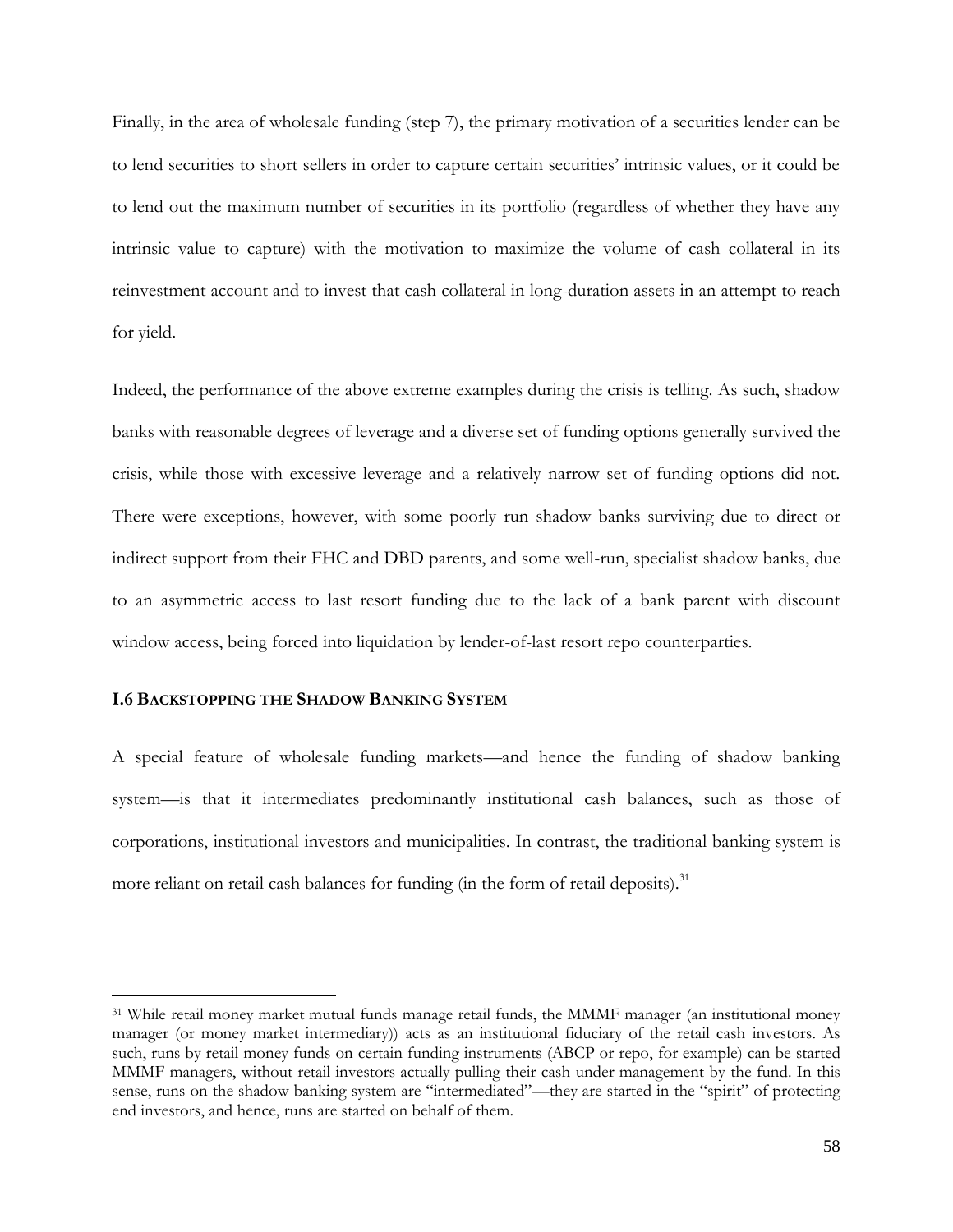Finally, in the area of wholesale funding (step 7), the primary motivation of a securities lender can be to lend securities to short sellers in order to capture certain securities' intrinsic values, or it could be to lend out the maximum number of securities in its portfolio (regardless of whether they have any intrinsic value to capture) with the motivation to maximize the volume of cash collateral in its reinvestment account and to invest that cash collateral in long-duration assets in an attempt to reach for yield.

Indeed, the performance of the above extreme examples during the crisis is telling. As such, shadow banks with reasonable degrees of leverage and a diverse set of funding options generally survived the crisis, while those with excessive leverage and a relatively narrow set of funding options did not. There were exceptions, however, with some poorly run shadow banks surviving due to direct or indirect support from their FHC and DBD parents, and some well-run, specialist shadow banks, due to an asymmetric access to last resort funding due to the lack of a bank parent with discount window access, being forced into liquidation by lender-of-last resort repo counterparties.

## I.6 Backstopping the Shadow Banking System

A special feature of wholesale funding markets—and hence the funding of shadow banking system—is that it intermediates predominantly institutional cash balances, such as those of corporations, institutional investors and municipalities. In contrast, the traditional banking system is more reliant on retail cash balances for funding (in the form of retail deposits).[31]

---

[31] While retail money market mutual funds manage retail funds, the MMMF manager (an institutional money manager (or money market intermediary)) acts as an institutional fiduciary of the retail cash investors. As such, runs by retail money funds on certain funding instruments (ABCP or repo, for example) can be started MMMF managers, without retail investors actually pulling their cash under management by the fund. In this sense, runs on the shadow banking system are "intermediated"—they are started in the "spirit" of protecting end investors, and hence, runs are started on behalf of them.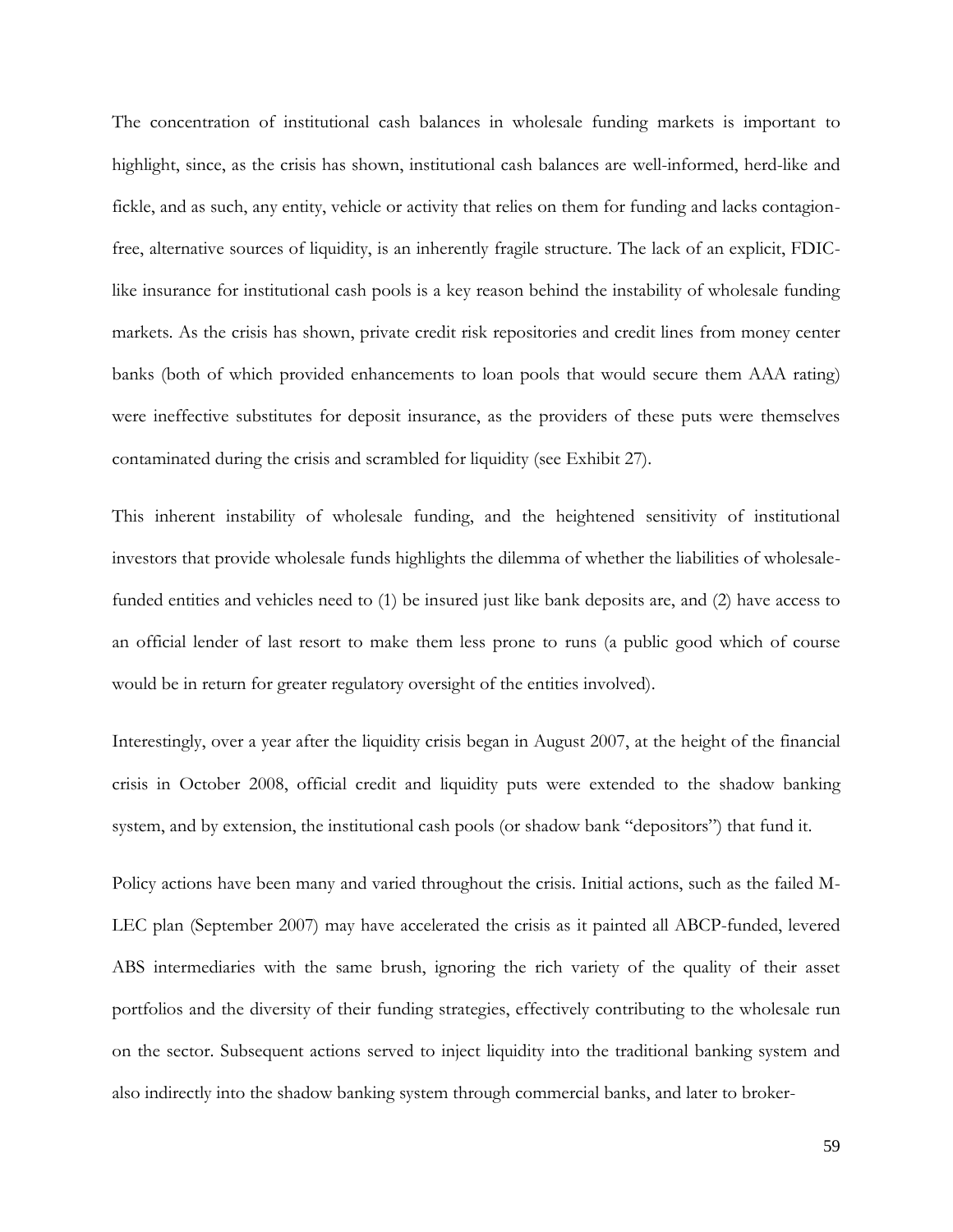The concentration of institutional cash balances in wholesale funding markets is important to highlight, since, as the crisis has shown, institutional cash balances are well-informed, herd-like and fickle, and as such, any entity, vehicle or activity that relies on them for funding and lacks contagion-free, alternative sources of liquidity, is an inherently fragile structure. The lack of an explicit, FDIC-like insurance for institutional cash pools is a key reason behind the instability of wholesale funding markets. As the crisis has shown, private credit risk repositories and credit lines from money center banks (both of which provided enhancements to loan pools that would secure them AAA rating) were ineffective substitutes for deposit insurance, as the providers of these puts were themselves contaminated during the crisis and scrambled for liquidity (see Exhibit 27).

This inherent instability of wholesale funding, and the heightened sensitivity of institutional investors that provide wholesale funds highlights the dilemma of whether the liabilities of wholesale-funded entities and vehicles need to (1) be insured just like bank deposits are, and (2) have access to an official lender of last resort to make them less prone to runs (a public good which of course would be in return for greater regulatory oversight of the entities involved).

Interestingly, over a year after the liquidity crisis began in August 2007, at the height of the financial crisis in October 2008, official credit and liquidity puts were extended to the shadow banking system, and by extension, the institutional cash pools (or shadow bank "depositors") that fund it.

Policy actions have been many and varied throughout the crisis. Initial actions, such as the failed M-LEC plan (September 2007) may have accelerated the crisis as it painted all ABCP-funded, levered ABS intermediaries with the same brush, ignoring the rich variety of the quality of their asset portfolios and the diversity of their funding strategies, effectively contributing to the wholesale run on the sector. Subsequent actions served to inject liquidity into the traditional banking system and also indirectly into the shadow banking system through commercial banks, and later to broker-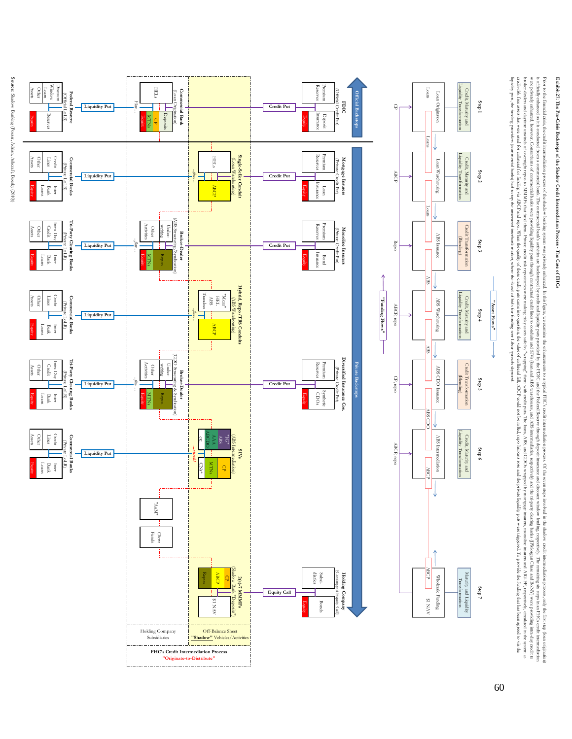**Exhibit 27: The Pre-Crisis Backstops of the Shadow Credit Intermediation Process - The Case of FHCs**

Prior to the financial crisis, the credit intermediation process of the shadow banking system was privately enhanced. In this figure, we examine the enhancements to a typical FHC's credit intermediation process. Of the seven steps involved in the shadow credit intermediation process, only the first step (loan origination) is officially enhanced as it is conducted from a commercial bank. The commercial bank's activities are backstopped by credit and liquidity puts provided by the FDIC and the Federal Reserve through deposit insurance and discount window lending, respectively. The remaining six steps in an FHC's credit intermediation process are backstopped by private credit and liquidity puts. Private credit puts provided by mortgage insurers, monoline insurers and diversified insurance companies (AIG-FP) were provided to protect against the credit risk of loans, ABS and CDOs, respectively. Private liquidity puts were provided by the FHC's commercial bank subsidiaries and tri-party clearing banks (JPMorgan Chase and BoNY) which provided intra-day credit to broker-dealers and daylight unwinds of overnight repo to MMMFs. When these private puts were exercised or triggered, the credit puts provided by mortgage insurers, monoline insurers and AIG-FP eroded in value as the credit quality of the underlying assets deteriorated and collateral fell, ABCP could not be rolled, repo haircuts rose and the private liquidity puts were triggered. To provide the funding that has been agreed to via the liquidity puts, the funding providers (commercial banks) had to tap the unsecured interbank market, where the flood of bids for funding sent Libor spreads skyward.

| | Step 1 | Step 2 | Step 3 | Step 4 | Step 5 | Step 6 | Step 7 |
|---|---|---|---|---|---|---|---|
| Transformation | Credit, Maturity and Liquidity Transformation | Credit, Maturity and Liquidity Transformation | Credit Transformation (Blending) | Credit, Maturity and Liquidity Transformation | Credit Transformation (Blending) | Credit, Maturity and Liquidity Transformation | Maturity and Liquidity Transformation |
| Activity | Loan Origination | Loan Warehousing | ABS Issuance | ABS Warehousing | ABS CDO Issuance | ABS Intermediation | Wholesale Funding |
| Asset | Loans | Loans | ABS | ABS | ABS CDO | ABCP | $1 NAV |
| Funding | CP | ABCP | Repo | ABCP, repo | CP, repo | ABCP, repo | ABCP |

"Asset Flows" / "Funding Flows"

**Official Backstops** (Step 1):
- FDIC (Official Credit Put): Premium Reserves / Deposit Insurance, Equity — Credit Put
- Commercial Bank (Loan Origination): HELs / Deposits, CP, MTNs, Equity
- Federal Reserve (Official LoLR): Discount Window Loans, Other Assets / Reserves, Equity — Liquidity Put

**Private Backstops** (Steps 2–7):
- Mortgage Insurers (Private Credit Put): Premium Reserves / Loan Insurance, Equity — Credit Put
- Single-Seller Conduit (Loan Warehousing): HELs / ABCP
- Commercial Banks (Private LoLR): Credit Lines, Other Assets / Inter-Bank Loans, Equity — Liquidity Put
- Monoline Insurers (Private Credit Put): Premium Reserves / Bond Insurance, Equity — Credit Put
- Broker-Dealer (ABS Structuring/Syndication): Under-writing, Other Activities / Repos, MTNs, Equity
- Tri-Party Clearing Banks (Private LoLR): Intra-Day Credit, Other Assets / Inter-Bank Loans, Equity — Liquidity Put
- Hybrid, Repo/TRS Conduits (ABS Warehousing): "Mezz" HEL ABS Tranches / ABCP
- Commercial Banks (Private LoLR): Credit Lines, Other Assets / Inter-Bank Loans, Equity — Liquidity Put
- Diversified Insurance Cos. (Private Credit Put): Premium Reserves / Synthetic CDOs, Equity — Credit Put
- Broker-Dealer (CDO Structuring & Syndication): Under-writing, Other Activities / Repos, MTNs, Equity
- Tri-Party Clearing Banks (Private LoLR): Intra-Day Credit, Other Assets / Inter-Bank Loans, Equity — Liquidity Put
- SIVs (ABS Intermediation): "IG" ABS, AAA ABCDO etc. / CP, MTNs, CNs*
- Commercial Banks (Private LoLR): Credit Lines, Other Assets / Inter-Bank Loans, Equity — Liquidity Put
- "AuM" / Client Funds
- Holding Company (Contingent Equity Call): Subsidiaries / Bonds, Equity — Equity Call
- 2(a)-7 MMMFs (Shadow Bank "Deposits"): Repos, ABCP, CP / $1 NAV

Holding Company Subsidiaries | Off-Balance Sheet **"Shadow"** Vehicles/Activities

FHC's Credit Intermediation Process
"Originate-to-Distribute"

Source: Shadow Banking (Pozsar, Adrian, Ashcraft, Boesky (2010))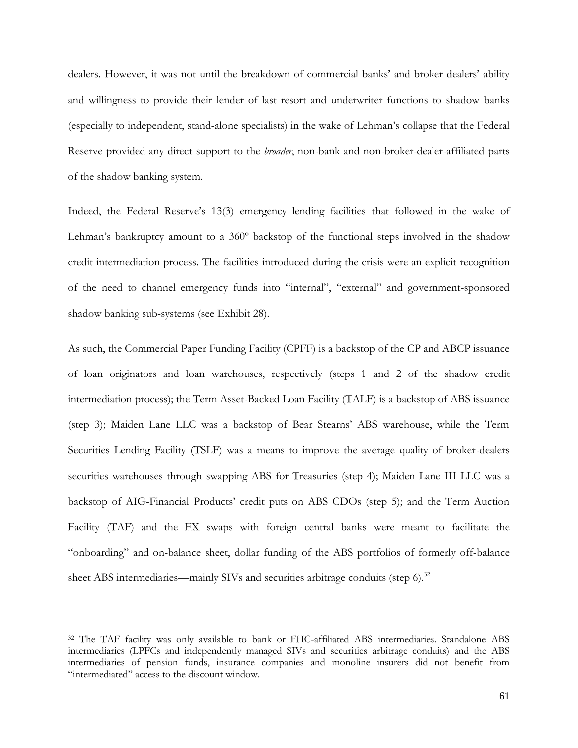dealers. However, it was not until the breakdown of commercial banks' and broker dealers' ability and willingness to provide their lender of last resort and underwriter functions to shadow banks (especially to independent, stand-alone specialists) in the wake of Lehman's collapse that the Federal Reserve provided any direct support to the *broader*, non-bank and non-broker-dealer-affiliated parts of the shadow banking system.

Indeed, the Federal Reserve's 13(3) emergency lending facilities that followed in the wake of Lehman's bankruptcy amount to a 360º backstop of the functional steps involved in the shadow credit intermediation process. The facilities introduced during the crisis were an explicit recognition of the need to channel emergency funds into "internal", "external" and government-sponsored shadow banking sub-systems (see Exhibit 28).

As such, the Commercial Paper Funding Facility (CPFF) is a backstop of the CP and ABCP issuance of loan originators and loan warehouses, respectively (steps 1 and 2 of the shadow credit intermediation process); the Term Asset-Backed Loan Facility (TALF) is a backstop of ABS issuance (step 3); Maiden Lane LLC was a backstop of Bear Stearns' ABS warehouse, while the Term Securities Lending Facility (TSLF) was a means to improve the average quality of broker-dealers securities warehouses through swapping ABS for Treasuries (step 4); Maiden Lane III LLC was a backstop of AIG-Financial Products' credit puts on ABS CDOs (step 5); and the Term Auction Facility (TAF) and the FX swaps with foreign central banks were meant to facilitate the "onboarding" and on-balance sheet, dollar funding of the ABS portfolios of formerly off-balance sheet ABS intermediaries—mainly SIVs and securities arbitrage conduits (step 6).[32]

[32] The TAF facility was only available to bank or FHC-affiliated ABS intermediaries. Standalone ABS intermediaries (LPFCs and independently managed SIVs and securities arbitrage conduits) and the ABS intermediaries of pension funds, insurance companies and monoline insurers did not benefit from "intermediated" access to the discount window.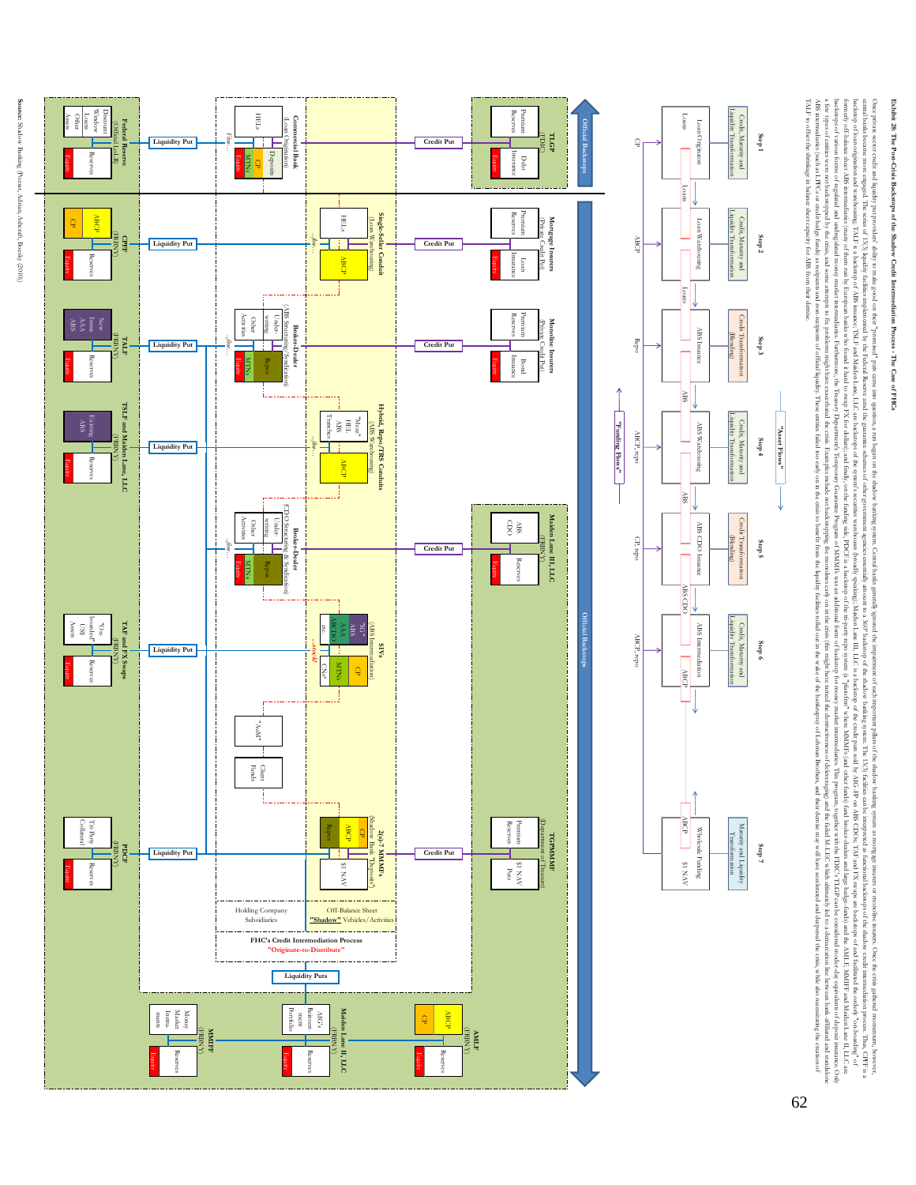**Exhibit 28: The Post-Crisis Backstops of the Shadow Credit Intermediation Process - The Case of FHCs**

Once private sector credit and liquidity put providers' ability to make good on their "promised" puts came into question, a run began on the shadow banking system. Central banks generally ignored the impairment of such important pillars of the shadow banking system as mortgage insurers or monoline insurers. Once the crisis gathered momentum, however, central banks became more engaged. The series of 13(3) liquidity facilities implemented by the Federal Reserve and the guarantee schemes of other government agencies essentially amount to a $6tr backstop of the shadow banking system. The 13(3) facilities can be interpreted as functional backstops of the shadow credit intermediation process. Thus, CPFF is a backstop of loan origination and warehousing. TALF is a backstop of ABS issuance; TSLF and Maiden Lane, LLC are backstops of the system's securities warehouses (broadly speaking); Maiden Lane III, LLC is a backstop of the credit puts sold by AIG-FP on ABS CDOs; TAF and FX swaps are backstops of and facilitated the orderly "on-boarding" of formerly off-balance sheet ABS intermediaries (many of them run by European banks who found it hard to swap FX for dollars); and finally, on the funding side, PDCF is a backstop of the tri-party repo system (a "platform" where MMMFs (and other funds) fund broker-dealers and large hedge-funds) and the AMLF, MMIFF and Maiden Lane II, LLC are backstops of various forms of regulated and unregulated money market intermediaries. Furthermore, the Treasury Department's Temporary Guarantee Program of MMMFs was an additional form of backstop for money market intermediaries. This program, together with the FDIC's TLGP can be considered insurance-equivalents of deposit insurance. Only a few types of entities were not backstopped by the crisis, and some attempts to fix problems might have exacerbated the crisis. Examples include not backstopping the monolines early on in the crisis (this might have limited the destructiveness of deleveraging) and the failed M-LEC which ultimately led to a dislocation-like link between bank-affiliated and standalone ABS intermediaries (such as LPIVs, or credit hedge funds) as recipients and non-recipients of official liquidity. These entities failed too early in the crisis to benefit from the liquidity facilities rolled out in the wake of the bankruptcy of Lehman Brothers, and their demise may well have accelerated and deepened the crisis, while also necessitating the creation of TALF to offset the shrinkage in balance sheet capacity for ABS from their demise.

**"Asset Flows"**

| | Step 1 | Step 2 | Step 3 | Step 4 | Step 5 | Step 6 | Step 7 |
|---|---|---|---|---|---|---|---|
| Transformation | Credit, Maturity and Liquidity Transformation | Credit, Maturity and Liquidity Transformation | Credit Transformation (Blending) | Credit, Maturity and Liquidity Transformation | Credit Transformation (Blending) | Credit, Maturity and Liquidity Transformation | Maturity and Liquidity Transformation |
| Function | Loan Origination | Loan Warehousing | ABS Issuance | ABS Warehousing | ABS CDO Issuance | ABS Intermediation | Wholesale Funding |
| Assets | Loans | Loans | Loans | ABS | ABS | ABS CDO | ABCP |
| Liabilities | | | ABS | | ABS CDO | ABCP | $1 NAV |
| Funding | CP | ABCP | Repo | ABCP, repo | CP, repo | ABCP, repo | |

**"Funding Flows"**

**Official Backstops**

**TLGP** (FDIC): Premium Reserves | Debt Insurance | Equity — Credit Put

**Mortgage Insurers** (Private Credit Put): Premium Reserves | Loan Insurance | Equity — Credit Put

**Monoline Insurers** (Private Credit Put): Premium Reserves | Bond Insurance | Equity — Credit Put

**Maiden Lane III, LLC** (FRBNY): ABS CDO | Reserves | Equity — Credit Put

**TGPMMMF** (Department of Treasury): Premium Reserves | $1 NAV Puts — Credit Put

**Commercial Bank** (Loan Origination): HELs | Deposits, CP, MTNs, Equity — ...flow...

**Single-Seller Conduit** (Loan Warehousing): HELs | ABCP — ...flow...

**Broker-Dealer** (ABS Structuring & Syndication): Underwriting, Other Activities | Repos, MTNs, Equity — ...flow...

**Hybrid, Repo/TRS Conduits** (ABS Warehousing): "Mezz" HEL ABS Tranches | ABCP — ...flow...

**Broker-Dealer** (CDO Structuring & Syndication): Underwriting, Other Activities | Repos, MTNs, Equity — ...flow...

**SIVs** (ABS Intermediation): "IG" ABS, AAA ABCDO, etc. | CP, MTNs, CNs — ...stuck!

"AuM" | Client Funds

**2(a)-7 MMMFs** (Shadow Bank "Deposits"): Repos, ABCP, CP | $1 NAV

Holding Company Subsidiaries | Off-Balance Sheet **"Shadow"** Vehicles/Activities

**FHC's Credit Intermediation Process**
**"Originate-to-Distribute"**

**Federal Reserve** (Official LoLR): Discount Window Loans, Other Assets | Reserves, Equity — Liquidity Put

**CPFF** (FRBNY): ABCP, CP | Reserves, Equity — Liquidity Put

**TALF** (FRBNY): New Issue AAA ABS | Reserves, Equity — Liquidity Put

**TSLF and Maiden Lane, LLC** (FRBNY): Existing ABS | Reserves, Equity — Liquidity Put

**TAF and FX Swaps** (FRBNY): "On-boarded" US$ Assets | Reserves, Equity — Liquidity Put

**PDCF** (FRBNY): Tri-Party Collateral | Reserves, Equity — Liquidity Put

Liquidity Puts

**AMLF** (FRBNY): ABCP, CP | Reserves, Equity

**Maiden Lane II, LLC** (FRBNY): AIG's Reinvestment Portfolio | Reserves, Equity

**MMIFF** (FRBNY): Money Market Instruments | Reserves, Equity

Source: Shadow Banking (Pozsar, Adrian, Ashcraft, Boesky (2010))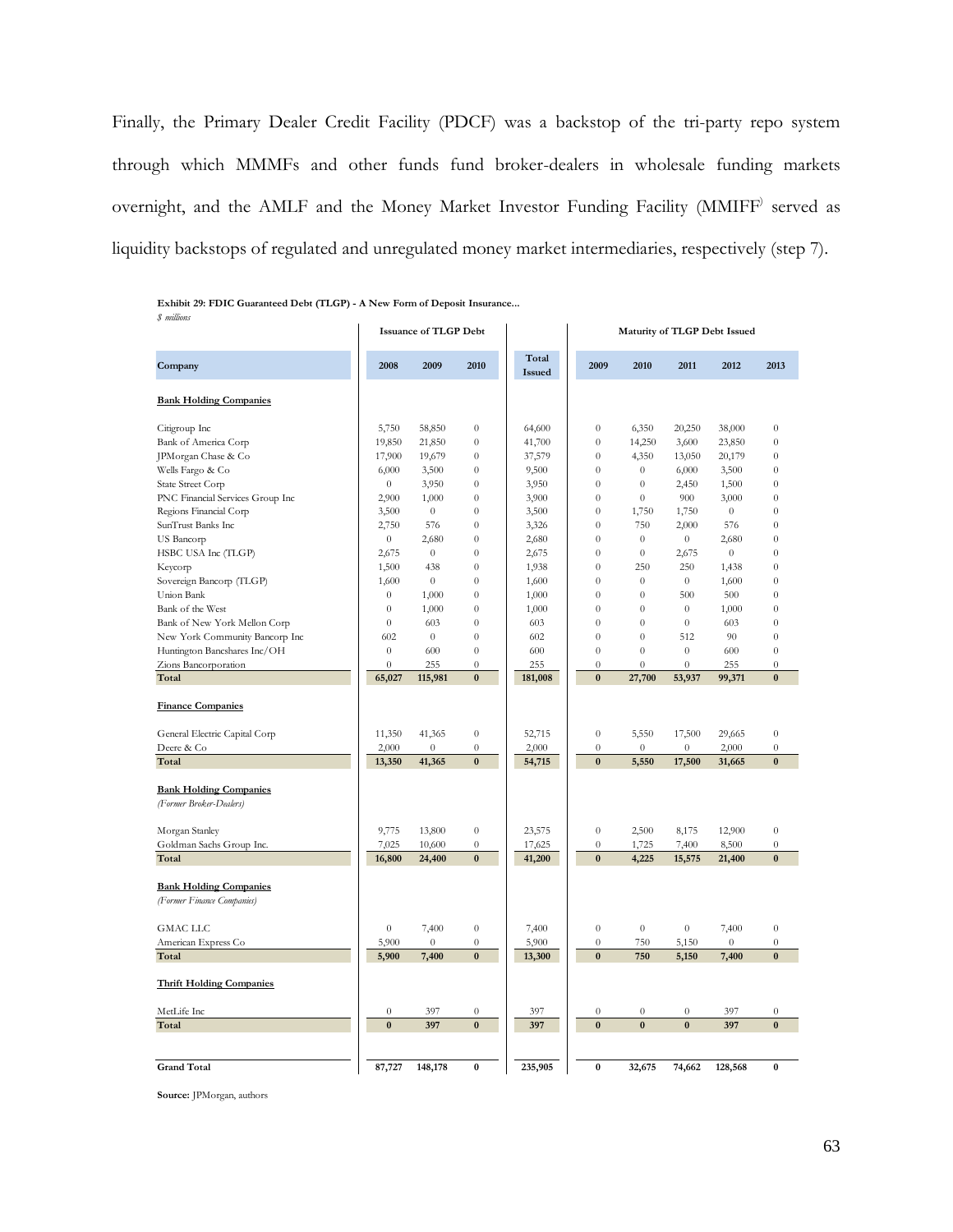Finally, the Primary Dealer Credit Facility (PDCF) was a backstop of the tri-party repo system through which MMMFs and other funds fund broker-dealers in wholesale funding markets overnight, and the AMLF and the Money Market Investor Funding Facility (MMIFF) served as liquidity backstops of regulated and unregulated money market intermediaries, respectively (step 7).

**Exhibit 29: FDIC Guaranteed Debt (TLGP) - A New Form of Deposit Insurance...**
*$ millions*

| | Issuance of TLGP Debt | | | | Maturity of TLGP Debt Issued | | | | |
|---|---|---|---|---|---|---|---|---|---|
| **Company** | **2008** | **2009** | **2010** | **Total Issued** | **2009** | **2010** | **2011** | **2012** | **2013** |
| **Bank Holding Companies** | | | | | | | | | |
| Citigroup Inc | 5,750 | 58,850 | 0 | 64,600 | 0 | 6,350 | 20,250 | 38,000 | 0 |
| Bank of America Corp | 19,850 | 21,850 | 0 | 41,700 | 0 | 14,250 | 3,600 | 23,850 | 0 |
| JPMorgan Chase & Co | 17,900 | 19,679 | 0 | 37,579 | 0 | 4,350 | 13,050 | 20,179 | 0 |
| Wells Fargo & Co | 6,000 | 3,500 | 0 | 9,500 | 0 | 0 | 6,000 | 3,500 | 0 |
| State Street Corp | 0 | 3,950 | 0 | 3,950 | 0 | 0 | 2,450 | 1,500 | 0 |
| PNC Financial Services Group Inc | 2,900 | 1,000 | 0 | 3,900 | 0 | 0 | 900 | 3,000 | 0 |
| Regions Financial Corp | 3,500 | 0 | 0 | 3,500 | 0 | 1,750 | 1,750 | 0 | 0 |
| SunTrust Banks Inc | 2,750 | 576 | 0 | 3,326 | 0 | 750 | 2,000 | 576 | 0 |
| US Bancorp | 0 | 2,680 | 0 | 2,680 | 0 | 0 | 0 | 2,680 | 0 |
| HSBC USA Inc (TLGP) | 2,675 | 0 | 0 | 2,675 | 0 | 0 | 2,675 | 0 | 0 |
| Keycorp | 1,500 | 438 | 0 | 1,938 | 0 | 250 | 250 | 1,438 | 0 |
| Sovereign Bancorp (TLGP) | 1,600 | 0 | 0 | 1,600 | 0 | 0 | 0 | 1,600 | 0 |
| Union Bank | 0 | 1,000 | 0 | 1,000 | 0 | 0 | 500 | 500 | 0 |
| Bank of the West | 0 | 1,000 | 0 | 1,000 | 0 | 0 | 0 | 1,000 | 0 |
| Bank of New York Mellon Corp | 0 | 603 | 0 | 603 | 0 | 0 | 0 | 603 | 0 |
| New York Community Bancorp Inc | 602 | 0 | 0 | 602 | 0 | 0 | 512 | 90 | 0 |
| Huntington Bancshares Inc/OH | 0 | 600 | 0 | 600 | 0 | 0 | 0 | 600 | 0 |
| Zions Bancorporation | 0 | 255 | 0 | 255 | 0 | 0 | 0 | 255 | 0 |
| **Total** | **65,027** | **115,981** | **0** | **181,008** | **0** | **27,700** | **53,937** | **99,371** | **0** |
| **Finance Companies** | | | | | | | | | |
| General Electric Capital Corp | 11,350 | 41,365 | 0 | 52,715 | 0 | 5,550 | 17,500 | 29,665 | 0 |
| Deere & Co | 2,000 | 0 | 0 | 2,000 | 0 | 0 | 0 | 2,000 | 0 |
| **Total** | **13,350** | **41,365** | **0** | **54,715** | **0** | **5,550** | **17,500** | **31,665** | **0** |
| **Bank Holding Companies** *(Former Broker-Dealers)* | | | | | | | | | |
| Morgan Stanley | 9,775 | 13,800 | 0 | 23,575 | 0 | 2,500 | 8,175 | 12,900 | 0 |
| Goldman Sachs Group Inc. | 7,025 | 10,600 | 0 | 17,625 | 0 | 1,725 | 7,400 | 8,500 | 0 |
| **Total** | **16,800** | **24,400** | **0** | **41,200** | **0** | **4,225** | **15,575** | **21,400** | **0** |
| **Bank Holding Companies** *(Former Finance Companies)* | | | | | | | | | |
| GMAC LLC | 0 | 7,400 | 0 | 7,400 | 0 | 0 | 0 | 7,400 | 0 |
| American Express Co | 5,900 | 0 | 0 | 5,900 | 0 | 750 | 5,150 | 0 | 0 |
| **Total** | **5,900** | **7,400** | **0** | **13,300** | **0** | **750** | **5,150** | **7,400** | **0** |
| **Thrift Holding Companies** | | | | | | | | | |
| MetLife Inc | 0 | 397 | 0 | 397 | 0 | 0 | 0 | 397 | 0 |
| **Total** | **0** | **397** | **0** | **397** | **0** | **0** | **0** | **397** | **0** |
| **Grand Total** | **87,727** | **148,178** | **0** | **235,905** | **0** | **32,675** | **74,662** | **128,568** | **0** |

**Source:** JPMorgan, authors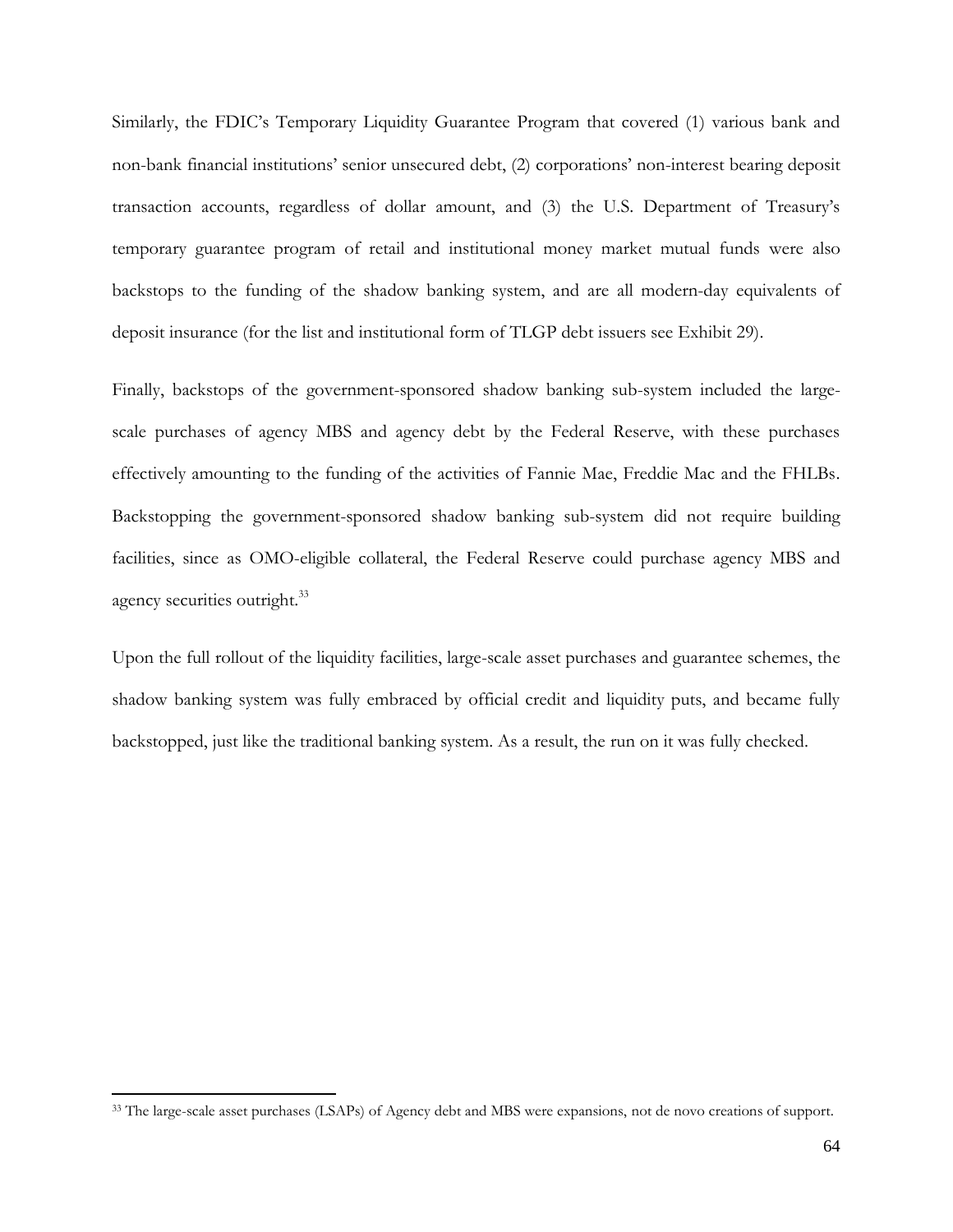Similarly, the FDIC's Temporary Liquidity Guarantee Program that covered (1) various bank and non-bank financial institutions' senior unsecured debt, (2) corporations' non-interest bearing deposit transaction accounts, regardless of dollar amount, and (3) the U.S. Department of Treasury's temporary guarantee program of retail and institutional money market mutual funds were also backstops to the funding of the shadow banking system, and are all modern-day equivalents of deposit insurance (for the list and institutional form of TLGP debt issuers see Exhibit 29).

Finally, backstops of the government-sponsored shadow banking sub-system included the large-scale purchases of agency MBS and agency debt by the Federal Reserve, with these purchases effectively amounting to the funding of the activities of Fannie Mae, Freddie Mac and the FHLBs. Backstopping the government-sponsored shadow banking sub-system did not require building facilities, since as OMO-eligible collateral, the Federal Reserve could purchase agency MBS and agency securities outright.[33]

Upon the full rollout of the liquidity facilities, large-scale asset purchases and guarantee schemes, the shadow banking system was fully embraced by official credit and liquidity puts, and became fully backstopped, just like the traditional banking system. As a result, the run on it was fully checked.

---

[33] The large-scale asset purchases (LSAPs) of Agency debt and MBS were expansions, not de novo creations of support.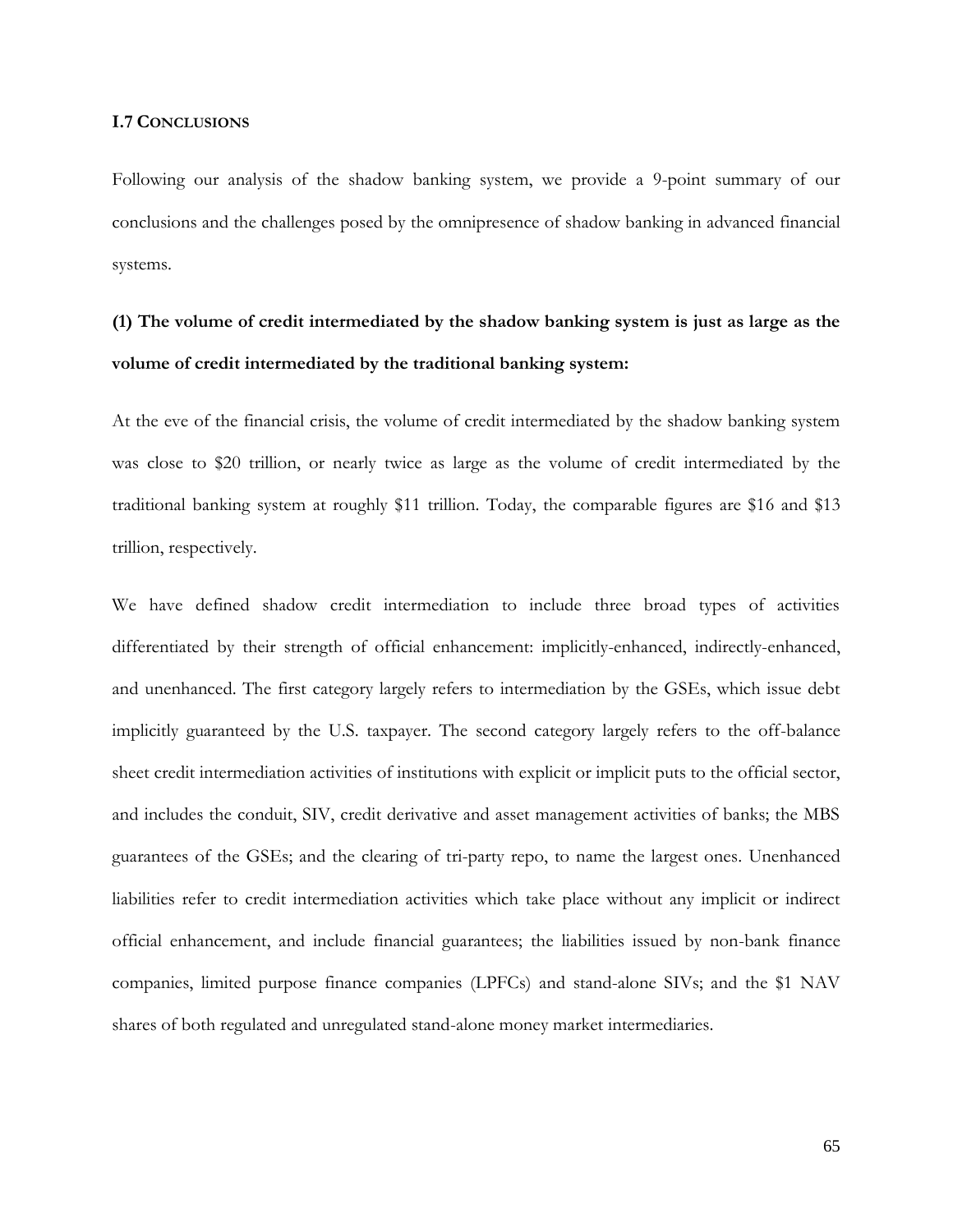### I.7 Conclusions

Following our analysis of the shadow banking system, we provide a 9-point summary of our conclusions and the challenges posed by the omnipresence of shadow banking in advanced financial systems.

**(1) The volume of credit intermediated by the shadow banking system is just as large as the volume of credit intermediated by the traditional banking system:**

At the eve of the financial crisis, the volume of credit intermediated by the shadow banking system was close to $20 trillion, or nearly twice as large as the volume of credit intermediated by the traditional banking system at roughly $11 trillion. Today, the comparable figures are $16 and $13 trillion, respectively.

We have defined shadow credit intermediation to include three broad types of activities differentiated by their strength of official enhancement: implicitly-enhanced, indirectly-enhanced, and unenhanced. The first category largely refers to intermediation by the GSEs, which issue debt implicitly guaranteed by the U.S. taxpayer. The second category largely refers to the off-balance sheet credit intermediation activities of institutions with explicit or implicit puts to the official sector, and includes the conduit, SIV, credit derivative and asset management activities of banks; the MBS guarantees of the GSEs; and the clearing of tri-party repo, to name the largest ones. Unenhanced liabilities refer to credit intermediation activities which take place without any implicit or indirect official enhancement, and include financial guarantees; the liabilities issued by non-bank finance companies, limited purpose finance companies (LPFCs) and stand-alone SIVs; and the $1 NAV shares of both regulated and unregulated stand-alone money market intermediaries.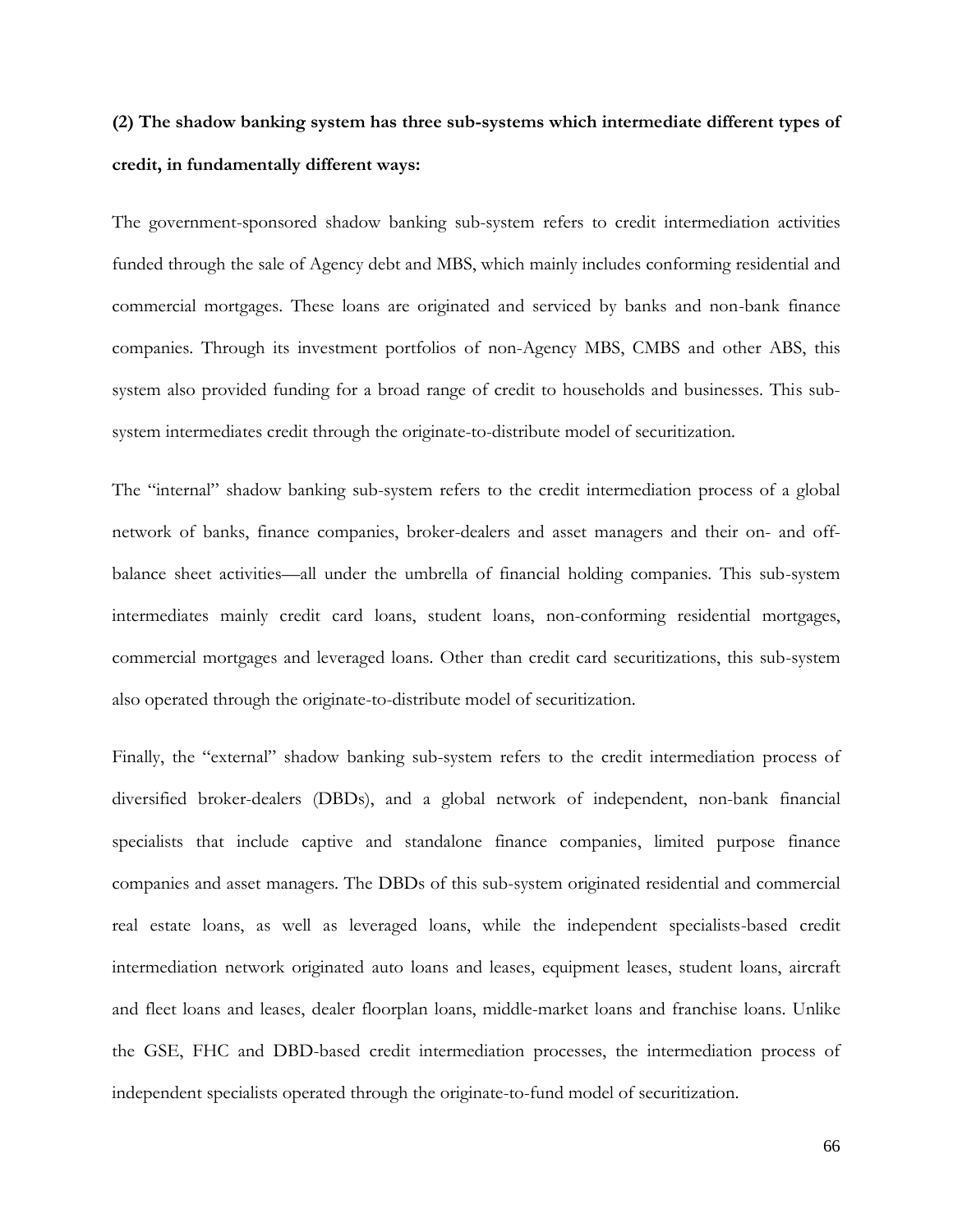**(2) The shadow banking system has three sub-systems which intermediate different types of credit, in fundamentally different ways:**

The government-sponsored shadow banking sub-system refers to credit intermediation activities funded through the sale of Agency debt and MBS, which mainly includes conforming residential and commercial mortgages. These loans are originated and serviced by banks and non-bank finance companies. Through its investment portfolios of non-Agency MBS, CMBS and other ABS, this system also provided funding for a broad range of credit to households and businesses. This sub-system intermediates credit through the originate-to-distribute model of securitization.

The "internal" shadow banking sub-system refers to the credit intermediation process of a global network of banks, finance companies, broker-dealers and asset managers and their on- and off-balance sheet activities—all under the umbrella of financial holding companies. This sub-system intermediates mainly credit card loans, student loans, non-conforming residential mortgages, commercial mortgages and leveraged loans. Other than credit card securitizations, this sub-system also operated through the originate-to-distribute model of securitization.

Finally, the "external" shadow banking sub-system refers to the credit intermediation process of diversified broker-dealers (DBDs), and a global network of independent, non-bank financial specialists that include captive and standalone finance companies, limited purpose finance companies and asset managers. The DBDs of this sub-system originated residential and commercial real estate loans, as well as leveraged loans, while the independent specialists-based credit intermediation network originated auto loans and leases, equipment leases, student loans, aircraft and fleet loans and leases, dealer floorplan loans, middle-market loans and franchise loans. Unlike the GSE, FHC and DBD-based credit intermediation processes, the intermediation process of independent specialists operated through the originate-to-fund model of securitization.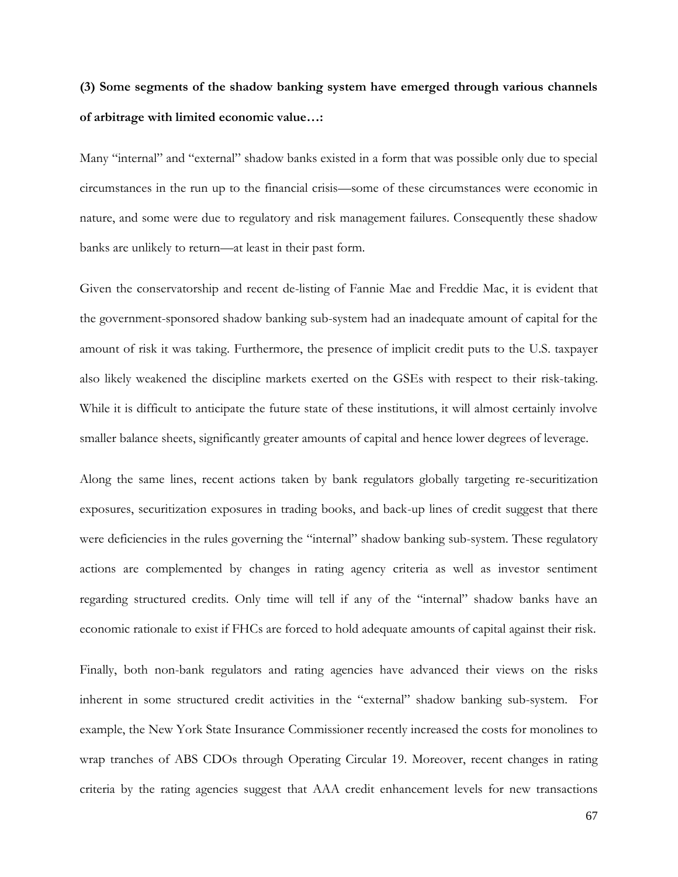**(3) Some segments of the shadow banking system have emerged through various channels of arbitrage with limited economic value…:**

Many "internal" and "external" shadow banks existed in a form that was possible only due to special circumstances in the run up to the financial crisis—some of these circumstances were economic in nature, and some were due to regulatory and risk management failures. Consequently these shadow banks are unlikely to return—at least in their past form.

Given the conservatorship and recent de-listing of Fannie Mae and Freddie Mac, it is evident that the government-sponsored shadow banking sub-system had an inadequate amount of capital for the amount of risk it was taking. Furthermore, the presence of implicit credit puts to the U.S. taxpayer also likely weakened the discipline markets exerted on the GSEs with respect to their risk-taking. While it is difficult to anticipate the future state of these institutions, it will almost certainly involve smaller balance sheets, significantly greater amounts of capital and hence lower degrees of leverage.

Along the same lines, recent actions taken by bank regulators globally targeting re-securitization exposures, securitization exposures in trading books, and back-up lines of credit suggest that there were deficiencies in the rules governing the "internal" shadow banking sub-system. These regulatory actions are complemented by changes in rating agency criteria as well as investor sentiment regarding structured credits. Only time will tell if any of the "internal" shadow banks have an economic rationale to exist if FHCs are forced to hold adequate amounts of capital against their risk.

Finally, both non-bank regulators and rating agencies have advanced their views on the risks inherent in some structured credit activities in the "external" shadow banking sub-system. For example, the New York State Insurance Commissioner recently increased the costs for monolines to wrap tranches of ABS CDOs through Operating Circular 19. Moreover, recent changes in rating criteria by the rating agencies suggest that AAA credit enhancement levels for new transactions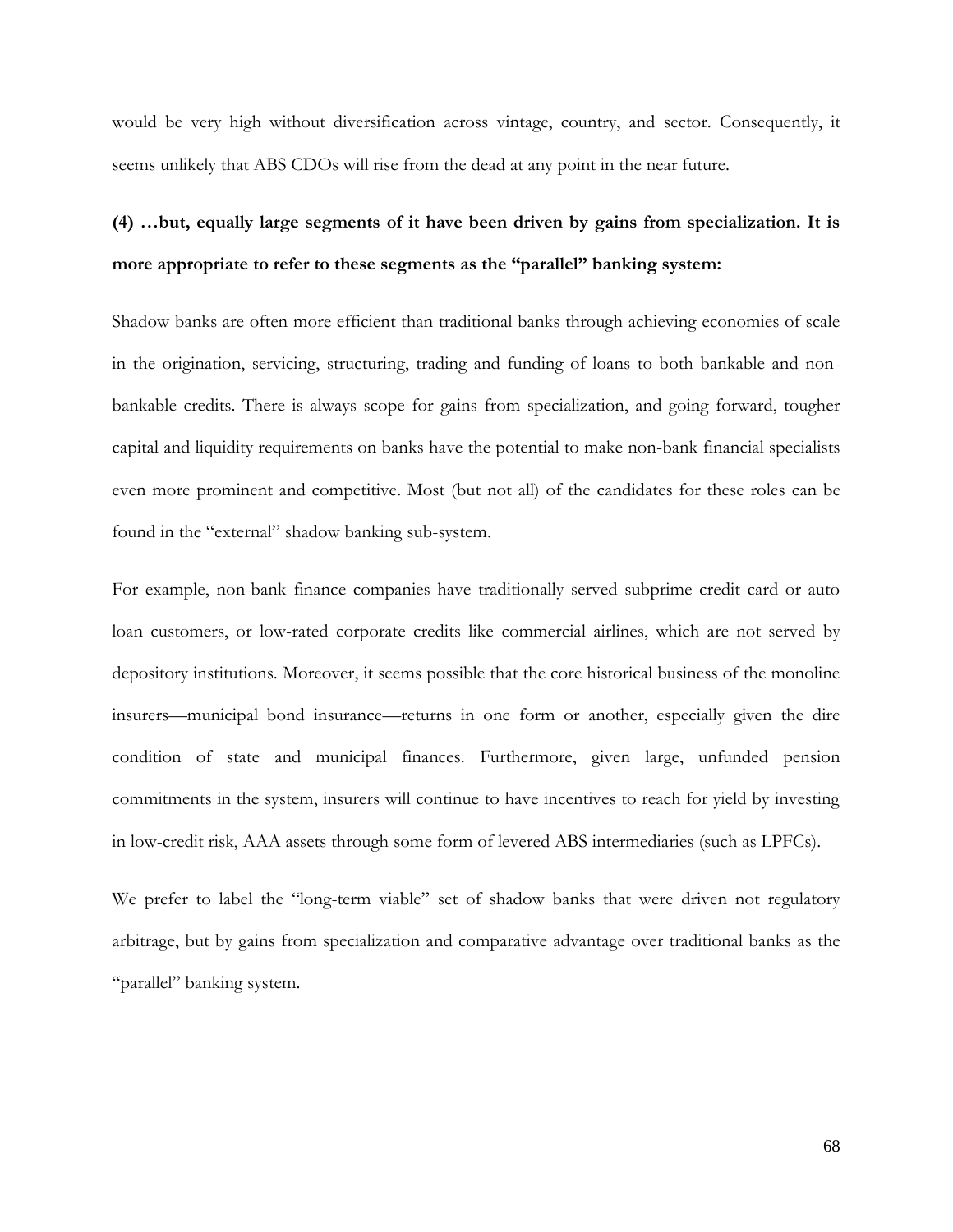would be very high without diversification across vintage, country, and sector. Consequently, it seems unlikely that ABS CDOs will rise from the dead at any point in the near future.

**(4) …but, equally large segments of it have been driven by gains from specialization. It is more appropriate to refer to these segments as the "parallel" banking system:**

Shadow banks are often more efficient than traditional banks through achieving economies of scale in the origination, servicing, structuring, trading and funding of loans to both bankable and non-bankable credits. There is always scope for gains from specialization, and going forward, tougher capital and liquidity requirements on banks have the potential to make non-bank financial specialists even more prominent and competitive. Most (but not all) of the candidates for these roles can be found in the "external" shadow banking sub-system.

For example, non-bank finance companies have traditionally served subprime credit card or auto loan customers, or low-rated corporate credits like commercial airlines, which are not served by depository institutions. Moreover, it seems possible that the core historical business of the monoline insurers—municipal bond insurance—returns in one form or another, especially given the dire condition of state and municipal finances. Furthermore, given large, unfunded pension commitments in the system, insurers will continue to have incentives to reach for yield by investing in low-credit risk, AAA assets through some form of levered ABS intermediaries (such as LPFCs).

We prefer to label the "long-term viable" set of shadow banks that were driven not regulatory arbitrage, but by gains from specialization and comparative advantage over traditional banks as the "parallel" banking system.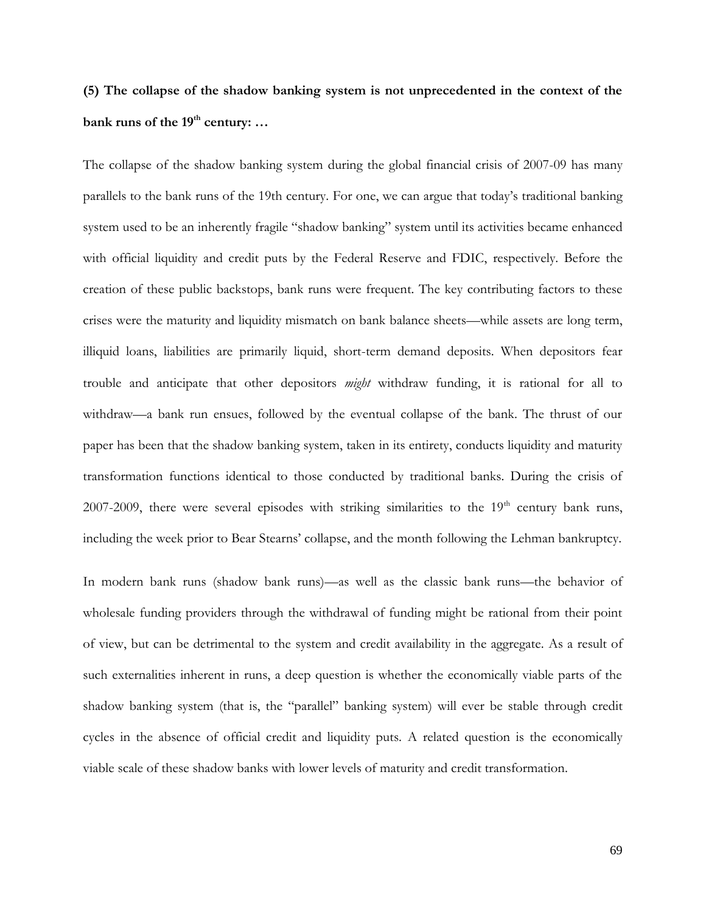**(5) The collapse of the shadow banking system is not unprecedented in the context of the bank runs of the 19$^{th}$ century: …**

The collapse of the shadow banking system during the global financial crisis of 2007-09 has many parallels to the bank runs of the 19th century. For one, we can argue that today's traditional banking system used to be an inherently fragile "shadow banking" system until its activities became enhanced with official liquidity and credit puts by the Federal Reserve and FDIC, respectively. Before the creation of these public backstops, bank runs were frequent. The key contributing factors to these crises were the maturity and liquidity mismatch on bank balance sheets—while assets are long term, illiquid loans, liabilities are primarily liquid, short-term demand deposits. When depositors fear trouble and anticipate that other depositors *might* withdraw funding, it is rational for all to withdraw—a bank run ensues, followed by the eventual collapse of the bank. The thrust of our paper has been that the shadow banking system, taken in its entirety, conducts liquidity and maturity transformation functions identical to those conducted by traditional banks. During the crisis of 2007-2009, there were several episodes with striking similarities to the 19$^{th}$ century bank runs, including the week prior to Bear Stearns' collapse, and the month following the Lehman bankruptcy.

In modern bank runs (shadow bank runs)—as well as the classic bank runs—the behavior of wholesale funding providers through the withdrawal of funding might be rational from their point of view, but can be detrimental to the system and credit availability in the aggregate. As a result of such externalities inherent in runs, a deep question is whether the economically viable parts of the shadow banking system (that is, the "parallel" banking system) will ever be stable through credit cycles in the absence of official credit and liquidity puts. A related question is the economically viable scale of these shadow banks with lower levels of maturity and credit transformation.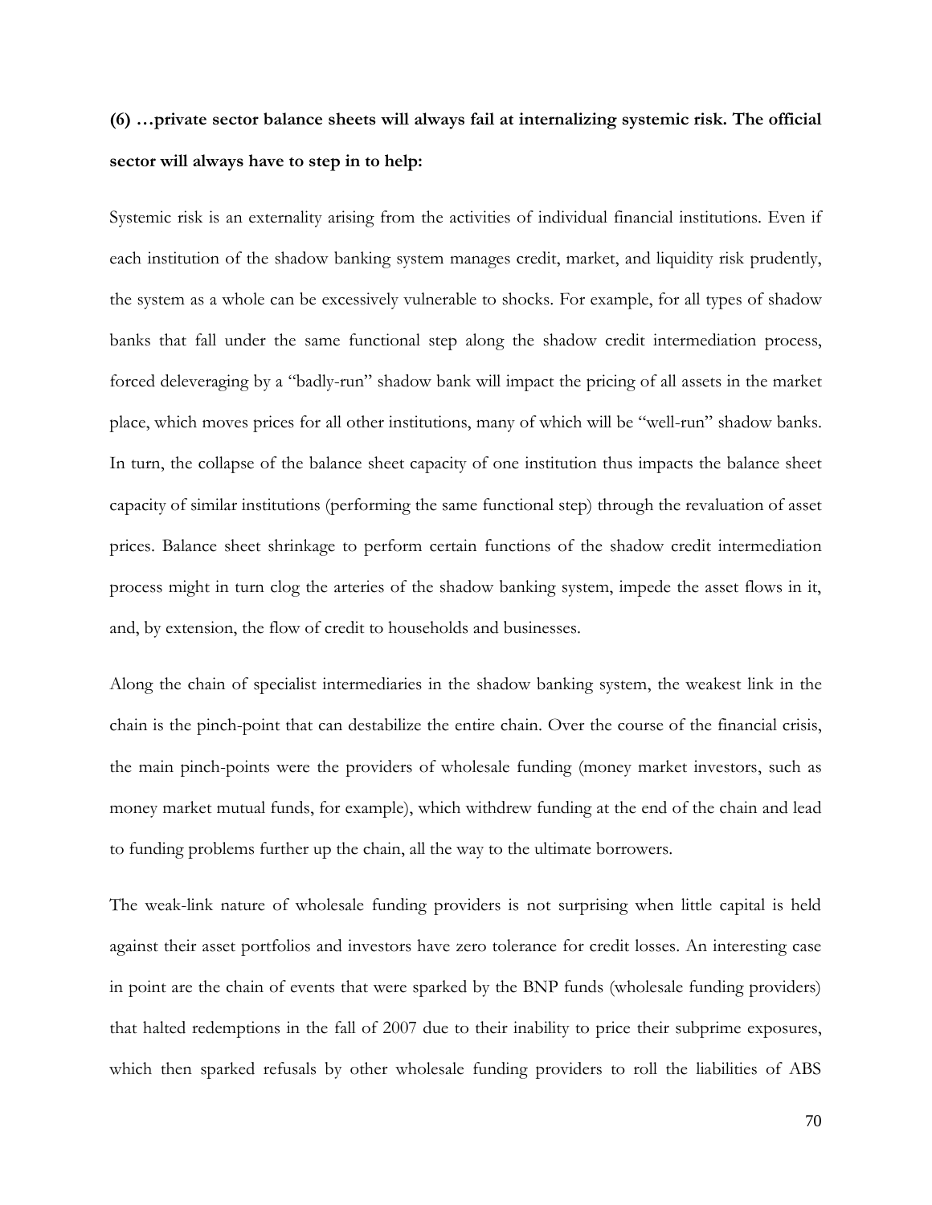**(6) …private sector balance sheets will always fail at internalizing systemic risk. The official sector will always have to step in to help:**

Systemic risk is an externality arising from the activities of individual financial institutions. Even if each institution of the shadow banking system manages credit, market, and liquidity risk prudently, the system as a whole can be excessively vulnerable to shocks. For example, for all types of shadow banks that fall under the same functional step along the shadow credit intermediation process, forced deleveraging by a "badly-run" shadow bank will impact the pricing of all assets in the market place, which moves prices for all other institutions, many of which will be "well-run" shadow banks. In turn, the collapse of the balance sheet capacity of one institution thus impacts the balance sheet capacity of similar institutions (performing the same functional step) through the revaluation of asset prices. Balance sheet shrinkage to perform certain functions of the shadow credit intermediation process might in turn clog the arteries of the shadow banking system, impede the asset flows in it, and, by extension, the flow of credit to households and businesses.

Along the chain of specialist intermediaries in the shadow banking system, the weakest link in the chain is the pinch-point that can destabilize the entire chain. Over the course of the financial crisis, the main pinch-points were the providers of wholesale funding (money market investors, such as money market mutual funds, for example), which withdrew funding at the end of the chain and lead to funding problems further up the chain, all the way to the ultimate borrowers.

The weak-link nature of wholesale funding providers is not surprising when little capital is held against their asset portfolios and investors have zero tolerance for credit losses. An interesting case in point are the chain of events that were sparked by the BNP funds (wholesale funding providers) that halted redemptions in the fall of 2007 due to their inability to price their subprime exposures, which then sparked refusals by other wholesale funding providers to roll the liabilities of ABS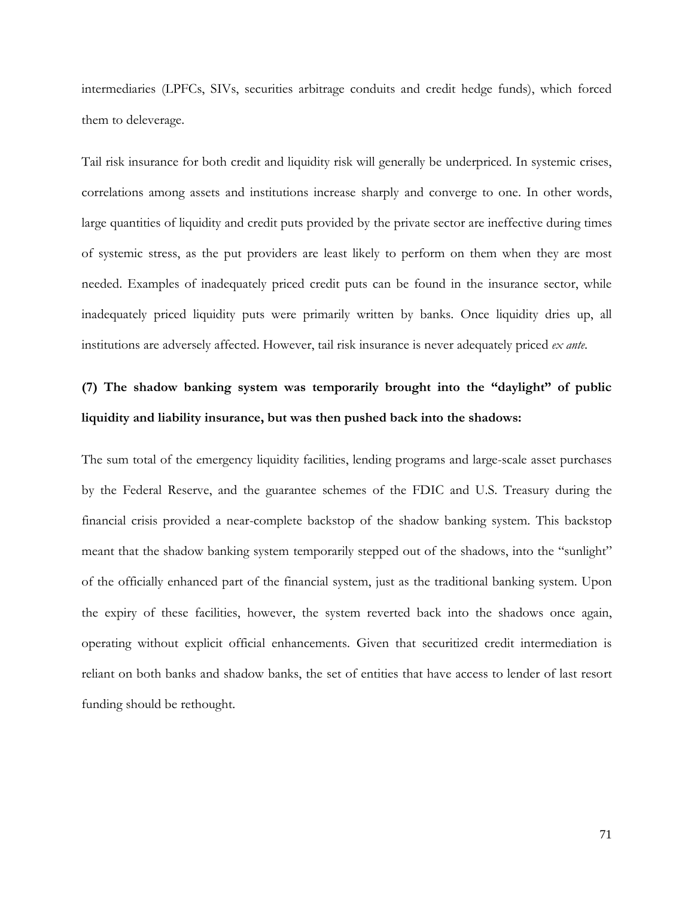intermediaries (LPFCs, SIVs, securities arbitrage conduits and credit hedge funds), which forced them to deleverage.

Tail risk insurance for both credit and liquidity risk will generally be underpriced. In systemic crises, correlations among assets and institutions increase sharply and converge to one. In other words, large quantities of liquidity and credit puts provided by the private sector are ineffective during times of systemic stress, as the put providers are least likely to perform on them when they are most needed. Examples of inadequately priced credit puts can be found in the insurance sector, while inadequately priced liquidity puts were primarily written by banks. Once liquidity dries up, all institutions are adversely affected. However, tail risk insurance is never adequately priced *ex ante*.

**(7) The shadow banking system was temporarily brought into the "daylight" of public liquidity and liability insurance, but was then pushed back into the shadows:**

The sum total of the emergency liquidity facilities, lending programs and large-scale asset purchases by the Federal Reserve, and the guarantee schemes of the FDIC and U.S. Treasury during the financial crisis provided a near-complete backstop of the shadow banking system. This backstop meant that the shadow banking system temporarily stepped out of the shadows, into the "sunlight" of the officially enhanced part of the financial system, just as the traditional banking system. Upon the expiry of these facilities, however, the system reverted back into the shadows once again, operating without explicit official enhancements. Given that securitized credit intermediation is reliant on both banks and shadow banks, the set of entities that have access to lender of last resort funding should be rethought.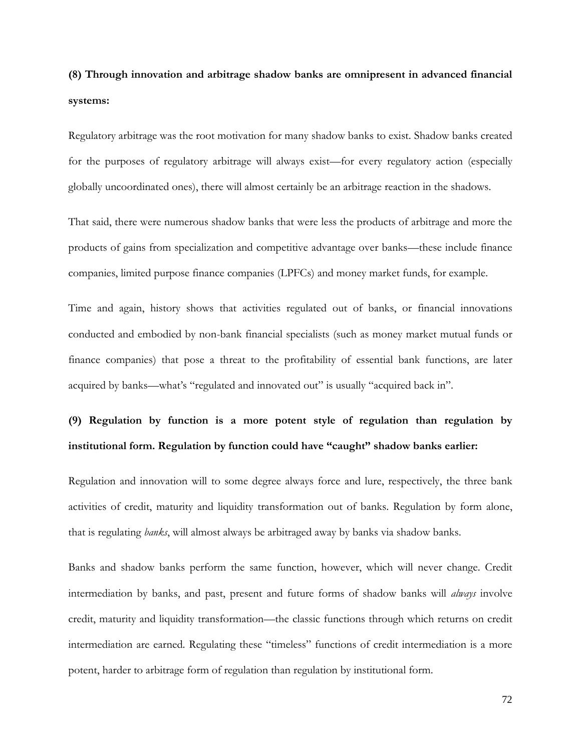**(8) Through innovation and arbitrage shadow banks are omnipresent in advanced financial systems:**

Regulatory arbitrage was the root motivation for many shadow banks to exist. Shadow banks created for the purposes of regulatory arbitrage will always exist—for every regulatory action (especially globally uncoordinated ones), there will almost certainly be an arbitrage reaction in the shadows.

That said, there were numerous shadow banks that were less the products of arbitrage and more the products of gains from specialization and competitive advantage over banks—these include finance companies, limited purpose finance companies (LPFCs) and money market funds, for example.

Time and again, history shows that activities regulated out of banks, or financial innovations conducted and embodied by non-bank financial specialists (such as money market mutual funds or finance companies) that pose a threat to the profitability of essential bank functions, are later acquired by banks—what's "regulated and innovated out" is usually "acquired back in".

**(9) Regulation by function is a more potent style of regulation than regulation by institutional form. Regulation by function could have "caught" shadow banks earlier:**

Regulation and innovation will to some degree always force and lure, respectively, the three bank activities of credit, maturity and liquidity transformation out of banks. Regulation by form alone, that is regulating *banks*, will almost always be arbitraged away by banks via shadow banks.

Banks and shadow banks perform the same function, however, which will never change. Credit intermediation by banks, and past, present and future forms of shadow banks will *always* involve credit, maturity and liquidity transformation—the classic functions through which returns on credit intermediation are earned. Regulating these "timeless" functions of credit intermediation is a more potent, harder to arbitrage form of regulation than regulation by institutional form.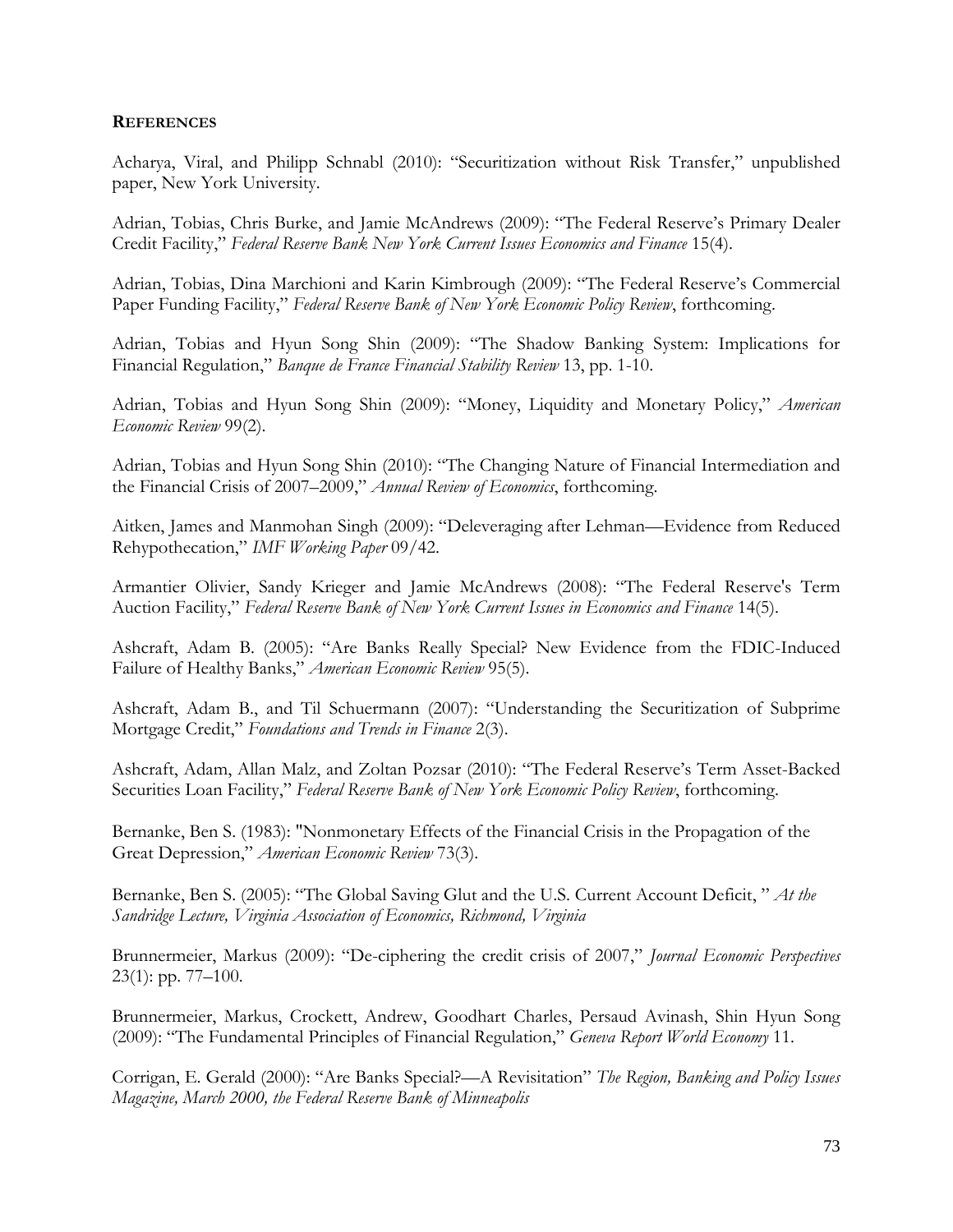## REFERENCES

Acharya, Viral, and Philipp Schnabl (2010): "Securitization without Risk Transfer," unpublished paper, New York University.

Adrian, Tobias, Chris Burke, and Jamie McAndrews (2009): "The Federal Reserve's Primary Dealer Credit Facility," *Federal Reserve Bank New York Current Issues Economics and Finance* 15(4).

Adrian, Tobias, Dina Marchioni and Karin Kimbrough (2009): "The Federal Reserve's Commercial Paper Funding Facility," *Federal Reserve Bank of New York Economic Policy Review*, forthcoming.

Adrian, Tobias and Hyun Song Shin (2009): "The Shadow Banking System: Implications for Financial Regulation," *Banque de France Financial Stability Review* 13, pp. 1-10.

Adrian, Tobias and Hyun Song Shin (2009): "Money, Liquidity and Monetary Policy," *American Economic Review* 99(2).

Adrian, Tobias and Hyun Song Shin (2010): "The Changing Nature of Financial Intermediation and the Financial Crisis of 2007–2009," *Annual Review of Economics*, forthcoming.

Aitken, James and Manmohan Singh (2009): "Deleveraging after Lehman—Evidence from Reduced Rehypothecation," *IMF Working Paper* 09/42.

Armantier Olivier, Sandy Krieger and Jamie McAndrews (2008): "The Federal Reserve's Term Auction Facility," *Federal Reserve Bank of New York Current Issues in Economics and Finance* 14(5).

Ashcraft, Adam B. (2005): "Are Banks Really Special? New Evidence from the FDIC-Induced Failure of Healthy Banks," *American Economic Review* 95(5).

Ashcraft, Adam B., and Til Schuermann (2007): "Understanding the Securitization of Subprime Mortgage Credit," *Foundations and Trends in Finance* 2(3).

Ashcraft, Adam, Allan Malz, and Zoltan Pozsar (2010): "The Federal Reserve's Term Asset-Backed Securities Loan Facility," *Federal Reserve Bank of New York Economic Policy Review*, forthcoming.

Bernanke, Ben S. (1983): "Nonmonetary Effects of the Financial Crisis in the Propagation of the Great Depression," *American Economic Review* 73(3).

Bernanke, Ben S. (2005): "The Global Saving Glut and the U.S. Current Account Deficit, " *At the Sandridge Lecture, Virginia Association of Economics, Richmond, Virginia*

Brunnermeier, Markus (2009): "De-ciphering the credit crisis of 2007," *Journal Economic Perspectives* 23(1): pp. 77–100.

Brunnermeier, Markus, Crockett, Andrew, Goodhart Charles, Persaud Avinash, Shin Hyun Song (2009): "The Fundamental Principles of Financial Regulation," *Geneva Report World Economy* 11.

Corrigan, E. Gerald (2000): "Are Banks Special?—A Revisitation" *The Region, Banking and Policy Issues Magazine, March 2000, the Federal Reserve Bank of Minneapolis*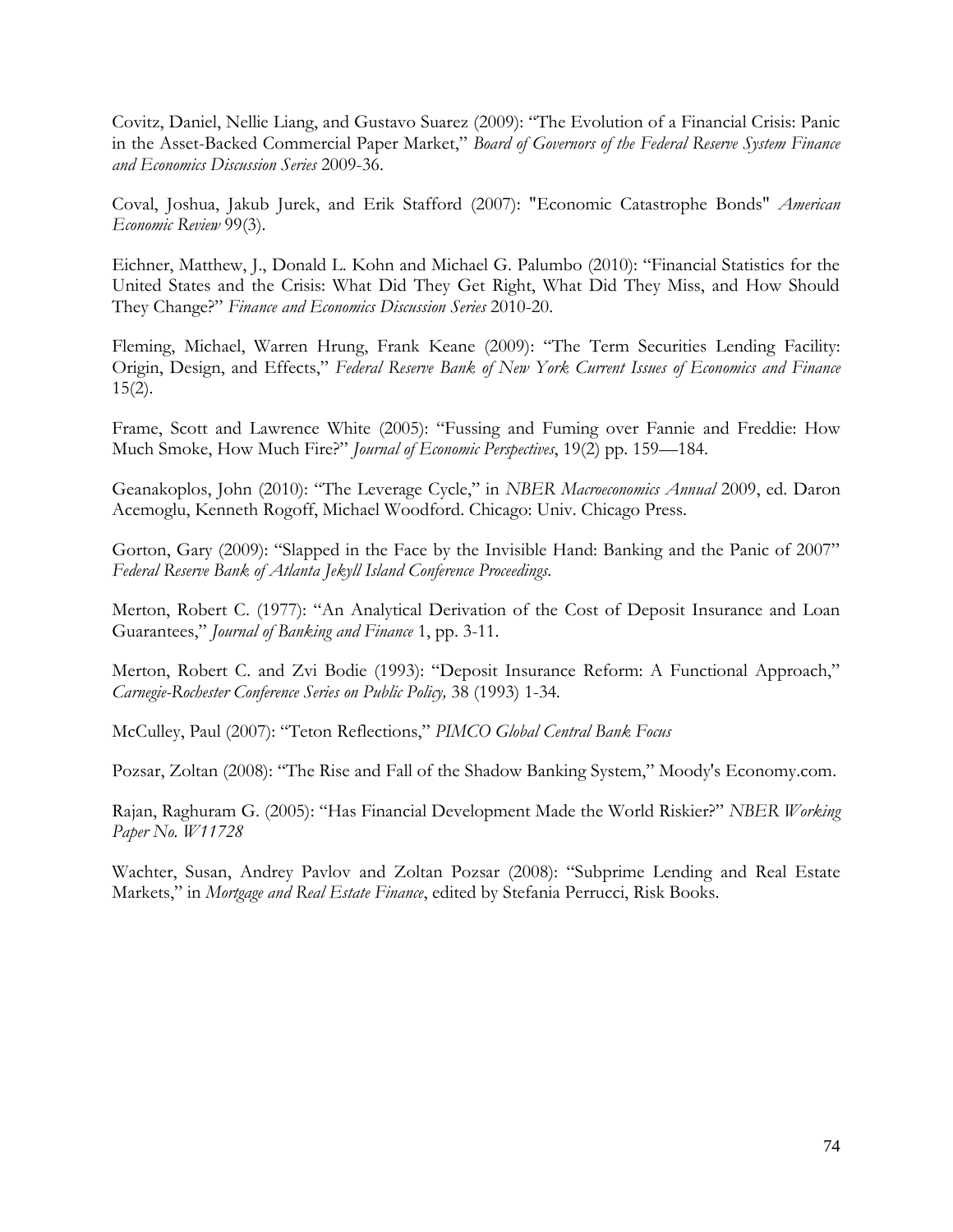Covitz, Daniel, Nellie Liang, and Gustavo Suarez (2009): "The Evolution of a Financial Crisis: Panic in the Asset-Backed Commercial Paper Market," *Board of Governors of the Federal Reserve System Finance and Economics Discussion Series* 2009-36.

Coval, Joshua, Jakub Jurek, and Erik Stafford (2007): "Economic Catastrophe Bonds" *American Economic Review* 99(3).

Eichner, Matthew, J., Donald L. Kohn and Michael G. Palumbo (2010): "Financial Statistics for the United States and the Crisis: What Did They Get Right, What Did They Miss, and How Should They Change?" *Finance and Economics Discussion Series* 2010-20.

Fleming, Michael, Warren Hrung, Frank Keane (2009): "The Term Securities Lending Facility: Origin, Design, and Effects," *Federal Reserve Bank of New York Current Issues of Economics and Finance* 15(2).

Frame, Scott and Lawrence White (2005): "Fussing and Fuming over Fannie and Freddie: How Much Smoke, How Much Fire?" *Journal of Economic Perspectives*, 19(2) pp. 159—184.

Geanakoplos, John (2010): "The Leverage Cycle," in *NBER Macroeconomics Annual* 2009, ed. Daron Acemoglu, Kenneth Rogoff, Michael Woodford. Chicago: Univ. Chicago Press.

Gorton, Gary (2009): "Slapped in the Face by the Invisible Hand: Banking and the Panic of 2007" *Federal Reserve Bank of Atlanta Jekyll Island Conference Proceedings*.

Merton, Robert C. (1977): "An Analytical Derivation of the Cost of Deposit Insurance and Loan Guarantees," *Journal of Banking and Finance* 1, pp. 3-11.

Merton, Robert C. and Zvi Bodie (1993): "Deposit Insurance Reform: A Functional Approach," *Carnegie-Rochester Conference Series on Public Policy,* 38 (1993) 1-34.

McCulley, Paul (2007): "Teton Reflections," *PIMCO Global Central Bank Focus*

Pozsar, Zoltan (2008): "The Rise and Fall of the Shadow Banking System," Moody's Economy.com.

Rajan, Raghuram G. (2005): "Has Financial Development Made the World Riskier?" *NBER Working Paper No. W11728*

Wachter, Susan, Andrey Pavlov and Zoltan Pozsar (2008): "Subprime Lending and Real Estate Markets," in *Mortgage and Real Estate Finance*, edited by Stefania Perrucci, Risk Books.